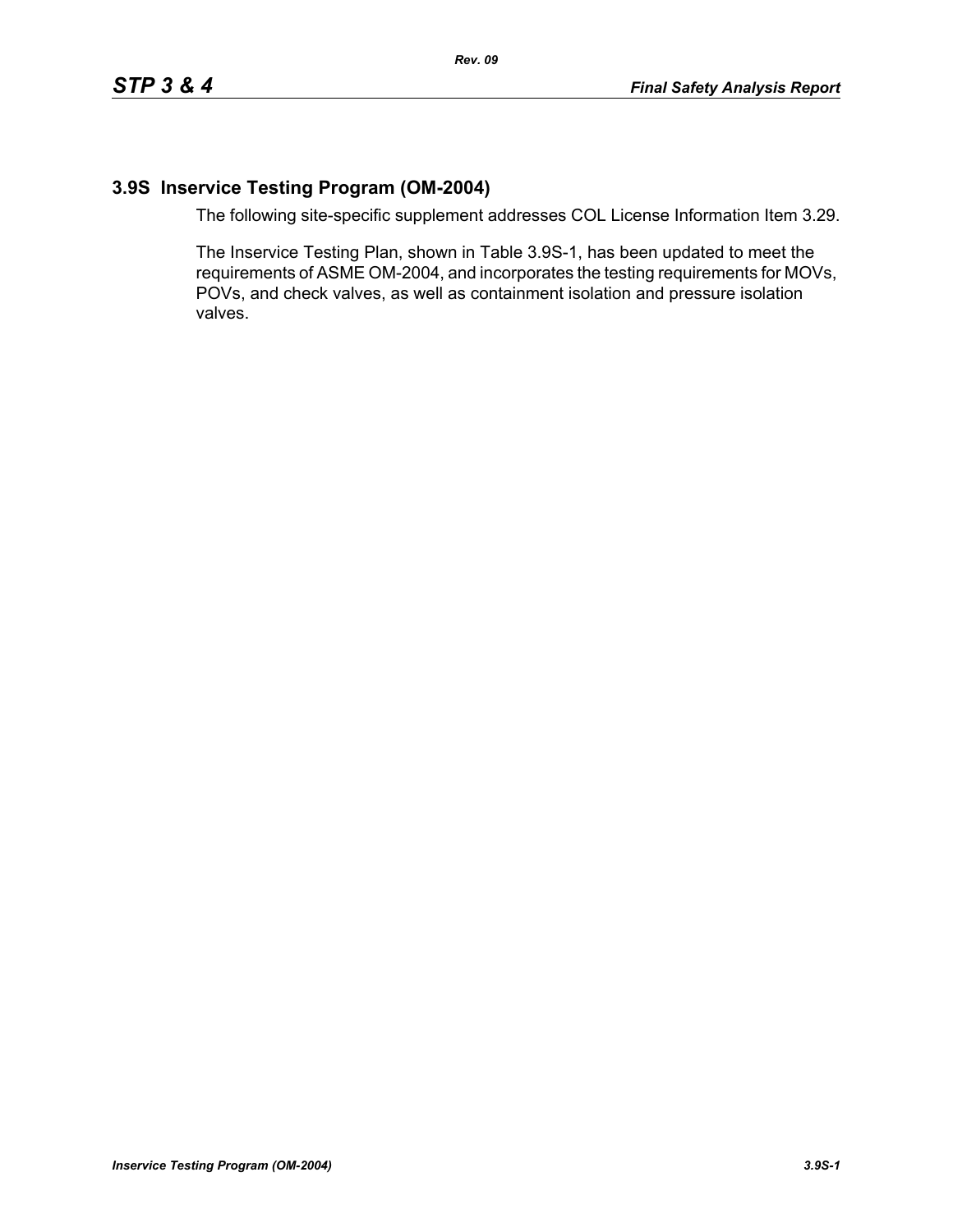## 3.9S Inservice Testing Program (OM-2004)

The following site-specific supplement addresses COL License Information Item 3.29.

The Inservice Testing Plan, shown in Table 3.9S-1, has been updated to meet the requirements of ASME OM-2004, and incorporates the testing requirements for MOVs, POVs, and check valves, as well as containment isolation and pressure isolation valves.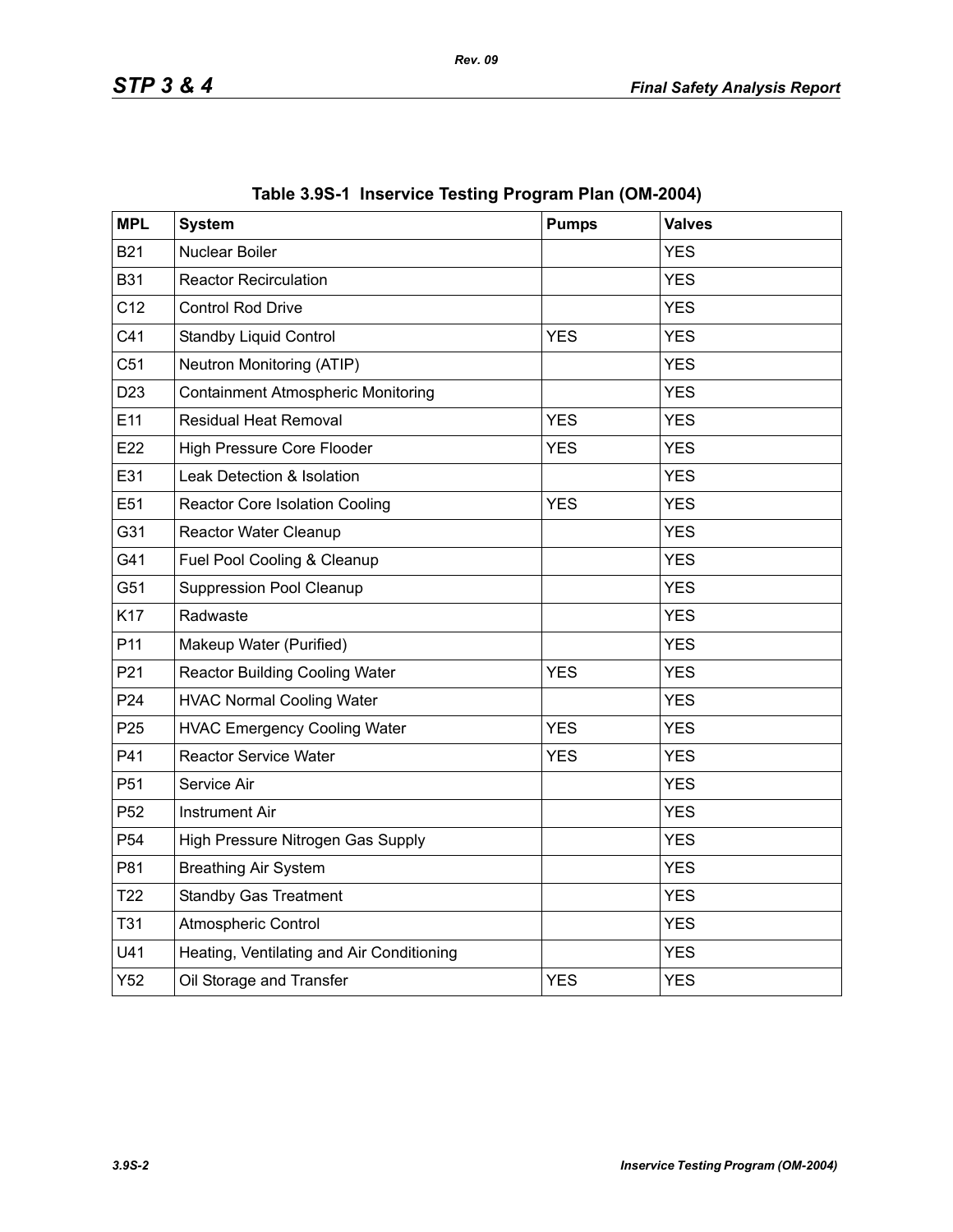**Table 3.9S-1 Inservice Testing Program Plan (OM-2004)**

| MPL | System | Pumps | Valves |
|---|---|---|---|
| B21 | Nuclear Boiler | | YES |
| B31 | Reactor Recirculation | | YES |
| C12 | Control Rod Drive | | YES |
| C41 | Standby Liquid Control | YES | YES |
| C51 | Neutron Monitoring (ATIP) | | YES |
| D23 | Containment Atmospheric Monitoring | | YES |
| E11 | Residual Heat Removal | YES | YES |
| E22 | High Pressure Core Flooder | YES | YES |
| E31 | Leak Detection & Isolation | | YES |
| E51 | Reactor Core Isolation Cooling | YES | YES |
| G31 | Reactor Water Cleanup | | YES |
| G41 | Fuel Pool Cooling & Cleanup | | YES |
| G51 | Suppression Pool Cleanup | | YES |
| K17 | Radwaste | | YES |
| P11 | Makeup Water (Purified) | | YES |
| P21 | Reactor Building Cooling Water | YES | YES |
| P24 | HVAC Normal Cooling Water | | YES |
| P25 | HVAC Emergency Cooling Water | YES | YES |
| P41 | Reactor Service Water | YES | YES |
| P51 | Service Air | | YES |
| P52 | Instrument Air | | YES |
| P54 | High Pressure Nitrogen Gas Supply | | YES |
| P81 | Breathing Air System | | YES |
| T22 | Standby Gas Treatment | | YES |
| T31 | Atmospheric Control | | YES |
| U41 | Heating, Ventilating and Air Conditioning | | YES |
| Y52 | Oil Storage and Transfer | YES | YES |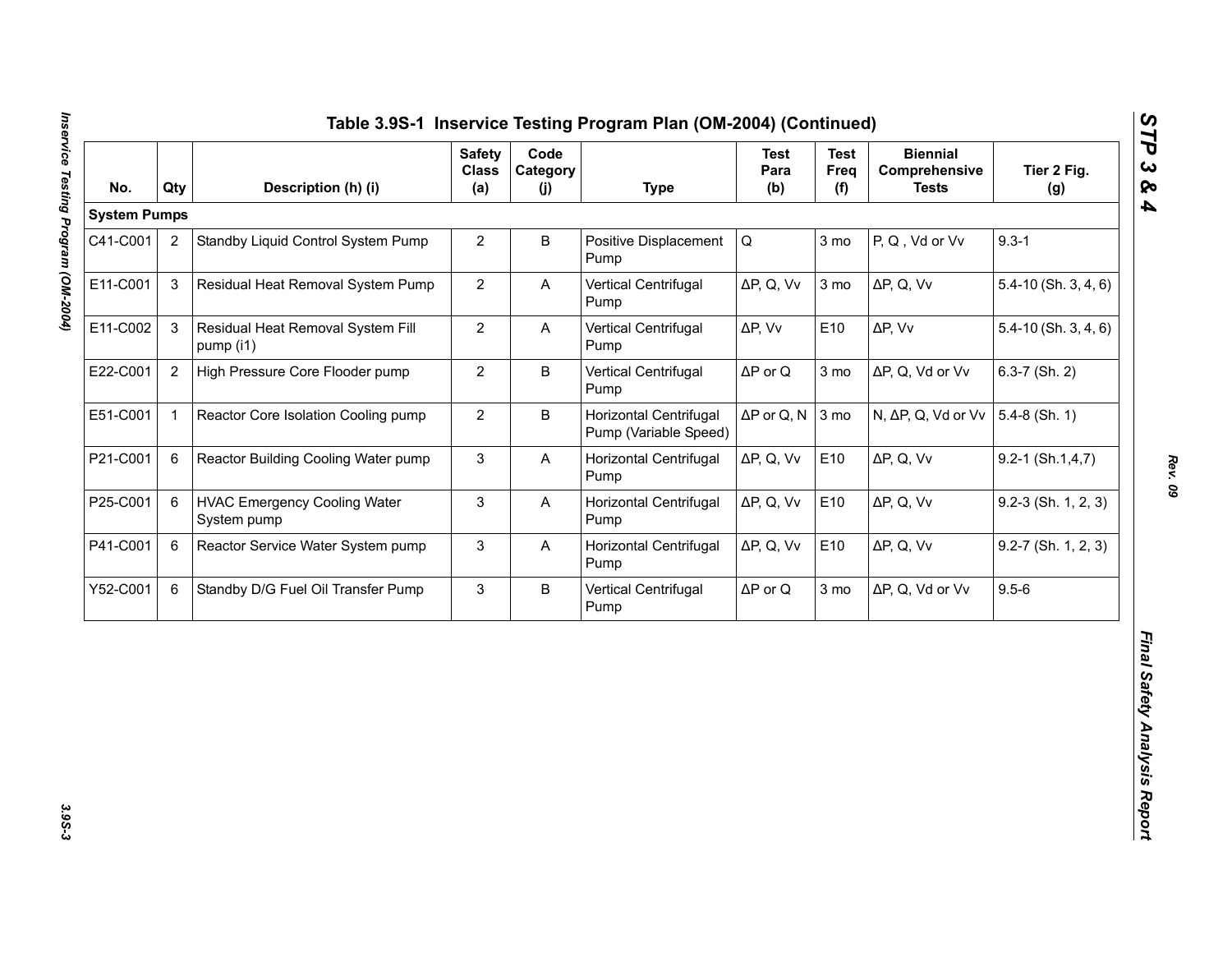## Table 3.9S-1 Inservice Testing Program Plan (OM-2004) (Continued)

| No. | Qty | Description (h) (i) | Safety Class (a) | Code Category (j) | Type | Test Para (b) | Test Freq (f) | Biennial Comprehensive Tests | Tier 2 Fig. (g) |
|---|---|---|---|---|---|---|---|---|---|
| **System Pumps** | | | | | | | | | |
| C41-C001 | 2 | Standby Liquid Control System Pump | 2 | B | Positive Displacement Pump | Q | 3 mo | P, Q , Vd or Vv | 9.3-1 |
| E11-C001 | 3 | Residual Heat Removal System Pump | 2 | A | Vertical Centrifugal Pump | ΔP, Q, Vv | 3 mo | ΔP, Q, Vv | 5.4-10 (Sh. 3, 4, 6) |
| E11-C002 | 3 | Residual Heat Removal System Fill pump (i1) | 2 | A | Vertical Centrifugal Pump | ΔP, Vv | E10 | ΔP, Vv | 5.4-10 (Sh. 3, 4, 6) |
| E22-C001 | 2 | High Pressure Core Flooder pump | 2 | B | Vertical Centrifugal Pump | ΔP or Q | 3 mo | ΔP, Q, Vd or Vv | 6.3-7 (Sh. 2) |
| E51-C001 | 1 | Reactor Core Isolation Cooling pump | 2 | B | Horizontal Centrifugal Pump (Variable Speed) | ΔP or Q, N | 3 mo | N, ΔP, Q, Vd or Vv | 5.4-8 (Sh. 1) |
| P21-C001 | 6 | Reactor Building Cooling Water pump | 3 | A | Horizontal Centrifugal Pump | ΔP, Q, Vv | E10 | ΔP, Q, Vv | 9.2-1 (Sh.1,4,7) |
| P25-C001 | 6 | HVAC Emergency Cooling Water System pump | 3 | A | Horizontal Centrifugal Pump | ΔP, Q, Vv | E10 | ΔP, Q, Vv | 9.2-3 (Sh. 1, 2, 3) |
| P41-C001 | 6 | Reactor Service Water System pump | 3 | A | Horizontal Centrifugal Pump | ΔP, Q, Vv | E10 | ΔP, Q, Vv | 9.2-7 (Sh. 1, 2, 3) |
| Y52-C001 | 6 | Standby D/G Fuel Oil Transfer Pump | 3 | B | Vertical Centrifugal Pump | ΔP or Q | 3 mo | ΔP, Q, Vd or Vv | 9.5-6 |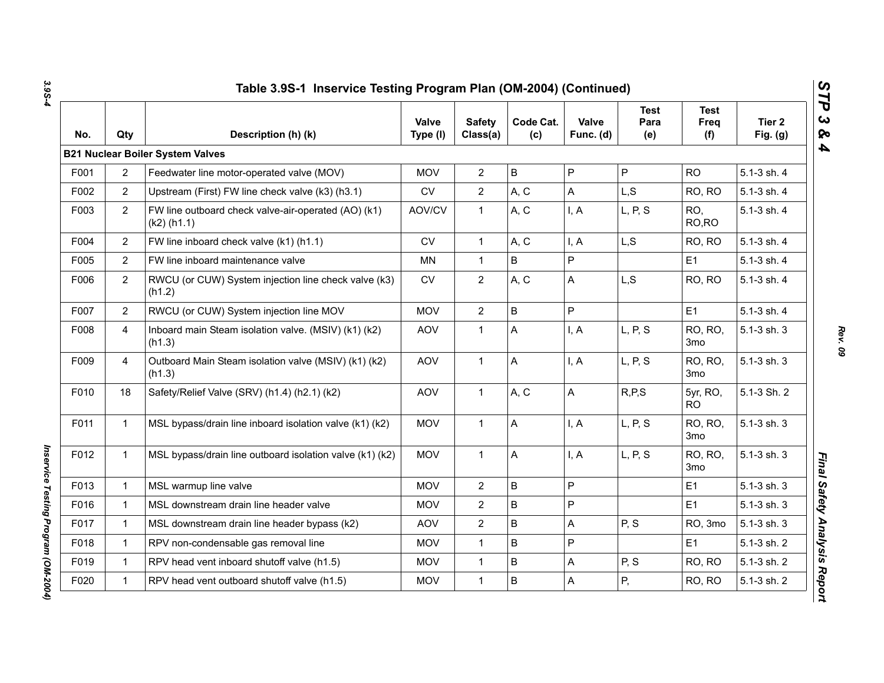## Table 3.9S-1 Inservice Testing Program Plan (OM-2004) (Continued)

| No. | Qty | Description (h) (k) | Valve Type (l) | Safety Class(a) | Code Cat. (c) | Valve Func. (d) | Test Para (e) | Test Freq (f) | Tier 2 Fig. (g) |
|---|---|---|---|---|---|---|---|---|---|
| **B21 Nuclear Boiler System Valves** | | | | | | | | | |
| F001 | 2 | Feedwater line motor-operated valve (MOV) | MOV | 2 | B | P | P | RO | 5.1-3 sh. 4 |
| F002 | 2 | Upstream (First) FW line check valve (k3) (h3.1) | CV | 2 | A, C | A | L,S | RO, RO | 5.1-3 sh. 4 |
| F003 | 2 | FW line outboard check valve-air-operated (AO) (k1) (k2) (h1.1) | AOV/CV | 1 | A, C | I, A | L, P, S | RO, RO,RO | 5.1-3 sh. 4 |
| F004 | 2 | FW line inboard check valve (k1) (h1.1) | CV | 1 | A, C | I, A | L,S | RO, RO | 5.1-3 sh. 4 |
| F005 | 2 | FW line inboard maintenance valve | MN | 1 | B | P | | E1 | 5.1-3 sh. 4 |
| F006 | 2 | RWCU (or CUW) System injection line check valve (k3) (h1.2) | CV | 2 | A, C | A | L,S | RO, RO | 5.1-3 sh. 4 |
| F007 | 2 | RWCU (or CUW) System injection line MOV | MOV | 2 | B | P | | E1 | 5.1-3 sh. 4 |
| F008 | 4 | Inboard main Steam isolation valve. (MSIV) (k1) (k2) (h1.3) | AOV | 1 | A | I, A | L, P, S | RO, RO, 3mo | 5.1-3 sh. 3 |
| F009 | 4 | Outboard Main Steam isolation valve (MSIV) (k1) (k2) (h1.3) | AOV | 1 | A | I, A | L, P, S | RO, RO, 3mo | 5.1-3 sh. 3 |
| F010 | 18 | Safety/Relief Valve (SRV) (h1.4) (h2.1) (k2) | AOV | 1 | A, C | A | R,P,S | 5yr, RO, RO | 5.1-3 Sh. 2 |
| F011 | 1 | MSL bypass/drain line inboard isolation valve (k1) (k2) | MOV | 1 | A | I, A | L, P, S | RO, RO, 3mo | 5.1-3 sh. 3 |
| F012 | 1 | MSL bypass/drain line outboard isolation valve (k1) (k2) | MOV | 1 | A | I, A | L, P, S | RO, RO, 3mo | 5.1-3 sh. 3 |
| F013 | 1 | MSL warmup line valve | MOV | 2 | B | P | | E1 | 5.1-3 sh. 3 |
| F016 | 1 | MSL downstream drain line header valve | MOV | 2 | B | P | | E1 | 5.1-3 sh. 3 |
| F017 | 1 | MSL downstream drain line header bypass (k2) | AOV | 2 | B | A | P, S | RO, 3mo | 5.1-3 sh. 3 |
| F018 | 1 | RPV non-condensable gas removal line | MOV | 1 | B | P | | E1 | 5.1-3 sh. 2 |
| F019 | 1 | RPV head vent inboard shutoff valve (h1.5) | MOV | 1 | B | A | P, S | RO, RO | 5.1-3 sh. 2 |
| F020 | 1 | RPV head vent outboard shutoff valve (h1.5) | MOV | 1 | B | A | P, | RO, RO | 5.1-3 sh. 2 |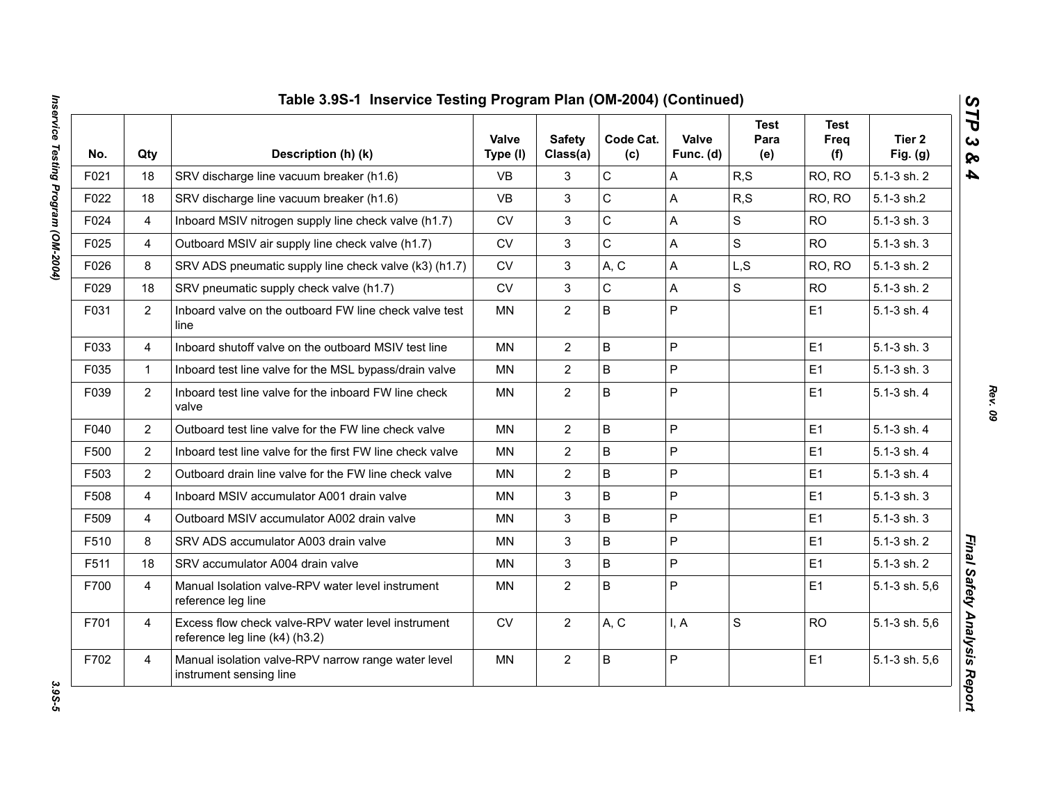# Table 3.9S-1 Inservice Testing Program Plan (OM-2004) (Continued)

| No. | Qty | Description (h) (k) | Valve Type (l) | Safety Class(a) | Code Cat. (c) | Valve Func. (d) | Test Para (e) | Test Freq (f) | Tier 2 Fig. (g) |
|---|---|---|---|---|---|---|---|---|---|
| F021 | 18 | SRV discharge line vacuum breaker (h1.6) | VB | 3 | C | A | R,S | RO, RO | 5.1-3 sh. 2 |
| F022 | 18 | SRV discharge line vacuum breaker (h1.6) | VB | 3 | C | A | R,S | RO, RO | 5.1-3 sh.2 |
| F024 | 4 | Inboard MSIV nitrogen supply line check valve (h1.7) | CV | 3 | C | A | S | RO | 5.1-3 sh. 3 |
| F025 | 4 | Outboard MSIV air supply line check valve (h1.7) | CV | 3 | C | A | S | RO | 5.1-3 sh. 3 |
| F026 | 8 | SRV ADS pneumatic supply line check valve (k3) (h1.7) | CV | 3 | A, C | A | L,S | RO, RO | 5.1-3 sh. 2 |
| F029 | 18 | SRV pneumatic supply check valve (h1.7) | CV | 3 | C | A | S | RO | 5.1-3 sh. 2 |
| F031 | 2 | Inboard valve on the outboard FW line check valve test line | MN | 2 | B | P | | E1 | 5.1-3 sh. 4 |
| F033 | 4 | Inboard shutoff valve on the outboard MSIV test line | MN | 2 | B | P | | E1 | 5.1-3 sh. 3 |
| F035 | 1 | Inboard test line valve for the MSL bypass/drain valve | MN | 2 | B | P | | E1 | 5.1-3 sh. 3 |
| F039 | 2 | Inboard test line valve for the inboard FW line check valve | MN | 2 | B | P | | E1 | 5.1-3 sh. 4 |
| F040 | 2 | Outboard test line valve for the FW line check valve | MN | 2 | B | P | | E1 | 5.1-3 sh. 4 |
| F500 | 2 | Inboard test line valve for the first FW line check valve | MN | 2 | B | P | | E1 | 5.1-3 sh. 4 |
| F503 | 2 | Outboard drain line valve for the FW line check valve | MN | 2 | B | P | | E1 | 5.1-3 sh. 4 |
| F508 | 4 | Inboard MSIV accumulator A001 drain valve | MN | 3 | B | P | | E1 | 5.1-3 sh. 3 |
| F509 | 4 | Outboard MSIV accumulator A002 drain valve | MN | 3 | B | P | | E1 | 5.1-3 sh. 3 |
| F510 | 8 | SRV ADS accumulator A003 drain valve | MN | 3 | B | P | | E1 | 5.1-3 sh. 2 |
| F511 | 18 | SRV accumulator A004 drain valve | MN | 3 | B | P | | E1 | 5.1-3 sh. 2 |
| F700 | 4 | Manual Isolation valve-RPV water level instrument reference leg line | MN | 2 | B | P | | E1 | 5.1-3 sh. 5,6 |
| F701 | 4 | Excess flow check valve-RPV water level instrument reference leg line (k4) (h3.2) | CV | 2 | A, C | I, A | S | RO | 5.1-3 sh. 5,6 |
| F702 | 4 | Manual isolation valve-RPV narrow range water level instrument sensing line | MN | 2 | B | P | | E1 | 5.1-3 sh. 5,6 |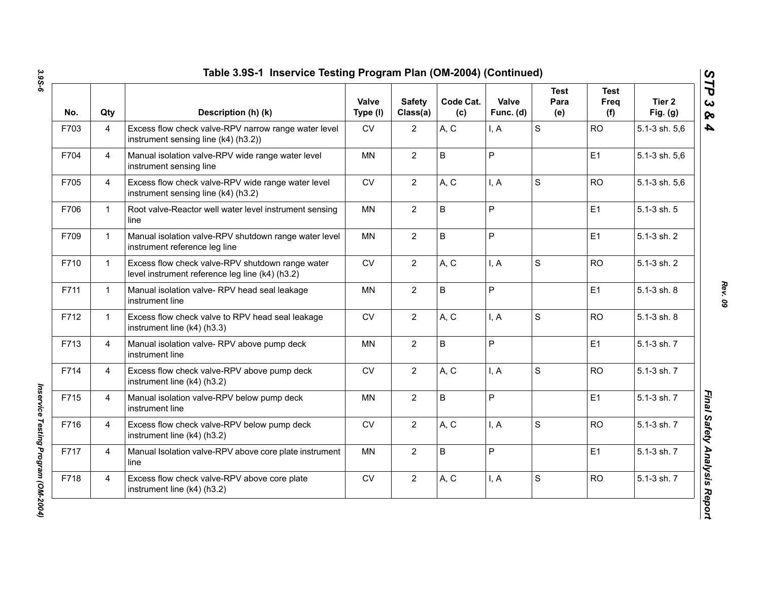## Table 3.9S-1 Inservice Testing Program Plan (OM-2004) (Continued)

| No. | Qty | Description (h) (k) | Valve Type (l) | Safety Class(a) | Code Cat. (c) | Valve Func. (d) | Test Para (e) | Test Freq (f) | Tier 2 Fig. (g) |
|---|---|---|---|---|---|---|---|---|---|
| F703 | 4 | Excess flow check valve-RPV narrow range water level instrument sensing line (k4) (h3.2)) | CV | 2 | A, C | I, A | S | RO | 5.1-3 sh. 5,6 |
| F704 | 4 | Manual isolation valve-RPV wide range water level instrument sensing line | MN | 2 | B | P | | E1 | 5.1-3 sh. 5,6 |
| F705 | 4 | Excess flow check valve-RPV wide range water level instrument sensing line (k4) (h3.2) | CV | 2 | A, C | I, A | S | RO | 5.1-3 sh. 5,6 |
| F706 | 1 | Root valve-Reactor well water level instrument sensing line | MN | 2 | B | P | | E1 | 5.1-3 sh. 5 |
| F709 | 1 | Manual isolation valve-RPV shutdown range water level instrument reference leg line | MN | 2 | B | P | | E1 | 5.1-3 sh. 2 |
| F710 | 1 | Excess flow check valve-RPV shutdown range water level instrument reference leg line (k4) (h3.2) | CV | 2 | A, C | I, A | S | RO | 5.1-3 sh. 2 |
| F711 | 1 | Manual isolation valve- RPV head seal leakage instrument line | MN | 2 | B | P | | E1 | 5.1-3 sh. 8 |
| F712 | 1 | Excess flow check valve to RPV head seal leakage instrument line (k4) (h3.3) | CV | 2 | A, C | I, A | S | RO | 5.1-3 sh. 8 |
| F713 | 4 | Manual isolation valve- RPV above pump deck instrument line | MN | 2 | B | P | | E1 | 5.1-3 sh. 7 |
| F714 | 4 | Excess flow check valve-RPV above pump deck instrument line (k4) (h3.2) | CV | 2 | A, C | I, A | S | RO | 5.1-3 sh. 7 |
| F715 | 4 | Manual isolation valve-RPV below pump deck instrument line | MN | 2 | B | P | | E1 | 5.1-3 sh. 7 |
| F716 | 4 | Excess flow check valve-RPV below pump deck instrument line (k4) (h3.2) | CV | 2 | A, C | I, A | S | RO | 5.1-3 sh. 7 |
| F717 | 4 | Manual Isolation valve-RPV above core plate instrument line | MN | 2 | B | P | | E1 | 5.1-3 sh. 7 |
| F718 | 4 | Excess flow check valve-RPV above core plate instrument line (k4) (h3.2) | CV | 2 | A, C | I, A | S | RO | 5.1-3 sh. 7 |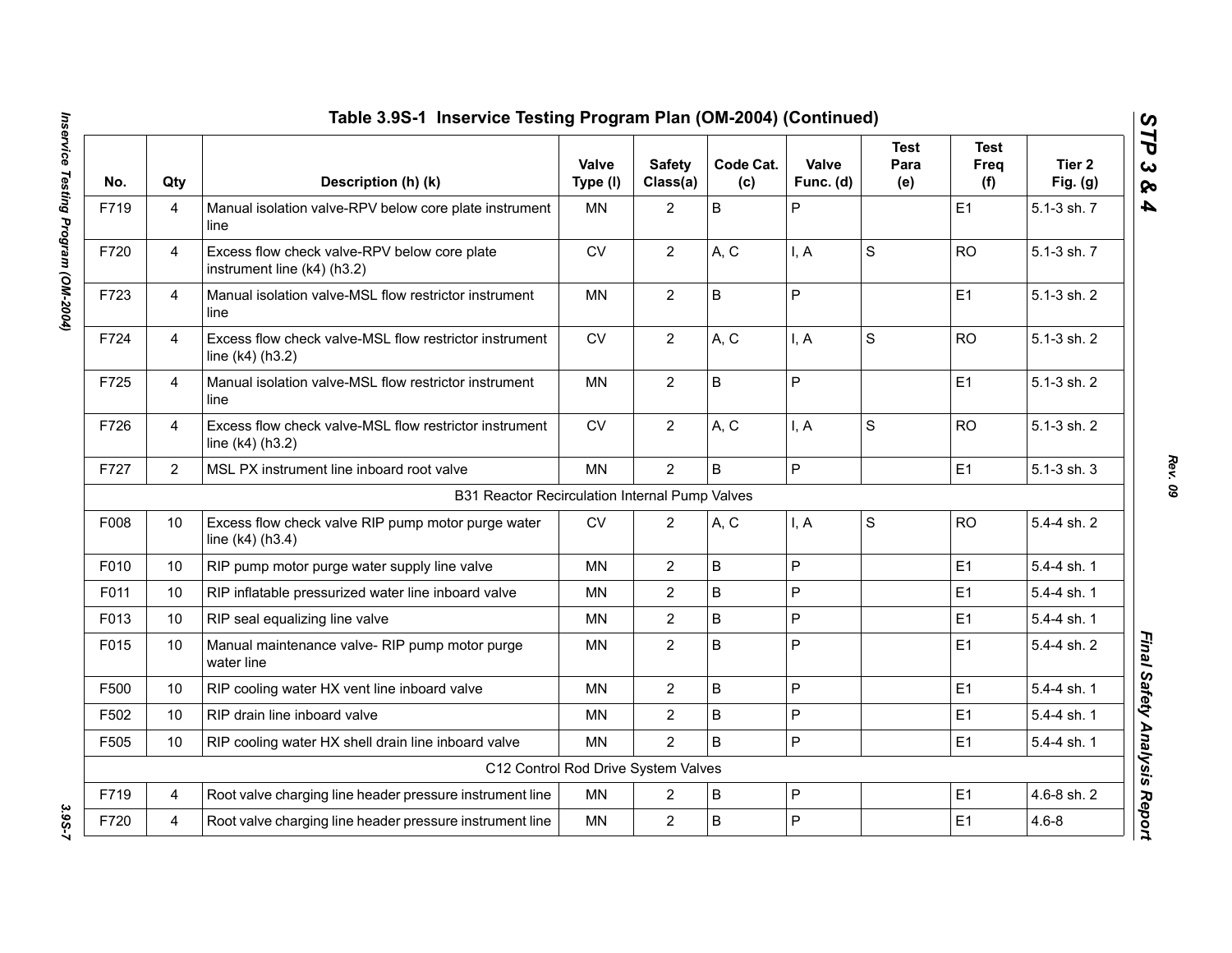## Table 3.9S-1 Inservice Testing Program Plan (OM-2004) (Continued)

| No. | Qty | Description (h) (k) | Valve Type (l) | Safety Class(a) | Code Cat. (c) | Valve Func. (d) | Test Para (e) | Test Freq (f) | Tier 2 Fig. (g) |
|---|---|---|---|---|---|---|---|---|---|
| F719 | 4 | Manual isolation valve-RPV below core plate instrument line | MN | 2 | B | P | | E1 | 5.1-3 sh. 7 |
| F720 | 4 | Excess flow check valve-RPV below core plate instrument line (k4) (h3.2) | CV | 2 | A, C | I, A | S | RO | 5.1-3 sh. 7 |
| F723 | 4 | Manual isolation valve-MSL flow restrictor instrument line | MN | 2 | B | P | | E1 | 5.1-3 sh. 2 |
| F724 | 4 | Excess flow check valve-MSL flow restrictor instrument line (k4) (h3.2) | CV | 2 | A, C | I, A | S | RO | 5.1-3 sh. 2 |
| F725 | 4 | Manual isolation valve-MSL flow restrictor instrument line | MN | 2 | B | P | | E1 | 5.1-3 sh. 2 |
| F726 | 4 | Excess flow check valve-MSL flow restrictor instrument line (k4) (h3.2) | CV | 2 | A, C | I, A | S | RO | 5.1-3 sh. 2 |
| F727 | 2 | MSL PX instrument line inboard root valve | MN | 2 | B | P | | E1 | 5.1-3 sh. 3 |
| | | B31 Reactor Recirculation Internal Pump Valves | | | | | | | |
| F008 | 10 | Excess flow check valve RIP pump motor purge water line (k4) (h3.4) | CV | 2 | A, C | I, A | S | RO | 5.4-4 sh. 2 |
| F010 | 10 | RIP pump motor purge water supply line valve | MN | 2 | B | P | | E1 | 5.4-4 sh. 1 |
| F011 | 10 | RIP inflatable pressurized water line inboard valve | MN | 2 | B | P | | E1 | 5.4-4 sh. 1 |
| F013 | 10 | RIP seal equalizing line valve | MN | 2 | B | P | | E1 | 5.4-4 sh. 1 |
| F015 | 10 | Manual maintenance valve- RIP pump motor purge water line | MN | 2 | B | P | | E1 | 5.4-4 sh. 2 |
| F500 | 10 | RIP cooling water HX vent line inboard valve | MN | 2 | B | P | | E1 | 5.4-4 sh. 1 |
| F502 | 10 | RIP drain line inboard valve | MN | 2 | B | P | | E1 | 5.4-4 sh. 1 |
| F505 | 10 | RIP cooling water HX shell drain line inboard valve | MN | 2 | B | P | | E1 | 5.4-4 sh. 1 |
| | | C12 Control Rod Drive System Valves | | | | | | | |
| F719 | 4 | Root valve charging line header pressure instrument line | MN | 2 | B | P | | E1 | 4.6-8 sh. 2 |
| F720 | 4 | Root valve charging line header pressure instrument line | MN | 2 | B | P | | E1 | 4.6-8 |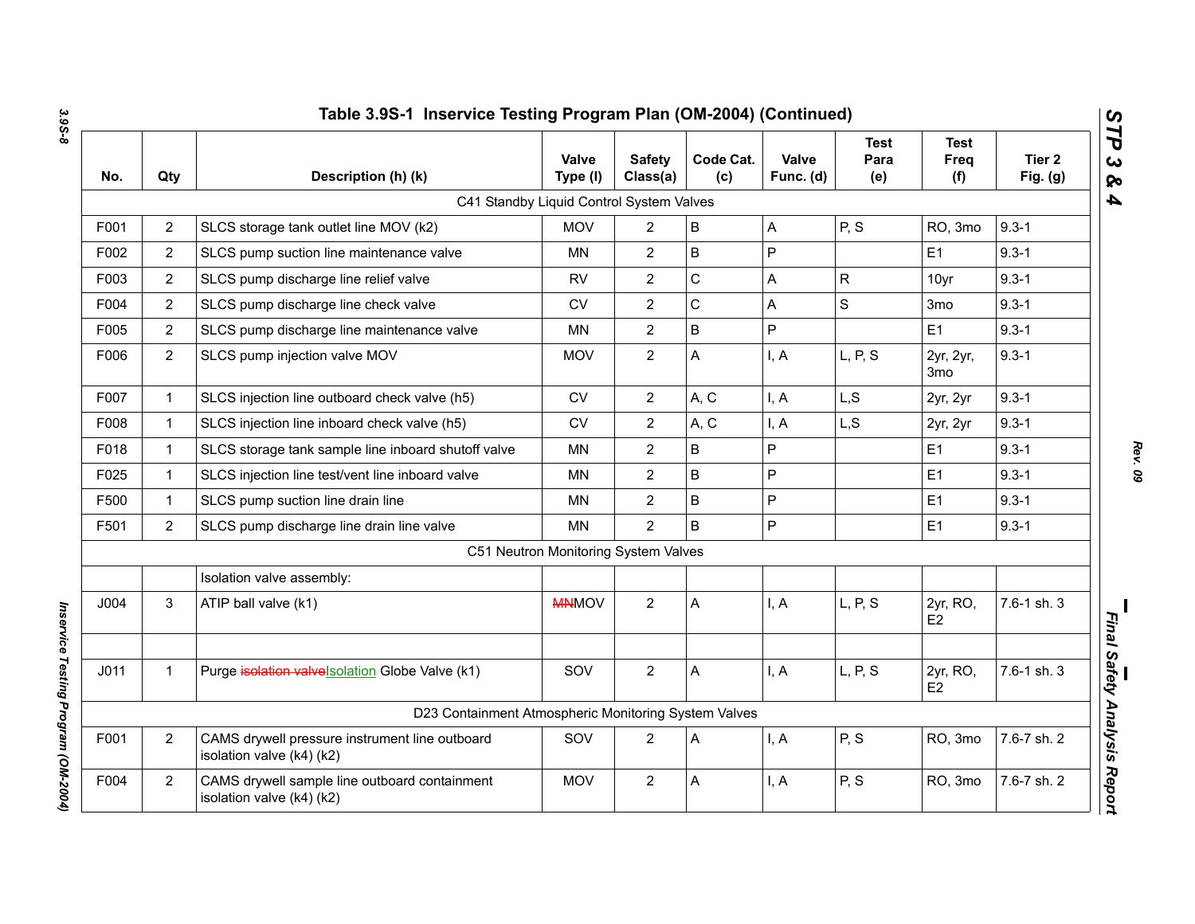## Table 3.9S-1 Inservice Testing Program Plan (OM-2004) (Continued)

| No. | Qty | Description (h) (k) | Valve Type (l) | Safety Class(a) | Code Cat. (c) | Valve Func. (d) | Test Para (e) | Test Freq (f) | Tier 2 Fig. (g) |
|---|---|---|---|---|---|---|---|---|---|
| | | C41 Standby Liquid Control System Valves | | | | | | | |
| F001 | 2 | SLCS storage tank outlet line MOV (k2) | MOV | 2 | B | A | P, S | RO, 3mo | 9.3-1 |
| F002 | 2 | SLCS pump suction line maintenance valve | MN | 2 | B | P | | E1 | 9.3-1 |
| F003 | 2 | SLCS pump discharge line relief valve | RV | 2 | C | A | R | 10yr | 9.3-1 |
| F004 | 2 | SLCS pump discharge line check valve | CV | 2 | C | A | S | 3mo | 9.3-1 |
| F005 | 2 | SLCS pump discharge line maintenance valve | MN | 2 | B | P | | E1 | 9.3-1 |
| F006 | 2 | SLCS pump injection valve MOV | MOV | 2 | A | I, A | L, P, S | 2yr, 2yr, 3mo | 9.3-1 |
| F007 | 1 | SLCS injection line outboard check valve (h5) | CV | 2 | A, C | I, A | L,S | 2yr, 2yr | 9.3-1 |
| F008 | 1 | SLCS injection line inboard check valve (h5) | CV | 2 | A, C | I, A | L,S | 2yr, 2yr | 9.3-1 |
| F018 | 1 | SLCS storage tank sample line inboard shutoff valve | MN | 2 | B | P | | E1 | 9.3-1 |
| F025 | 1 | SLCS injection line test/vent line inboard valve | MN | 2 | B | P | | E1 | 9.3-1 |
| F500 | 1 | SLCS pump suction line drain line | MN | 2 | B | P | | E1 | 9.3-1 |
| F501 | 2 | SLCS pump discharge line drain line valve | MN | 2 | B | P | | E1 | 9.3-1 |
| | | C51 Neutron Monitoring System Valves | | | | | | | |
| | | Isolation valve assembly: | | | | | | | |
| J004 | 3 | ATIP ball valve (k1) | ~~MN~~MOV | 2 | A | I, A | L, P, S | 2yr, RO, E2 | 7.6-1 sh. 3 |
| | | | | | | | | | |
| J011 | 1 | Purge ~~isolation valve~~Isolation Globe Valve (k1) | SOV | 2 | A | I, A | L, P, S | 2yr, RO, E2 | 7.6-1 sh. 3 |
| | | D23 Containment Atmospheric Monitoring System Valves | | | | | | | |
| F001 | 2 | CAMS drywell pressure instrument line outboard isolation valve (k4) (k2) | SOV | 2 | A | I, A | P, S | RO, 3mo | 7.6-7 sh. 2 |
| F004 | 2 | CAMS drywell sample line outboard containment isolation valve (k4) (k2) | MOV | 2 | A | I, A | P, S | RO, 3mo | 7.6-7 sh. 2 |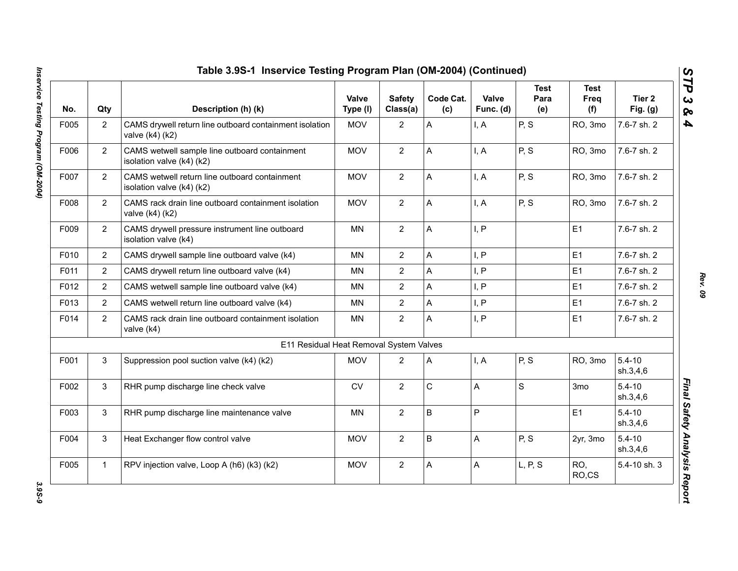## Table 3.9S-1 Inservice Testing Program Plan (OM-2004) (Continued)

| No. | Qty | Description (h) (k) | Valve Type (l) | Safety Class(a) | Code Cat. (c) | Valve Func. (d) | Test Para (e) | Test Freq (f) | Tier 2 Fig. (g) |
|---|---|---|---|---|---|---|---|---|---|
| F005 | 2 | CAMS drywell return line outboard containment isolation valve (k4) (k2) | MOV | 2 | A | I, A | P, S | RO, 3mo | 7.6-7 sh. 2 |
| F006 | 2 | CAMS wetwell sample line outboard containment isolation valve (k4) (k2) | MOV | 2 | A | I, A | P, S | RO, 3mo | 7.6-7 sh. 2 |
| F007 | 2 | CAMS wetwell return line outboard containment isolation valve (k4) (k2) | MOV | 2 | A | I, A | P, S | RO, 3mo | 7.6-7 sh. 2 |
| F008 | 2 | CAMS rack drain line outboard containment isolation valve (k4) (k2) | MOV | 2 | A | I, A | P, S | RO, 3mo | 7.6-7 sh. 2 |
| F009 | 2 | CAMS drywell pressure instrument line outboard isolation valve (k4) | MN | 2 | A | I, P | | E1 | 7.6-7 sh. 2 |
| F010 | 2 | CAMS drywell sample line outboard valve (k4) | MN | 2 | A | I, P | | E1 | 7.6-7 sh. 2 |
| F011 | 2 | CAMS drywell return line outboard valve (k4) | MN | 2 | A | I, P | | E1 | 7.6-7 sh. 2 |
| F012 | 2 | CAMS wetwell sample line outboard valve (k4) | MN | 2 | A | I, P | | E1 | 7.6-7 sh. 2 |
| F013 | 2 | CAMS wetwell return line outboard valve (k4) | MN | 2 | A | I, P | | E1 | 7.6-7 sh. 2 |
| F014 | 2 | CAMS rack drain line outboard containment isolation valve (k4) | MN | 2 | A | I, P | | E1 | 7.6-7 sh. 2 |
| | | E11 Residual Heat Removal System Valves | | | | | | | |
| F001 | 3 | Suppression pool suction valve (k4) (k2) | MOV | 2 | A | I, A | P, S | RO, 3mo | 5.4-10 sh.3,4,6 |
| F002 | 3 | RHR pump discharge line check valve | CV | 2 | C | A | S | 3mo | 5.4-10 sh.3,4,6 |
| F003 | 3 | RHR pump discharge line maintenance valve | MN | 2 | B | P | | E1 | 5.4-10 sh.3,4,6 |
| F004 | 3 | Heat Exchanger flow control valve | MOV | 2 | B | A | P, S | 2yr, 3mo | 5.4-10 sh.3,4,6 |
| F005 | 1 | RPV injection valve, Loop A (h6) (k3) (k2) | MOV | 2 | A | A | L, P, S | RO, RO,CS | 5.4-10 sh. 3 |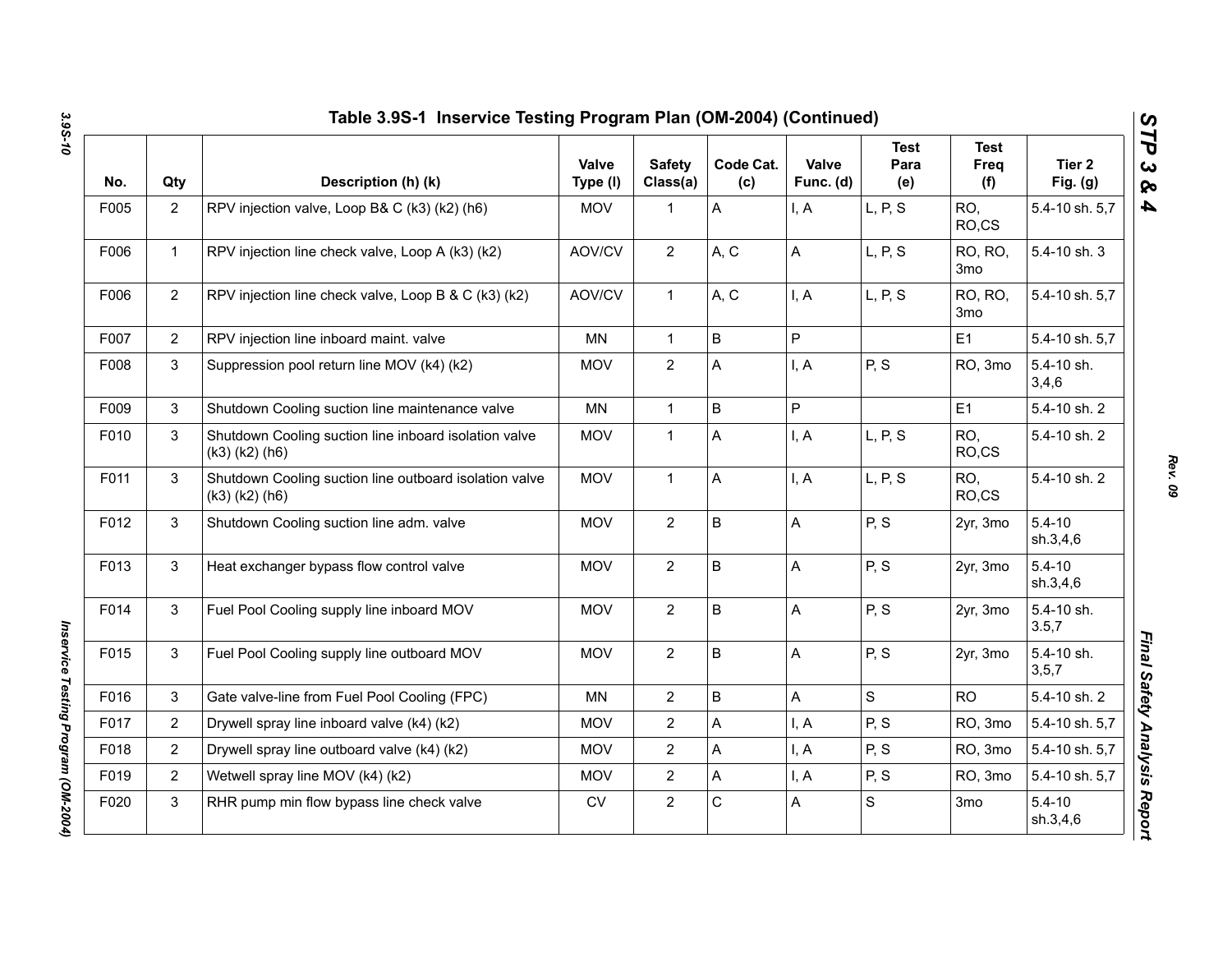## Table 3.9S-1 Inservice Testing Program Plan (OM-2004) (Continued)

| No. | Qty | Description (h) (k) | Valve Type (l) | Safety Class(a) | Code Cat. (c) | Valve Func. (d) | Test Para (e) | Test Freq (f) | Tier 2 Fig. (g) |
|---|---|---|---|---|---|---|---|---|---|
| F005 | 2 | RPV injection valve, Loop B& C (k3) (k2) (h6) | MOV | 1 | A | I, A | L, P, S | RO, RO,CS | 5.4-10 sh. 5,7 |
| F006 | 1 | RPV injection line check valve, Loop A (k3) (k2) | AOV/CV | 2 | A, C | A | L, P, S | RO, RO, 3mo | 5.4-10 sh. 3 |
| F006 | 2 | RPV injection line check valve, Loop B & C (k3) (k2) | AOV/CV | 1 | A, C | I, A | L, P, S | RO, RO, 3mo | 5.4-10 sh. 5,7 |
| F007 | 2 | RPV injection line inboard maint. valve | MN | 1 | B | P | | E1 | 5.4-10 sh. 5,7 |
| F008 | 3 | Suppression pool return line MOV (k4) (k2) | MOV | 2 | A | I, A | P, S | RO, 3mo | 5.4-10 sh. 3,4,6 |
| F009 | 3 | Shutdown Cooling suction line maintenance valve | MN | 1 | B | P | | E1 | 5.4-10 sh. 2 |
| F010 | 3 | Shutdown Cooling suction line inboard isolation valve (k3) (k2) (h6) | MOV | 1 | A | I, A | L, P, S | RO, RO,CS | 5.4-10 sh. 2 |
| F011 | 3 | Shutdown Cooling suction line outboard isolation valve (k3) (k2) (h6) | MOV | 1 | A | I, A | L, P, S | RO, RO,CS | 5.4-10 sh. 2 |
| F012 | 3 | Shutdown Cooling suction line adm. valve | MOV | 2 | B | A | P, S | 2yr, 3mo | 5.4-10 sh.3,4,6 |
| F013 | 3 | Heat exchanger bypass flow control valve | MOV | 2 | B | A | P, S | 2yr, 3mo | 5.4-10 sh.3,4,6 |
| F014 | 3 | Fuel Pool Cooling supply line inboard MOV | MOV | 2 | B | A | P, S | 2yr, 3mo | 5.4-10 sh. 3.5,7 |
| F015 | 3 | Fuel Pool Cooling supply line outboard MOV | MOV | 2 | B | A | P, S | 2yr, 3mo | 5.4-10 sh. 3,5,7 |
| F016 | 3 | Gate valve-line from Fuel Pool Cooling (FPC) | MN | 2 | B | A | S | RO | 5.4-10 sh. 2 |
| F017 | 2 | Drywell spray line inboard valve (k4) (k2) | MOV | 2 | A | I, A | P, S | RO, 3mo | 5.4-10 sh. 5,7 |
| F018 | 2 | Drywell spray line outboard valve (k4) (k2) | MOV | 2 | A | I, A | P, S | RO, 3mo | 5.4-10 sh. 5,7 |
| F019 | 2 | Wetwell spray line MOV (k4) (k2) | MOV | 2 | A | I, A | P, S | RO, 3mo | 5.4-10 sh. 5,7 |
| F020 | 3 | RHR pump min flow bypass line check valve | CV | 2 | C | A | S | 3mo | 5.4-10 sh.3,4,6 |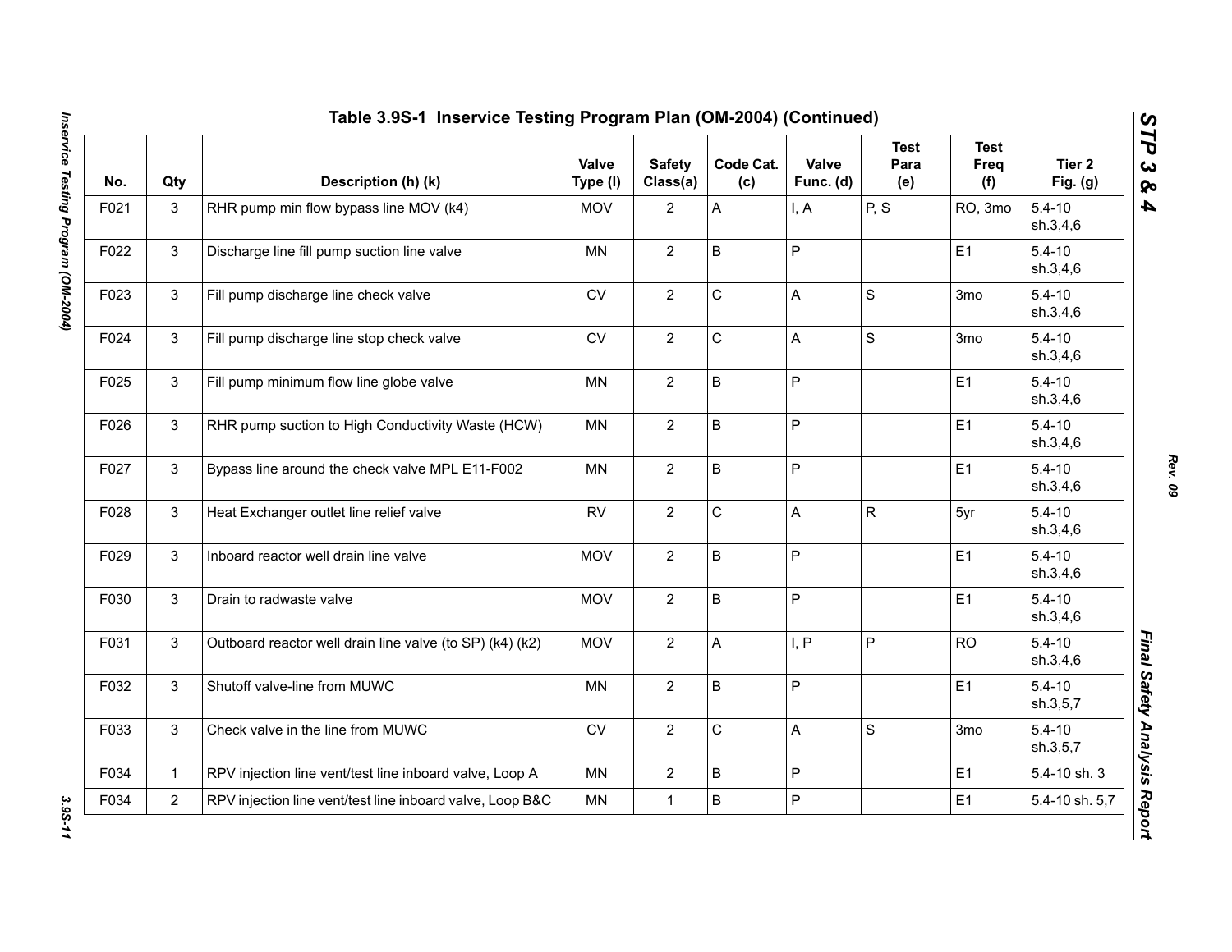## Table 3.9S-1 Inservice Testing Program Plan (OM-2004) (Continued)

| No. | Qty | Description (h) (k) | Valve Type (l) | Safety Class(a) | Code Cat. (c) | Valve Func. (d) | Test Para (e) | Test Freq (f) | Tier 2 Fig. (g) |
|---|---|---|---|---|---|---|---|---|---|
| F021 | 3 | RHR pump min flow bypass line MOV (k4) | MOV | 2 | A | I, A | P, S | RO, 3mo | 5.4-10 sh.3,4,6 |
| F022 | 3 | Discharge line fill pump suction line valve | MN | 2 | B | P | | E1 | 5.4-10 sh.3,4,6 |
| F023 | 3 | Fill pump discharge line check valve | CV | 2 | C | A | S | 3mo | 5.4-10 sh.3,4,6 |
| F024 | 3 | Fill pump discharge line stop check valve | CV | 2 | C | A | S | 3mo | 5.4-10 sh.3,4,6 |
| F025 | 3 | Fill pump minimum flow line globe valve | MN | 2 | B | P | | E1 | 5.4-10 sh.3,4,6 |
| F026 | 3 | RHR pump suction to High Conductivity Waste (HCW) | MN | 2 | B | P | | E1 | 5.4-10 sh.3,4,6 |
| F027 | 3 | Bypass line around the check valve MPL E11-F002 | MN | 2 | B | P | | E1 | 5.4-10 sh.3,4,6 |
| F028 | 3 | Heat Exchanger outlet line relief valve | RV | 2 | C | A | R | 5yr | 5.4-10 sh.3,4,6 |
| F029 | 3 | Inboard reactor well drain line valve | MOV | 2 | B | P | | E1 | 5.4-10 sh.3,4,6 |
| F030 | 3 | Drain to radwaste valve | MOV | 2 | B | P | | E1 | 5.4-10 sh.3,4,6 |
| F031 | 3 | Outboard reactor well drain line valve (to SP) (k4) (k2) | MOV | 2 | A | I, P | P | RO | 5.4-10 sh.3,4,6 |
| F032 | 3 | Shutoff valve-line from MUWC | MN | 2 | B | P | | E1 | 5.4-10 sh.3,5,7 |
| F033 | 3 | Check valve in the line from MUWC | CV | 2 | C | A | S | 3mo | 5.4-10 sh.3,5,7 |
| F034 | 1 | RPV injection line vent/test line inboard valve, Loop A | MN | 2 | B | P | | E1 | 5.4-10 sh. 3 |
| F034 | 2 | RPV injection line vent/test line inboard valve, Loop B&C | MN | 1 | B | P | | E1 | 5.4-10 sh. 5,7 |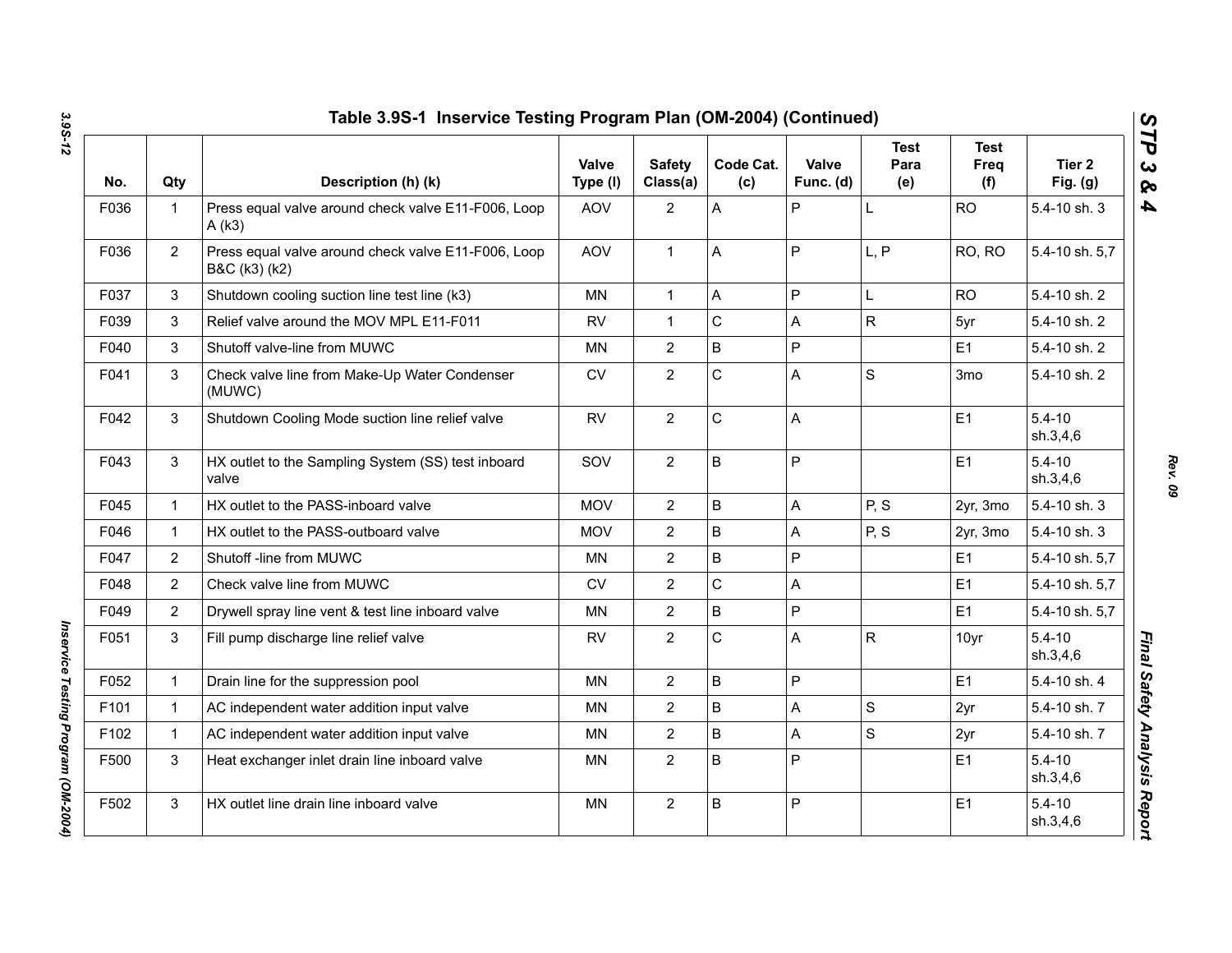## Table 3.9S-1 Inservice Testing Program Plan (OM-2004) (Continued)

| No. | Qty | Description (h) (k) | Valve Type (l) | Safety Class(a) | Code Cat. (c) | Valve Func. (d) | Test Para (e) | Test Freq (f) | Tier 2 Fig. (g) |
|---|---|---|---|---|---|---|---|---|---|
| F036 | 1 | Press equal valve around check valve E11-F006, Loop A (k3) | AOV | 2 | A | P | L | RO | 5.4-10 sh. 3 |
| F036 | 2 | Press equal valve around check valve E11-F006, Loop B&C (k3) (k2) | AOV | 1 | A | P | L, P | RO, RO | 5.4-10 sh. 5,7 |
| F037 | 3 | Shutdown cooling suction line test line (k3) | MN | 1 | A | P | L | RO | 5.4-10 sh. 2 |
| F039 | 3 | Relief valve around the MOV MPL E11-F011 | RV | 1 | C | A | R | 5yr | 5.4-10 sh. 2 |
| F040 | 3 | Shutoff valve-line from MUWC | MN | 2 | B | P | | E1 | 5.4-10 sh. 2 |
| F041 | 3 | Check valve line from Make-Up Water Condenser (MUWC) | CV | 2 | C | A | S | 3mo | 5.4-10 sh. 2 |
| F042 | 3 | Shutdown Cooling Mode suction line relief valve | RV | 2 | C | A | | E1 | 5.4-10 sh.3,4,6 |
| F043 | 3 | HX outlet to the Sampling System (SS) test inboard valve | SOV | 2 | B | P | | E1 | 5.4-10 sh.3,4,6 |
| F045 | 1 | HX outlet to the PASS-inboard valve | MOV | 2 | B | A | P, S | 2yr, 3mo | 5.4-10 sh. 3 |
| F046 | 1 | HX outlet to the PASS-outboard valve | MOV | 2 | B | A | P, S | 2yr, 3mo | 5.4-10 sh. 3 |
| F047 | 2 | Shutoff -line from MUWC | MN | 2 | B | P | | E1 | 5.4-10 sh. 5,7 |
| F048 | 2 | Check valve line from MUWC | CV | 2 | C | A | | E1 | 5.4-10 sh. 5,7 |
| F049 | 2 | Drywell spray line vent & test line inboard valve | MN | 2 | B | P | | E1 | 5.4-10 sh. 5,7 |
| F051 | 3 | Fill pump discharge line relief valve | RV | 2 | C | A | R | 10yr | 5.4-10 sh.3,4,6 |
| F052 | 1 | Drain line for the suppression pool | MN | 2 | B | P | | E1 | 5.4-10 sh. 4 |
| F101 | 1 | AC independent water addition input valve | MN | 2 | B | A | S | 2yr | 5.4-10 sh. 7 |
| F102 | 1 | AC independent water addition input valve | MN | 2 | B | A | S | 2yr | 5.4-10 sh. 7 |
| F500 | 3 | Heat exchanger inlet drain line inboard valve | MN | 2 | B | P | | E1 | 5.4-10 sh.3,4,6 |
| F502 | 3 | HX outlet line drain line inboard valve | MN | 2 | B | P | | E1 | 5.4-10 sh.3,4,6 |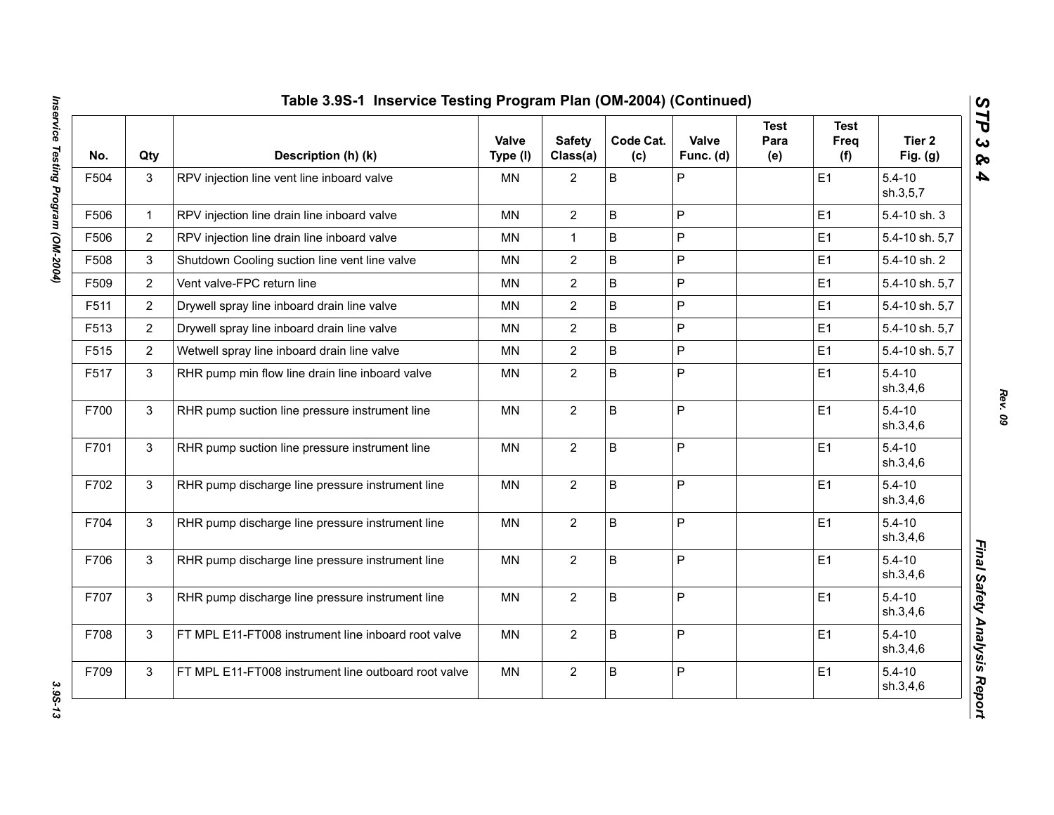## Table 3.9S-1  Inservice Testing Program Plan (OM-2004) (Continued)

| No. | Qty | Description (h) (k) | Valve Type (l) | Safety Class(a) | Code Cat. (c) | Valve Func. (d) | Test Para (e) | Test Freq (f) | Tier 2 Fig. (g) |
|---|---|---|---|---|---|---|---|---|---|
| F504 | 3 | RPV injection line vent line inboard valve | MN | 2 | B | P | | E1 | 5.4-10 sh.3,5,7 |
| F506 | 1 | RPV injection line drain line inboard valve | MN | 2 | B | P | | E1 | 5.4-10 sh. 3 |
| F506 | 2 | RPV injection line drain line inboard valve | MN | 1 | B | P | | E1 | 5.4-10 sh. 5,7 |
| F508 | 3 | Shutdown Cooling suction line vent line valve | MN | 2 | B | P | | E1 | 5.4-10 sh. 2 |
| F509 | 2 | Vent valve-FPC return line | MN | 2 | B | P | | E1 | 5.4-10 sh. 5,7 |
| F511 | 2 | Drywell spray line inboard drain line valve | MN | 2 | B | P | | E1 | 5.4-10 sh. 5,7 |
| F513 | 2 | Drywell spray line inboard drain line valve | MN | 2 | B | P | | E1 | 5.4-10 sh. 5,7 |
| F515 | 2 | Wetwell spray line inboard drain line valve | MN | 2 | B | P | | E1 | 5.4-10 sh. 5,7 |
| F517 | 3 | RHR pump min flow line drain line inboard valve | MN | 2 | B | P | | E1 | 5.4-10 sh.3,4,6 |
| F700 | 3 | RHR pump suction line pressure instrument line | MN | 2 | B | P | | E1 | 5.4-10 sh.3,4,6 |
| F701 | 3 | RHR pump suction line pressure instrument line | MN | 2 | B | P | | E1 | 5.4-10 sh.3,4,6 |
| F702 | 3 | RHR pump discharge line pressure instrument line | MN | 2 | B | P | | E1 | 5.4-10 sh.3,4,6 |
| F704 | 3 | RHR pump discharge line pressure instrument line | MN | 2 | B | P | | E1 | 5.4-10 sh.3,4,6 |
| F706 | 3 | RHR pump discharge line pressure instrument line | MN | 2 | B | P | | E1 | 5.4-10 sh.3,4,6 |
| F707 | 3 | RHR pump discharge line pressure instrument line | MN | 2 | B | P | | E1 | 5.4-10 sh.3,4,6 |
| F708 | 3 | FT MPL E11-FT008 instrument line inboard root valve | MN | 2 | B | P | | E1 | 5.4-10 sh.3,4,6 |
| F709 | 3 | FT MPL E11-FT008 instrument line outboard root valve | MN | 2 | B | P | | E1 | 5.4-10 sh.3,4,6 |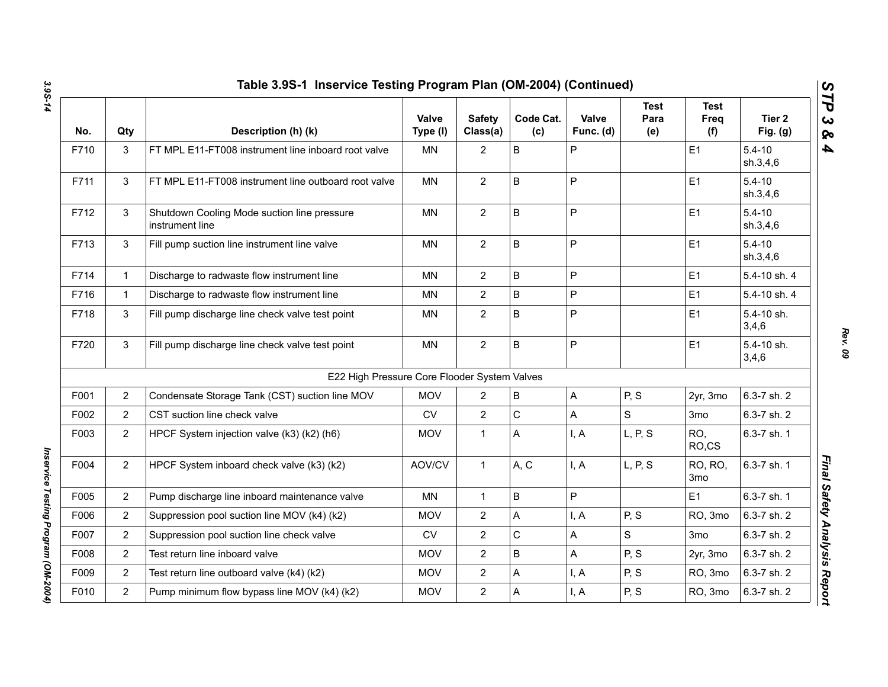## Table 3.9S-1 Inservice Testing Program Plan (OM-2004) (Continued)

| No. | Qty | Description (h) (k) | Valve Type (l) | Safety Class(a) | Code Cat. (c) | Valve Func. (d) | Test Para (e) | Test Freq (f) | Tier 2 Fig. (g) |
|---|---|---|---|---|---|---|---|---|---|
| F710 | 3 | FT MPL E11-FT008 instrument line inboard root valve | MN | 2 | B | P | | E1 | 5.4-10 sh.3,4,6 |
| F711 | 3 | FT MPL E11-FT008 instrument line outboard root valve | MN | 2 | B | P | | E1 | 5.4-10 sh.3,4,6 |
| F712 | 3 | Shutdown Cooling Mode suction line pressure instrument line | MN | 2 | B | P | | E1 | 5.4-10 sh.3,4,6 |
| F713 | 3 | Fill pump suction line instrument line valve | MN | 2 | B | P | | E1 | 5.4-10 sh.3,4,6 |
| F714 | 1 | Discharge to radwaste flow instrument line | MN | 2 | B | P | | E1 | 5.4-10 sh. 4 |
| F716 | 1 | Discharge to radwaste flow instrument line | MN | 2 | B | P | | E1 | 5.4-10 sh. 4 |
| F718 | 3 | Fill pump discharge line check valve test point | MN | 2 | B | P | | E1 | 5.4-10 sh. 3,4,6 |
| F720 | 3 | Fill pump discharge line check valve test point | MN | 2 | B | P | | E1 | 5.4-10 sh. 3,4,6 |
| | | E22 High Pressure Core Flooder System Valves | | | | | | | |
| F001 | 2 | Condensate Storage Tank (CST) suction line MOV | MOV | 2 | B | A | P, S | 2yr, 3mo | 6.3-7 sh. 2 |
| F002 | 2 | CST suction line check valve | CV | 2 | C | A | S | 3mo | 6.3-7 sh. 2 |
| F003 | 2 | HPCF System injection valve (k3) (k2) (h6) | MOV | 1 | A | I, A | L, P, S | RO, RO,CS | 6.3-7 sh. 1 |
| F004 | 2 | HPCF System inboard check valve (k3) (k2) | AOV/CV | 1 | A, C | I, A | L, P, S | RO, RO, 3mo | 6.3-7 sh. 1 |
| F005 | 2 | Pump discharge line inboard maintenance valve | MN | 1 | B | P | | E1 | 6.3-7 sh. 1 |
| F006 | 2 | Suppression pool suction line MOV (k4) (k2) | MOV | 2 | A | I, A | P, S | RO, 3mo | 6.3-7 sh. 2 |
| F007 | 2 | Suppression pool suction line check valve | CV | 2 | C | A | S | 3mo | 6.3-7 sh. 2 |
| F008 | 2 | Test return line inboard valve | MOV | 2 | B | A | P, S | 2yr, 3mo | 6.3-7 sh. 2 |
| F009 | 2 | Test return line outboard valve (k4) (k2) | MOV | 2 | A | I, A | P, S | RO, 3mo | 6.3-7 sh. 2 |
| F010 | 2 | Pump minimum flow bypass line MOV (k4) (k2) | MOV | 2 | A | I, A | P, S | RO, 3mo | 6.3-7 sh. 2 |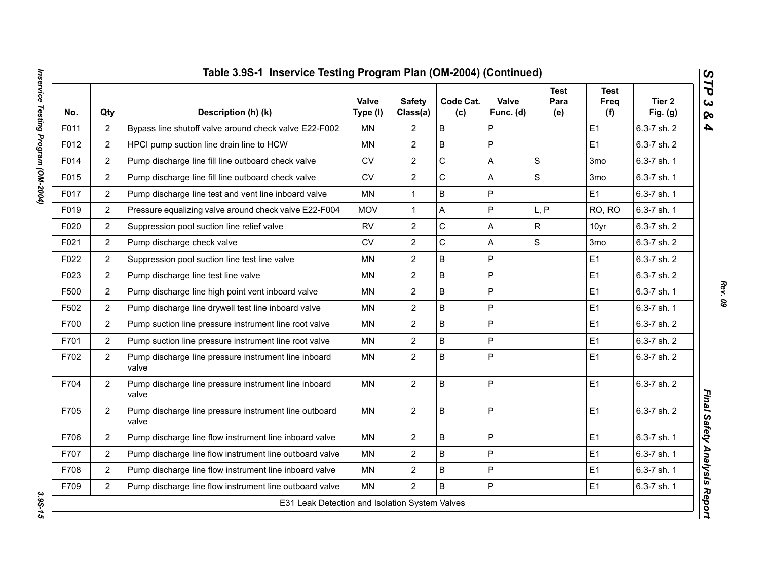## Table 3.9S-1 Inservice Testing Program Plan (OM-2004) (Continued)

| No. | Qty | Description (h) (k) | Valve Type (l) | Safety Class(a) | Code Cat. (c) | Valve Func. (d) | Test Para (e) | Test Freq (f) | Tier 2 Fig. (g) |
|---|---|---|---|---|---|---|---|---|---|
| F011 | 2 | Bypass line shutoff valve around check valve E22-F002 | MN | 2 | B | P | | E1 | 6.3-7 sh. 2 |
| F012 | 2 | HPCI pump suction line drain line to HCW | MN | 2 | B | P | | E1 | 6.3-7 sh. 2 |
| F014 | 2 | Pump discharge line fill line outboard check valve | CV | 2 | C | A | S | 3mo | 6.3-7 sh. 1 |
| F015 | 2 | Pump discharge line fill line outboard check valve | CV | 2 | C | A | S | 3mo | 6.3-7 sh. 1 |
| F017 | 2 | Pump discharge line test and vent line inboard valve | MN | 1 | B | P | | E1 | 6.3-7 sh. 1 |
| F019 | 2 | Pressure equalizing valve around check valve E22-F004 | MOV | 1 | A | P | L, P | RO, RO | 6.3-7 sh. 1 |
| F020 | 2 | Suppression pool suction line relief valve | RV | 2 | C | A | R | 10yr | 6.3-7 sh. 2 |
| F021 | 2 | Pump discharge check valve | CV | 2 | C | A | S | 3mo | 6.3-7 sh. 2 |
| F022 | 2 | Suppression pool suction line test line valve | MN | 2 | B | P | | E1 | 6.3-7 sh. 2 |
| F023 | 2 | Pump discharge line test line valve | MN | 2 | B | P | | E1 | 6.3-7 sh. 2 |
| F500 | 2 | Pump discharge line high point vent inboard valve | MN | 2 | B | P | | E1 | 6.3-7 sh. 1 |
| F502 | 2 | Pump discharge line drywell test line inboard valve | MN | 2 | B | P | | E1 | 6.3-7 sh. 1 |
| F700 | 2 | Pump suction line pressure instrument line root valve | MN | 2 | B | P | | E1 | 6.3-7 sh. 2 |
| F701 | 2 | Pump suction line pressure instrument line root valve | MN | 2 | B | P | | E1 | 6.3-7 sh. 2 |
| F702 | 2 | Pump discharge line pressure instrument line inboard valve | MN | 2 | B | P | | E1 | 6.3-7 sh. 2 |
| F704 | 2 | Pump discharge line pressure instrument line inboard valve | MN | 2 | B | P | | E1 | 6.3-7 sh. 2 |
| F705 | 2 | Pump discharge line pressure instrument line outboard valve | MN | 2 | B | P | | E1 | 6.3-7 sh. 2 |
| F706 | 2 | Pump discharge line flow instrument line inboard valve | MN | 2 | B | P | | E1 | 6.3-7 sh. 1 |
| F707 | 2 | Pump discharge line flow instrument line outboard valve | MN | 2 | B | P | | E1 | 6.3-7 sh. 1 |
| F708 | 2 | Pump discharge line flow instrument line inboard valve | MN | 2 | B | P | | E1 | 6.3-7 sh. 1 |
| F709 | 2 | Pump discharge line flow instrument line outboard valve | MN | 2 | B | P | | E1 | 6.3-7 sh. 1 |
| | | E31 Leak Detection and Isolation System Valves | | | | | | | |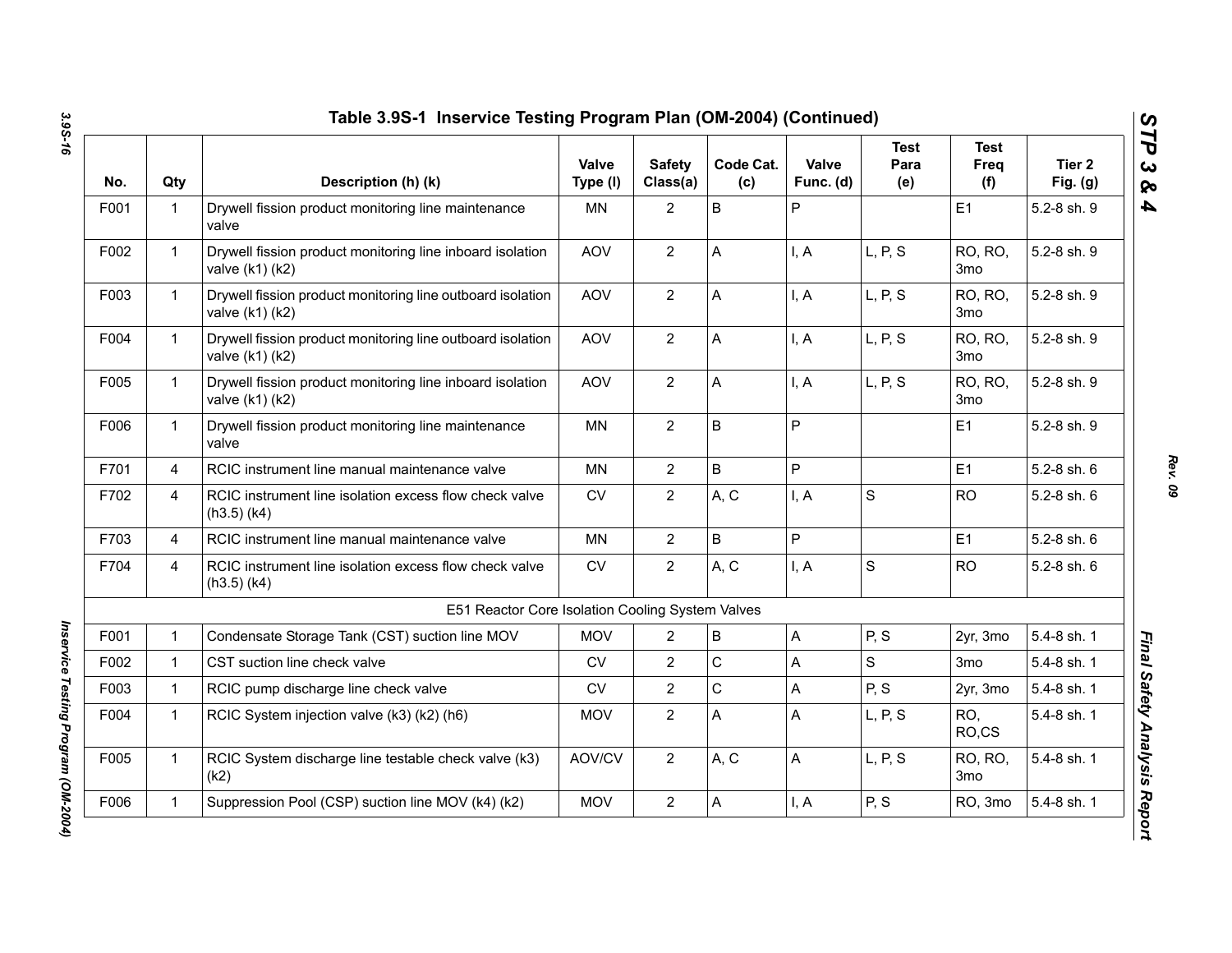## Table 3.9S-1 Inservice Testing Program Plan (OM-2004) (Continued)

| No. | Qty | Description (h) (k) | Valve Type (l) | Safety Class(a) | Code Cat. (c) | Valve Func. (d) | Test Para (e) | Test Freq (f) | Tier 2 Fig. (g) |
|---|---|---|---|---|---|---|---|---|---|
| F001 | 1 | Drywell fission product monitoring line maintenance valve | MN | 2 | B | P | | E1 | 5.2-8 sh. 9 |
| F002 | 1 | Drywell fission product monitoring line inboard isolation valve (k1) (k2) | AOV | 2 | A | I, A | L, P, S | RO, RO, 3mo | 5.2-8 sh. 9 |
| F003 | 1 | Drywell fission product monitoring line outboard isolation valve (k1) (k2) | AOV | 2 | A | I, A | L, P, S | RO, RO, 3mo | 5.2-8 sh. 9 |
| F004 | 1 | Drywell fission product monitoring line outboard isolation valve (k1) (k2) | AOV | 2 | A | I, A | L, P, S | RO, RO, 3mo | 5.2-8 sh. 9 |
| F005 | 1 | Drywell fission product monitoring line inboard isolation valve (k1) (k2) | AOV | 2 | A | I, A | L, P, S | RO, RO, 3mo | 5.2-8 sh. 9 |
| F006 | 1 | Drywell fission product monitoring line maintenance valve | MN | 2 | B | P | | E1 | 5.2-8 sh. 9 |
| F701 | 4 | RCIC instrument line manual maintenance valve | MN | 2 | B | P | | E1 | 5.2-8 sh. 6 |
| F702 | 4 | RCIC instrument line isolation excess flow check valve (h3.5) (k4) | CV | 2 | A, C | I, A | S | RO | 5.2-8 sh. 6 |
| F703 | 4 | RCIC instrument line manual maintenance valve | MN | 2 | B | P | | E1 | 5.2-8 sh. 6 |
| F704 | 4 | RCIC instrument line isolation excess flow check valve (h3.5) (k4) | CV | 2 | A, C | I, A | S | RO | 5.2-8 sh. 6 |
| | | E51 Reactor Core Isolation Cooling System Valves | | | | | | | |
| F001 | 1 | Condensate Storage Tank (CST) suction line MOV | MOV | 2 | B | A | P, S | 2yr, 3mo | 5.4-8 sh. 1 |
| F002 | 1 | CST suction line check valve | CV | 2 | C | A | S | 3mo | 5.4-8 sh. 1 |
| F003 | 1 | RCIC pump discharge line check valve | CV | 2 | C | A | P, S | 2yr, 3mo | 5.4-8 sh. 1 |
| F004 | 1 | RCIC System injection valve (k3) (k2) (h6) | MOV | 2 | A | A | L, P, S | RO, RO,CS | 5.4-8 sh. 1 |
| F005 | 1 | RCIC System discharge line testable check valve (k3) (k2) | AOV/CV | 2 | A, C | A | L, P, S | RO, RO, 3mo | 5.4-8 sh. 1 |
| F006 | 1 | Suppression Pool (CSP) suction line MOV (k4) (k2) | MOV | 2 | A | I, A | P, S | RO, 3mo | 5.4-8 sh. 1 |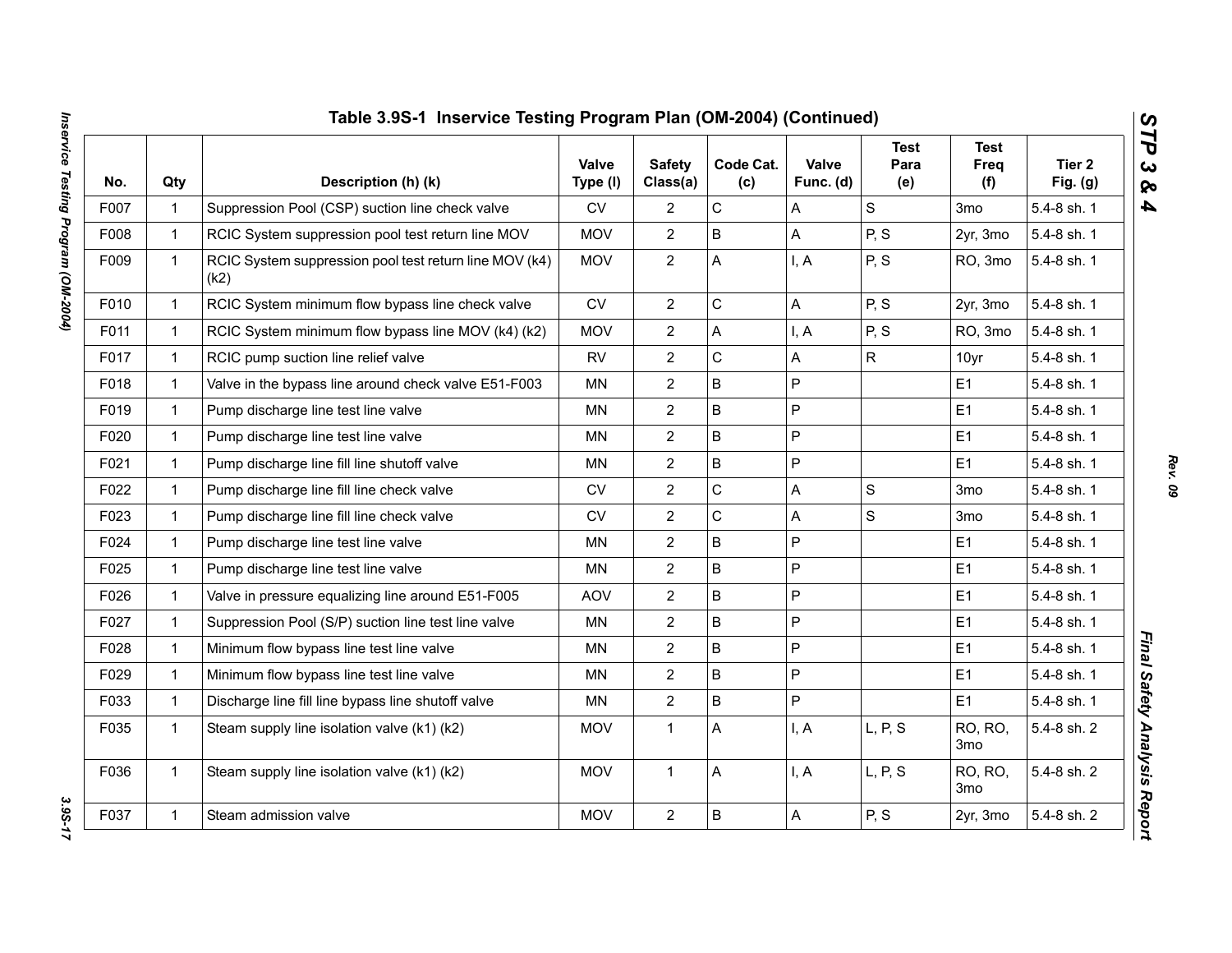# Table 3.9S-1 Inservice Testing Program Plan (OM-2004) (Continued)

| No. | Qty | Description (h) (k) | Valve Type (l) | Safety Class(a) | Code Cat. (c) | Valve Func. (d) | Test Para (e) | Test Freq (f) | Tier 2 Fig. (g) |
|---|---|---|---|---|---|---|---|---|---|
| F007 | 1 | Suppression Pool (CSP) suction line check valve | CV | 2 | C | A | S | 3mo | 5.4-8 sh. 1 |
| F008 | 1 | RCIC System suppression pool test return line MOV | MOV | 2 | B | A | P, S | 2yr, 3mo | 5.4-8 sh. 1 |
| F009 | 1 | RCIC System suppression pool test return line MOV (k4) (k2) | MOV | 2 | A | I, A | P, S | RO, 3mo | 5.4-8 sh. 1 |
| F010 | 1 | RCIC System minimum flow bypass line check valve | CV | 2 | C | A | P, S | 2yr, 3mo | 5.4-8 sh. 1 |
| F011 | 1 | RCIC System minimum flow bypass line MOV (k4) (k2) | MOV | 2 | A | I, A | P, S | RO, 3mo | 5.4-8 sh. 1 |
| F017 | 1 | RCIC pump suction line relief valve | RV | 2 | C | A | R | 10yr | 5.4-8 sh. 1 |
| F018 | 1 | Valve in the bypass line around check valve E51-F003 | MN | 2 | B | P | | E1 | 5.4-8 sh. 1 |
| F019 | 1 | Pump discharge line test line valve | MN | 2 | B | P | | E1 | 5.4-8 sh. 1 |
| F020 | 1 | Pump discharge line test line valve | MN | 2 | B | P | | E1 | 5.4-8 sh. 1 |
| F021 | 1 | Pump discharge line fill line shutoff valve | MN | 2 | B | P | | E1 | 5.4-8 sh. 1 |
| F022 | 1 | Pump discharge line fill line check valve | CV | 2 | C | A | S | 3mo | 5.4-8 sh. 1 |
| F023 | 1 | Pump discharge line fill line check valve | CV | 2 | C | A | S | 3mo | 5.4-8 sh. 1 |
| F024 | 1 | Pump discharge line test line valve | MN | 2 | B | P | | E1 | 5.4-8 sh. 1 |
| F025 | 1 | Pump discharge line test line valve | MN | 2 | B | P | | E1 | 5.4-8 sh. 1 |
| F026 | 1 | Valve in pressure equalizing line around E51-F005 | AOV | 2 | B | P | | E1 | 5.4-8 sh. 1 |
| F027 | 1 | Suppression Pool (S/P) suction line test line valve | MN | 2 | B | P | | E1 | 5.4-8 sh. 1 |
| F028 | 1 | Minimum flow bypass line test line valve | MN | 2 | B | P | | E1 | 5.4-8 sh. 1 |
| F029 | 1 | Minimum flow bypass line test line valve | MN | 2 | B | P | | E1 | 5.4-8 sh. 1 |
| F033 | 1 | Discharge line fill line bypass line shutoff valve | MN | 2 | B | P | | E1 | 5.4-8 sh. 1 |
| F035 | 1 | Steam supply line isolation valve (k1) (k2) | MOV | 1 | A | I, A | L, P, S | RO, RO, 3mo | 5.4-8 sh. 2 |
| F036 | 1 | Steam supply line isolation valve (k1) (k2) | MOV | 1 | A | I, A | L, P, S | RO, RO, 3mo | 5.4-8 sh. 2 |
| F037 | 1 | Steam admission valve | MOV | 2 | B | A | P, S | 2yr, 3mo | 5.4-8 sh. 2 |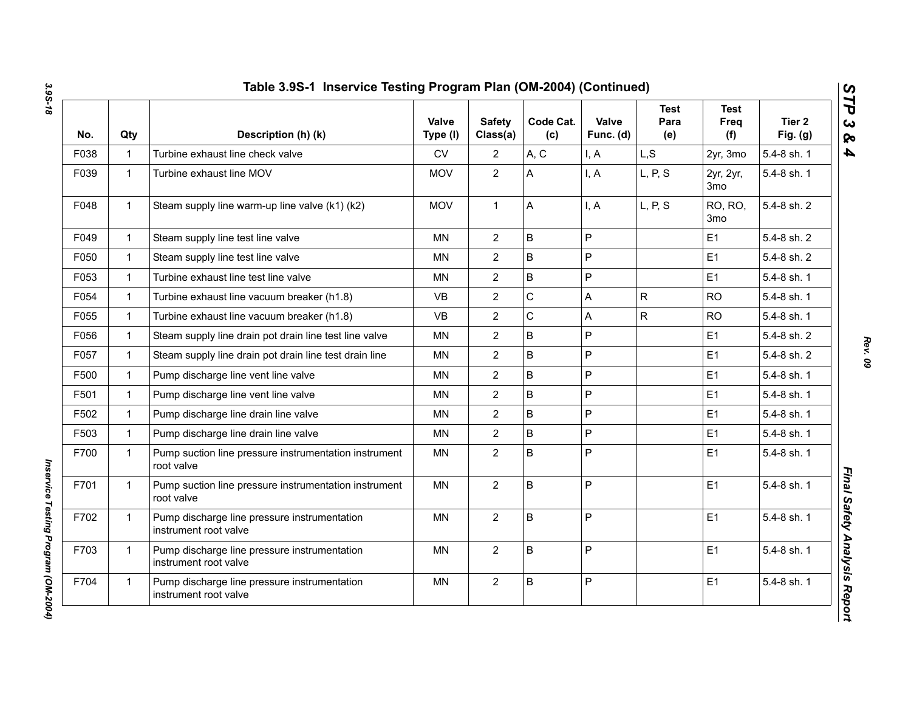## Table 3.9S-1 Inservice Testing Program Plan (OM-2004) (Continued)

| No. | Qty | Description (h) (k) | Valve Type (l) | Safety Class(a) | Code Cat. (c) | Valve Func. (d) | Test Para (e) | Test Freq (f) | Tier 2 Fig. (g) |
|---|---|---|---|---|---|---|---|---|---|
| F038 | 1 | Turbine exhaust line check valve | CV | 2 | A, C | I, A | L,S | 2yr, 3mo | 5.4-8 sh. 1 |
| F039 | 1 | Turbine exhaust line MOV | MOV | 2 | A | I, A | L, P, S | 2yr, 2yr, 3mo | 5.4-8 sh. 1 |
| F048 | 1 | Steam supply line warm-up line valve (k1) (k2) | MOV | 1 | A | I, A | L, P, S | RO, RO, 3mo | 5.4-8 sh. 2 |
| F049 | 1 | Steam supply line test line valve | MN | 2 | B | P | | E1 | 5.4-8 sh. 2 |
| F050 | 1 | Steam supply line test line valve | MN | 2 | B | P | | E1 | 5.4-8 sh. 2 |
| F053 | 1 | Turbine exhaust line test line valve | MN | 2 | B | P | | E1 | 5.4-8 sh. 1 |
| F054 | 1 | Turbine exhaust line vacuum breaker (h1.8) | VB | 2 | C | A | R | RO | 5.4-8 sh. 1 |
| F055 | 1 | Turbine exhaust line vacuum breaker (h1.8) | VB | 2 | C | A | R | RO | 5.4-8 sh. 1 |
| F056 | 1 | Steam supply line drain pot drain line test line valve | MN | 2 | B | P | | E1 | 5.4-8 sh. 2 |
| F057 | 1 | Steam supply line drain pot drain line test drain line | MN | 2 | B | P | | E1 | 5.4-8 sh. 2 |
| F500 | 1 | Pump discharge line vent line valve | MN | 2 | B | P | | E1 | 5.4-8 sh. 1 |
| F501 | 1 | Pump discharge line vent line valve | MN | 2 | B | P | | E1 | 5.4-8 sh. 1 |
| F502 | 1 | Pump discharge line drain line valve | MN | 2 | B | P | | E1 | 5.4-8 sh. 1 |
| F503 | 1 | Pump discharge line drain line valve | MN | 2 | B | P | | E1 | 5.4-8 sh. 1 |
| F700 | 1 | Pump suction line pressure instrumentation instrument root valve | MN | 2 | B | P | | E1 | 5.4-8 sh. 1 |
| F701 | 1 | Pump suction line pressure instrumentation instrument root valve | MN | 2 | B | P | | E1 | 5.4-8 sh. 1 |
| F702 | 1 | Pump discharge line pressure instrumentation instrument root valve | MN | 2 | B | P | | E1 | 5.4-8 sh. 1 |
| F703 | 1 | Pump discharge line pressure instrumentation instrument root valve | MN | 2 | B | P | | E1 | 5.4-8 sh. 1 |
| F704 | 1 | Pump discharge line pressure instrumentation instrument root valve | MN | 2 | B | P | | E1 | 5.4-8 sh. 1 |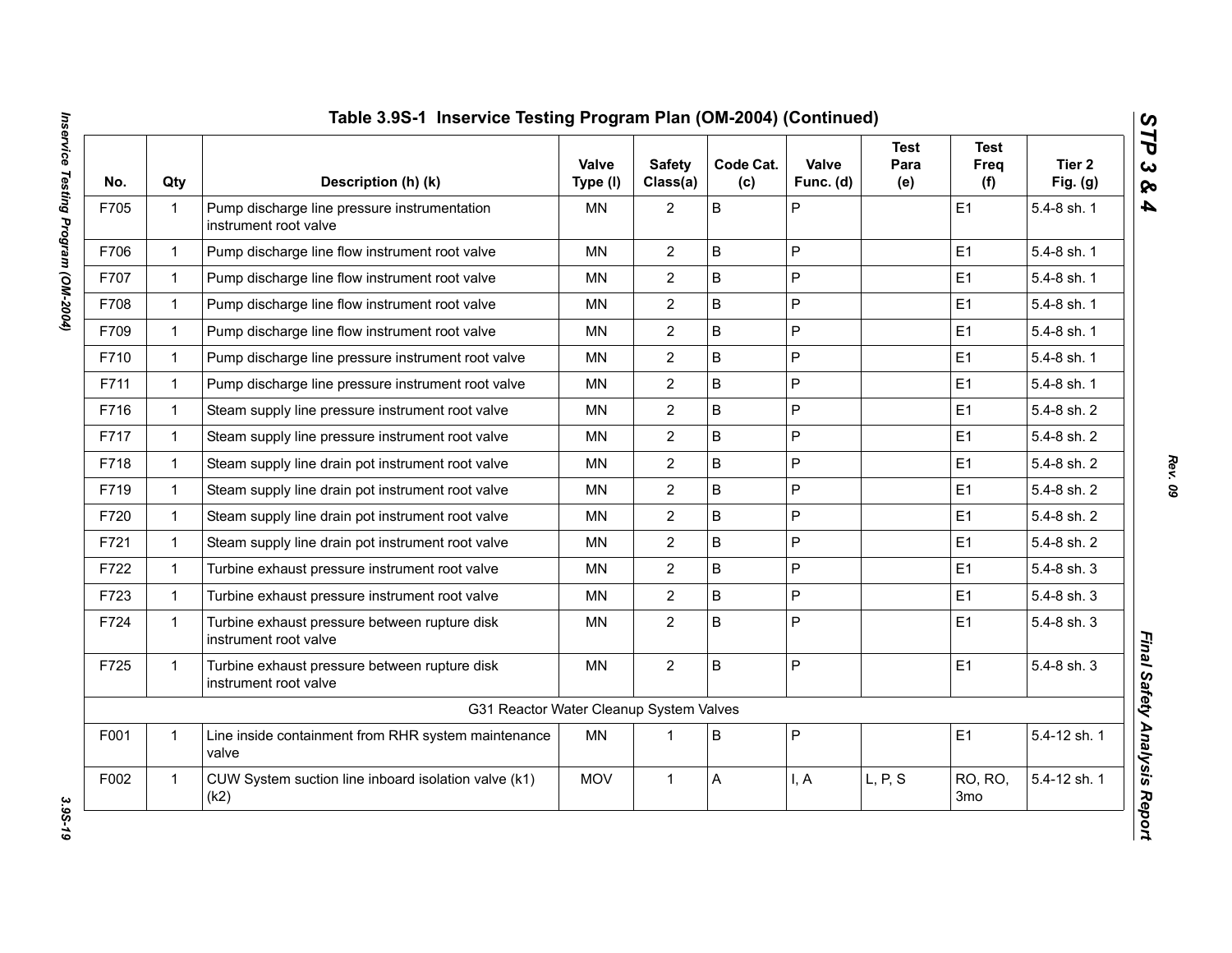## Table 3.9S-1 Inservice Testing Program Plan (OM-2004) (Continued)

| No. | Qty | Description (h) (k) | Valve Type (l) | Safety Class(a) | Code Cat. (c) | Valve Func. (d) | Test Para (e) | Test Freq (f) | Tier 2 Fig. (g) |
|---|---|---|---|---|---|---|---|---|---|
| F705 | 1 | Pump discharge line pressure instrumentation instrument root valve | MN | 2 | B | P | | E1 | 5.4-8 sh. 1 |
| F706 | 1 | Pump discharge line flow instrument root valve | MN | 2 | B | P | | E1 | 5.4-8 sh. 1 |
| F707 | 1 | Pump discharge line flow instrument root valve | MN | 2 | B | P | | E1 | 5.4-8 sh. 1 |
| F708 | 1 | Pump discharge line flow instrument root valve | MN | 2 | B | P | | E1 | 5.4-8 sh. 1 |
| F709 | 1 | Pump discharge line flow instrument root valve | MN | 2 | B | P | | E1 | 5.4-8 sh. 1 |
| F710 | 1 | Pump discharge line pressure instrument root valve | MN | 2 | B | P | | E1 | 5.4-8 sh. 1 |
| F711 | 1 | Pump discharge line pressure instrument root valve | MN | 2 | B | P | | E1 | 5.4-8 sh. 1 |
| F716 | 1 | Steam supply line pressure instrument root valve | MN | 2 | B | P | | E1 | 5.4-8 sh. 2 |
| F717 | 1 | Steam supply line pressure instrument root valve | MN | 2 | B | P | | E1 | 5.4-8 sh. 2 |
| F718 | 1 | Steam supply line drain pot instrument root valve | MN | 2 | B | P | | E1 | 5.4-8 sh. 2 |
| F719 | 1 | Steam supply line drain pot instrument root valve | MN | 2 | B | P | | E1 | 5.4-8 sh. 2 |
| F720 | 1 | Steam supply line drain pot instrument root valve | MN | 2 | B | P | | E1 | 5.4-8 sh. 2 |
| F721 | 1 | Steam supply line drain pot instrument root valve | MN | 2 | B | P | | E1 | 5.4-8 sh. 2 |
| F722 | 1 | Turbine exhaust pressure instrument root valve | MN | 2 | B | P | | E1 | 5.4-8 sh. 3 |
| F723 | 1 | Turbine exhaust pressure instrument root valve | MN | 2 | B | P | | E1 | 5.4-8 sh. 3 |
| F724 | 1 | Turbine exhaust pressure between rupture disk instrument root valve | MN | 2 | B | P | | E1 | 5.4-8 sh. 3 |
| F725 | 1 | Turbine exhaust pressure between rupture disk instrument root valve | MN | 2 | B | P | | E1 | 5.4-8 sh. 3 |
| | | G31 Reactor Water Cleanup System Valves | | | | | | | |
| F001 | 1 | Line inside containment from RHR system maintenance valve | MN | 1 | B | P | | E1 | 5.4-12 sh. 1 |
| F002 | 1 | CUW System suction line inboard isolation valve (k1) (k2) | MOV | 1 | A | I, A | L, P, S | RO, RO, 3mo | 5.4-12 sh. 1 |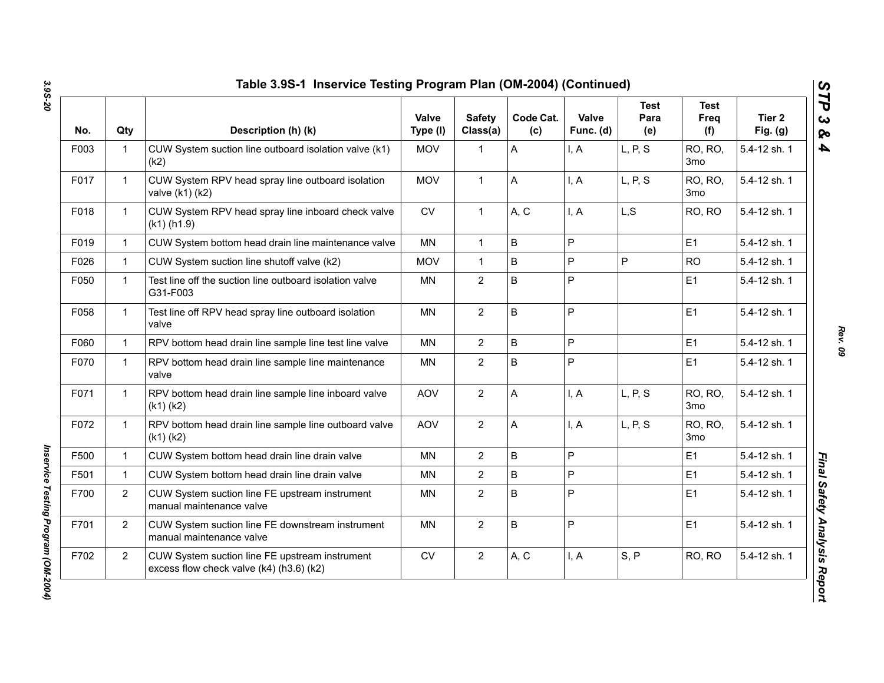# Table 3.9S-1 Inservice Testing Program Plan (OM-2004) (Continued)

| No. | Qty | Description (h) (k) | Valve Type (l) | Safety Class(a) | Code Cat. (c) | Valve Func. (d) | Test Para (e) | Test Freq (f) | Tier 2 Fig. (g) |
|---|---|---|---|---|---|---|---|---|---|
| F003 | 1 | CUW System suction line outboard isolation valve (k1) (k2) | MOV | 1 | A | I, A | L, P, S | RO, RO, 3mo | 5.4-12 sh. 1 |
| F017 | 1 | CUW System RPV head spray line outboard isolation valve (k1) (k2) | MOV | 1 | A | I, A | L, P, S | RO, RO, 3mo | 5.4-12 sh. 1 |
| F018 | 1 | CUW System RPV head spray line inboard check valve (k1) (h1.9) | CV | 1 | A, C | I, A | L,S | RO, RO | 5.4-12 sh. 1 |
| F019 | 1 | CUW System bottom head drain line maintenance valve | MN | 1 | B | P | | E1 | 5.4-12 sh. 1 |
| F026 | 1 | CUW System suction line shutoff valve (k2) | MOV | 1 | B | P | P | RO | 5.4-12 sh. 1 |
| F050 | 1 | Test line off the suction line outboard isolation valve G31-F003 | MN | 2 | B | P | | E1 | 5.4-12 sh. 1 |
| F058 | 1 | Test line off RPV head spray line outboard isolation valve | MN | 2 | B | P | | E1 | 5.4-12 sh. 1 |
| F060 | 1 | RPV bottom head drain line sample line test line valve | MN | 2 | B | P | | E1 | 5.4-12 sh. 1 |
| F070 | 1 | RPV bottom head drain line sample line maintenance valve | MN | 2 | B | P | | E1 | 5.4-12 sh. 1 |
| F071 | 1 | RPV bottom head drain line sample line inboard valve (k1) (k2) | AOV | 2 | A | I, A | L, P, S | RO, RO, 3mo | 5.4-12 sh. 1 |
| F072 | 1 | RPV bottom head drain line sample line outboard valve (k1) (k2) | AOV | 2 | A | I, A | L, P, S | RO, RO, 3mo | 5.4-12 sh. 1 |
| F500 | 1 | CUW System bottom head drain line drain valve | MN | 2 | B | P | | E1 | 5.4-12 sh. 1 |
| F501 | 1 | CUW System bottom head drain line drain valve | MN | 2 | B | P | | E1 | 5.4-12 sh. 1 |
| F700 | 2 | CUW System suction line FE upstream instrument manual maintenance valve | MN | 2 | B | P | | E1 | 5.4-12 sh. 1 |
| F701 | 2 | CUW System suction line FE downstream instrument manual maintenance valve | MN | 2 | B | P | | E1 | 5.4-12 sh. 1 |
| F702 | 2 | CUW System suction line FE upstream instrument excess flow check valve (k4) (h3.6) (k2) | CV | 2 | A, C | I, A | S, P | RO, RO | 5.4-12 sh. 1 |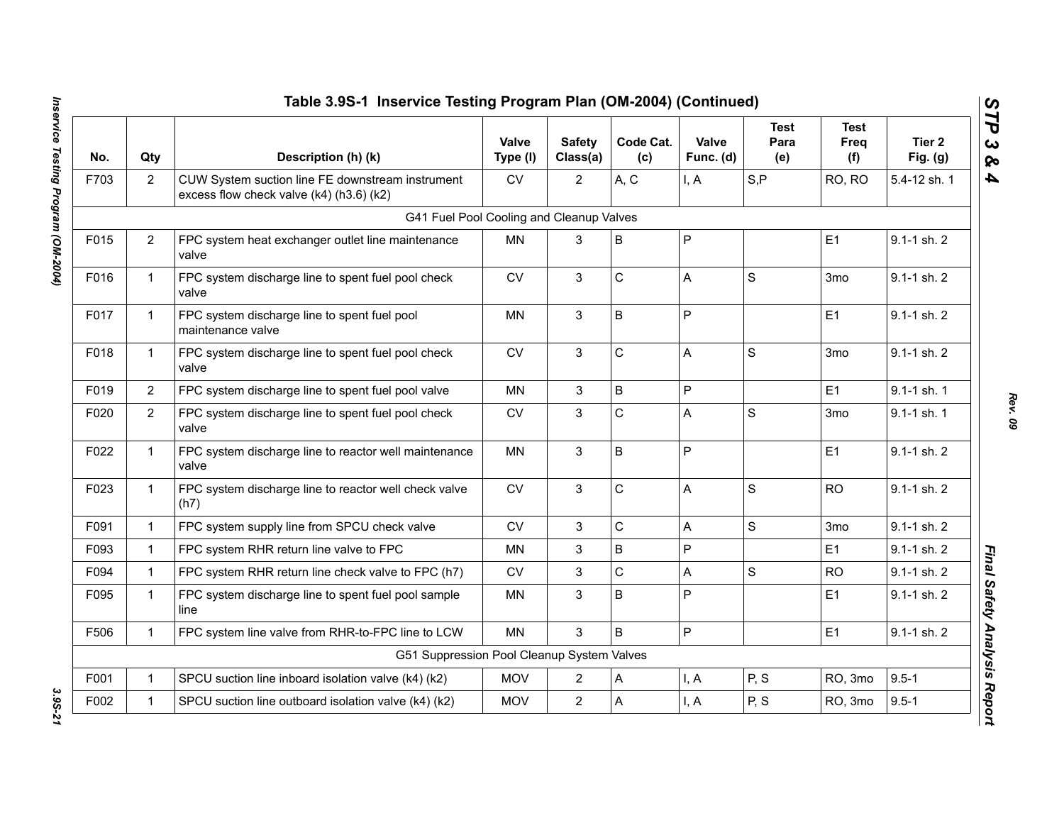## Table 3.9S-1 Inservice Testing Program Plan (OM-2004) (Continued)

| No. | Qty | Description (h) (k) | Valve Type (l) | Safety Class(a) | Code Cat. (c) | Valve Func. (d) | Test Para (e) | Test Freq (f) | Tier 2 Fig. (g) |
|---|---|---|---|---|---|---|---|---|---|
| F703 | 2 | CUW System suction line FE downstream instrument excess flow check valve (k4) (h3.6) (k2) | CV | 2 | A, C | I, A | S,P | RO, RO | 5.4-12 sh. 1 |
| G41 Fuel Pool Cooling and Cleanup Valves | | | | | | | | | |
| F015 | 2 | FPC system heat exchanger outlet line maintenance valve | MN | 3 | B | P | | E1 | 9.1-1 sh. 2 |
| F016 | 1 | FPC system discharge line to spent fuel pool check valve | CV | 3 | C | A | S | 3mo | 9.1-1 sh. 2 |
| F017 | 1 | FPC system discharge line to spent fuel pool maintenance valve | MN | 3 | B | P | | E1 | 9.1-1 sh. 2 |
| F018 | 1 | FPC system discharge line to spent fuel pool check valve | CV | 3 | C | A | S | 3mo | 9.1-1 sh. 2 |
| F019 | 2 | FPC system discharge line to spent fuel pool valve | MN | 3 | B | P | | E1 | 9.1-1 sh. 1 |
| F020 | 2 | FPC system discharge line to spent fuel pool check valve | CV | 3 | C | A | S | 3mo | 9.1-1 sh. 1 |
| F022 | 1 | FPC system discharge line to reactor well maintenance valve | MN | 3 | B | P | | E1 | 9.1-1 sh. 2 |
| F023 | 1 | FPC system discharge line to reactor well check valve (h7) | CV | 3 | C | A | S | RO | 9.1-1 sh. 2 |
| F091 | 1 | FPC system supply line from SPCU check valve | CV | 3 | C | A | S | 3mo | 9.1-1 sh. 2 |
| F093 | 1 | FPC system RHR return line valve to FPC | MN | 3 | B | P | | E1 | 9.1-1 sh. 2 |
| F094 | 1 | FPC system RHR return line check valve to FPC (h7) | CV | 3 | C | A | S | RO | 9.1-1 sh. 2 |
| F095 | 1 | FPC system discharge line to spent fuel pool sample line | MN | 3 | B | P | | E1 | 9.1-1 sh. 2 |
| F506 | 1 | FPC system line valve from RHR-to-FPC line to LCW | MN | 3 | B | P | | E1 | 9.1-1 sh. 2 |
| G51 Suppression Pool Cleanup System Valves | | | | | | | | | |
| F001 | 1 | SPCU suction line inboard isolation valve (k4) (k2) | MOV | 2 | A | I, A | P, S | RO, 3mo | 9.5-1 |
| F002 | 1 | SPCU suction line outboard isolation valve (k4) (k2) | MOV | 2 | A | I, A | P, S | RO, 3mo | 9.5-1 |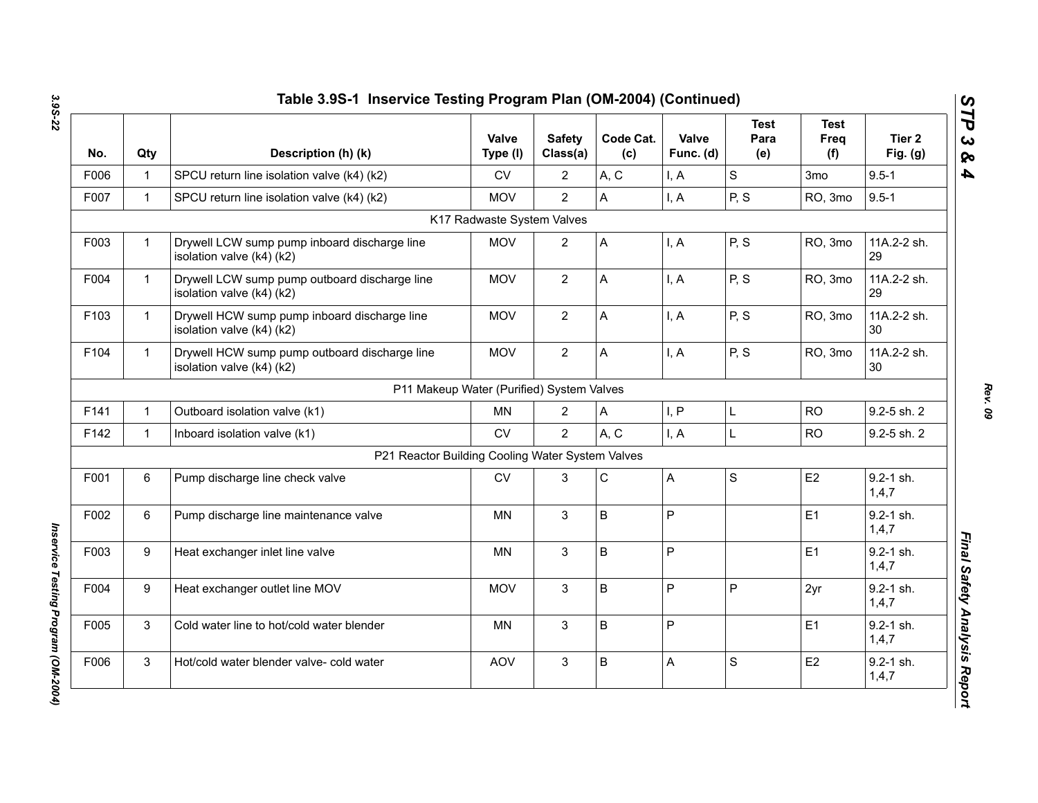# Table 3.9S-1 Inservice Testing Program Plan (OM-2004) (Continued)

| No. | Qty | Description (h) (k) | Valve Type (l) | Safety Class(a) | Code Cat. (c) | Valve Func. (d) | Test Para (e) | Test Freq (f) | Tier 2 Fig. (g) |
|---|---|---|---|---|---|---|---|---|---|
| F006 | 1 | SPCU return line isolation valve (k4) (k2) | CV | 2 | A, C | I, A | S | 3mo | 9.5-1 |
| F007 | 1 | SPCU return line isolation valve (k4) (k2) | MOV | 2 | A | I, A | P, S | RO, 3mo | 9.5-1 |
| | | K17 Radwaste System Valves | | | | | | | |
| F003 | 1 | Drywell LCW sump pump inboard discharge line isolation valve (k4) (k2) | MOV | 2 | A | I, A | P, S | RO, 3mo | 11A.2-2 sh. 29 |
| F004 | 1 | Drywell LCW sump pump outboard discharge line isolation valve (k4) (k2) | MOV | 2 | A | I, A | P, S | RO, 3mo | 11A.2-2 sh. 29 |
| F103 | 1 | Drywell HCW sump pump inboard discharge line isolation valve (k4) (k2) | MOV | 2 | A | I, A | P, S | RO, 3mo | 11A.2-2 sh. 30 |
| F104 | 1 | Drywell HCW sump pump outboard discharge line isolation valve (k4) (k2) | MOV | 2 | A | I, A | P, S | RO, 3mo | 11A.2-2 sh. 30 |
| | | P11 Makeup Water (Purified) System Valves | | | | | | | |
| F141 | 1 | Outboard isolation valve (k1) | MN | 2 | A | I, P | L | RO | 9.2-5 sh. 2 |
| F142 | 1 | Inboard isolation valve (k1) | CV | 2 | A, C | I, A | L | RO | 9.2-5 sh. 2 |
| | | P21 Reactor Building Cooling Water System Valves | | | | | | | |
| F001 | 6 | Pump discharge line check valve | CV | 3 | C | A | S | E2 | 9.2-1 sh. 1,4,7 |
| F002 | 6 | Pump discharge line maintenance valve | MN | 3 | B | P | | E1 | 9.2-1 sh. 1,4,7 |
| F003 | 9 | Heat exchanger inlet line valve | MN | 3 | B | P | | E1 | 9.2-1 sh. 1,4,7 |
| F004 | 9 | Heat exchanger outlet line MOV | MOV | 3 | B | P | P | 2yr | 9.2-1 sh. 1,4,7 |
| F005 | 3 | Cold water line to hot/cold water blender | MN | 3 | B | P | | E1 | 9.2-1 sh. 1,4,7 |
| F006 | 3 | Hot/cold water blender valve- cold water | AOV | 3 | B | A | S | E2 | 9.2-1 sh. 1,4,7 |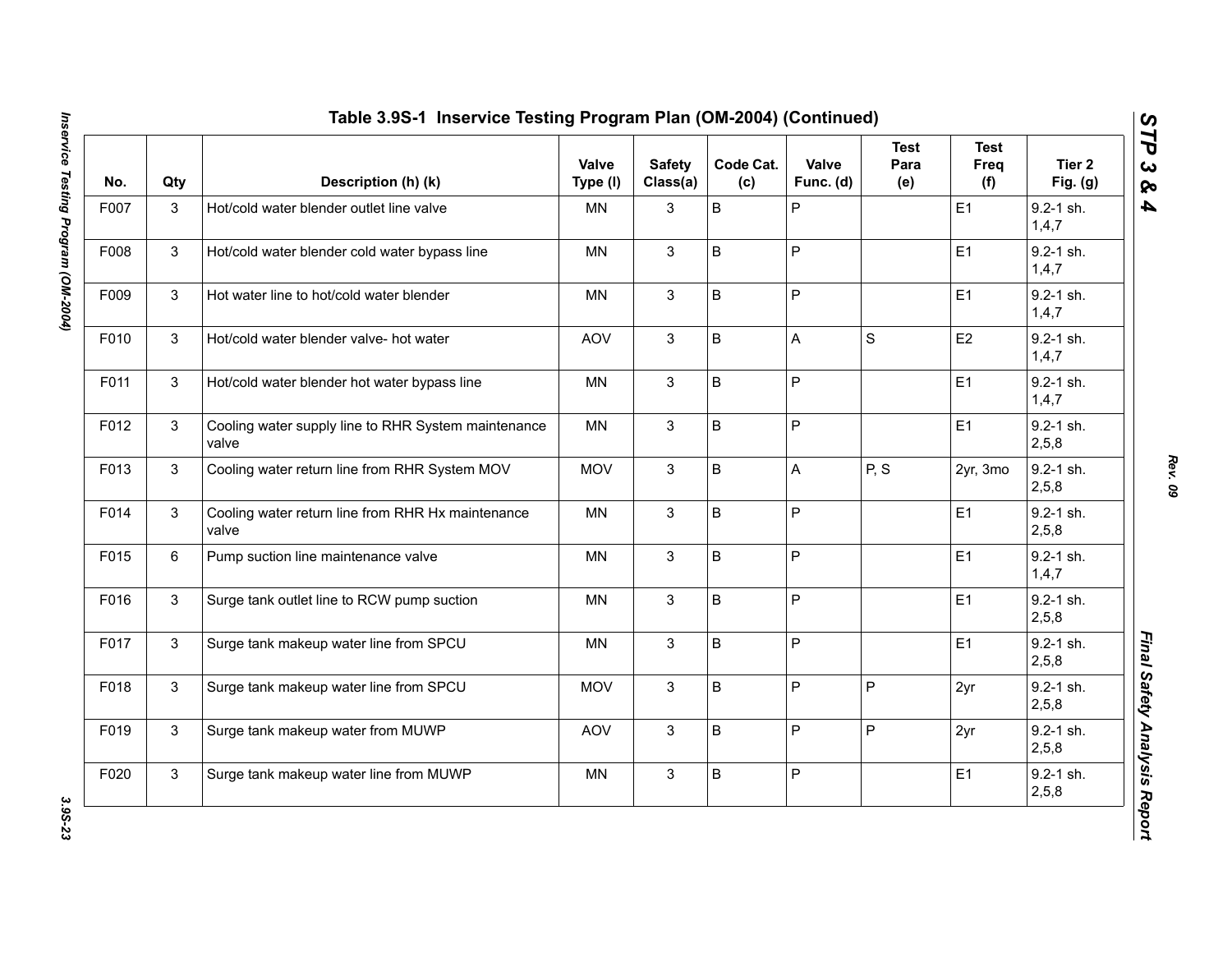## Table 3.9S-1 Inservice Testing Program Plan (OM-2004) (Continued)

| No. | Qty | Description (h) (k) | Valve Type (l) | Safety Class(a) | Code Cat. (c) | Valve Func. (d) | Test Para (e) | Test Freq (f) | Tier 2 Fig. (g) |
|---|---|---|---|---|---|---|---|---|---|
| F007 | 3 | Hot/cold water blender outlet line valve | MN | 3 | B | P | | E1 | 9.2-1 sh. 1,4,7 |
| F008 | 3 | Hot/cold water blender cold water bypass line | MN | 3 | B | P | | E1 | 9.2-1 sh. 1,4,7 |
| F009 | 3 | Hot water line to hot/cold water blender | MN | 3 | B | P | | E1 | 9.2-1 sh. 1,4,7 |
| F010 | 3 | Hot/cold water blender valve- hot water | AOV | 3 | B | A | S | E2 | 9.2-1 sh. 1,4,7 |
| F011 | 3 | Hot/cold water blender hot water bypass line | MN | 3 | B | P | | E1 | 9.2-1 sh. 1,4,7 |
| F012 | 3 | Cooling water supply line to RHR System maintenance valve | MN | 3 | B | P | | E1 | 9.2-1 sh. 2,5,8 |
| F013 | 3 | Cooling water return line from RHR System MOV | MOV | 3 | B | A | P, S | 2yr, 3mo | 9.2-1 sh. 2,5,8 |
| F014 | 3 | Cooling water return line from RHR Hx maintenance valve | MN | 3 | B | P | | E1 | 9.2-1 sh. 2,5,8 |
| F015 | 6 | Pump suction line maintenance valve | MN | 3 | B | P | | E1 | 9.2-1 sh. 1,4,7 |
| F016 | 3 | Surge tank outlet line to RCW pump suction | MN | 3 | B | P | | E1 | 9.2-1 sh. 2,5,8 |
| F017 | 3 | Surge tank makeup water line from SPCU | MN | 3 | B | P | | E1 | 9.2-1 sh. 2,5,8 |
| F018 | 3 | Surge tank makeup water line from SPCU | MOV | 3 | B | P | P | 2yr | 9.2-1 sh. 2,5,8 |
| F019 | 3 | Surge tank makeup water from MUWP | AOV | 3 | B | P | P | 2yr | 9.2-1 sh. 2,5,8 |
| F020 | 3 | Surge tank makeup water line from MUWP | MN | 3 | B | P | | E1 | 9.2-1 sh. 2,5,8 |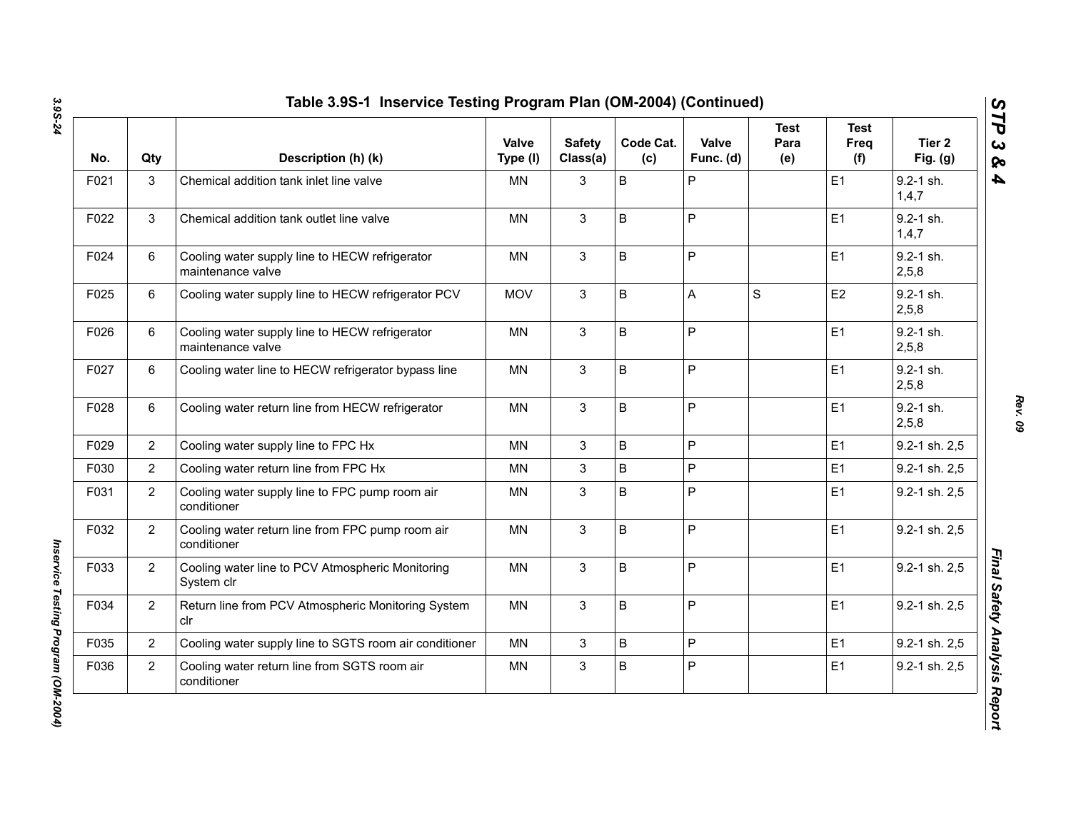## Table 3.9S-1 Inservice Testing Program Plan (OM-2004) (Continued)

| No. | Qty | Description (h) (k) | Valve Type (l) | Safety Class(a) | Code Cat. (c) | Valve Func. (d) | Test Para (e) | Test Freq (f) | Tier 2 Fig. (g) |
|---|---|---|---|---|---|---|---|---|---|
| F021 | 3 | Chemical addition tank inlet line valve | MN | 3 | B | P | | E1 | 9.2-1 sh. 1,4,7 |
| F022 | 3 | Chemical addition tank outlet line valve | MN | 3 | B | P | | E1 | 9.2-1 sh. 1,4,7 |
| F024 | 6 | Cooling water supply line to HECW refrigerator maintenance valve | MN | 3 | B | P | | E1 | 9.2-1 sh. 2,5,8 |
| F025 | 6 | Cooling water supply line to HECW refrigerator PCV | MOV | 3 | B | A | S | E2 | 9.2-1 sh. 2,5,8 |
| F026 | 6 | Cooling water supply line to HECW refrigerator maintenance valve | MN | 3 | B | P | | E1 | 9.2-1 sh. 2,5,8 |
| F027 | 6 | Cooling water line to HECW refrigerator bypass line | MN | 3 | B | P | | E1 | 9.2-1 sh. 2,5,8 |
| F028 | 6 | Cooling water return line from HECW refrigerator | MN | 3 | B | P | | E1 | 9.2-1 sh. 2,5,8 |
| F029 | 2 | Cooling water supply line to FPC Hx | MN | 3 | B | P | | E1 | 9.2-1 sh. 2,5 |
| F030 | 2 | Cooling water return line from FPC Hx | MN | 3 | B | P | | E1 | 9.2-1 sh. 2,5 |
| F031 | 2 | Cooling water supply line to FPC pump room air conditioner | MN | 3 | B | P | | E1 | 9.2-1 sh. 2,5 |
| F032 | 2 | Cooling water return line from FPC pump room air conditioner | MN | 3 | B | P | | E1 | 9.2-1 sh. 2,5 |
| F033 | 2 | Cooling water line to PCV Atmospheric Monitoring System clr | MN | 3 | B | P | | E1 | 9.2-1 sh. 2,5 |
| F034 | 2 | Return line from PCV Atmospheric Monitoring System clr | MN | 3 | B | P | | E1 | 9.2-1 sh. 2,5 |
| F035 | 2 | Cooling water supply line to SGTS room air conditioner | MN | 3 | B | P | | E1 | 9.2-1 sh. 2,5 |
| F036 | 2 | Cooling water return line from SGTS room air conditioner | MN | 3 | B | P | | E1 | 9.2-1 sh. 2,5 |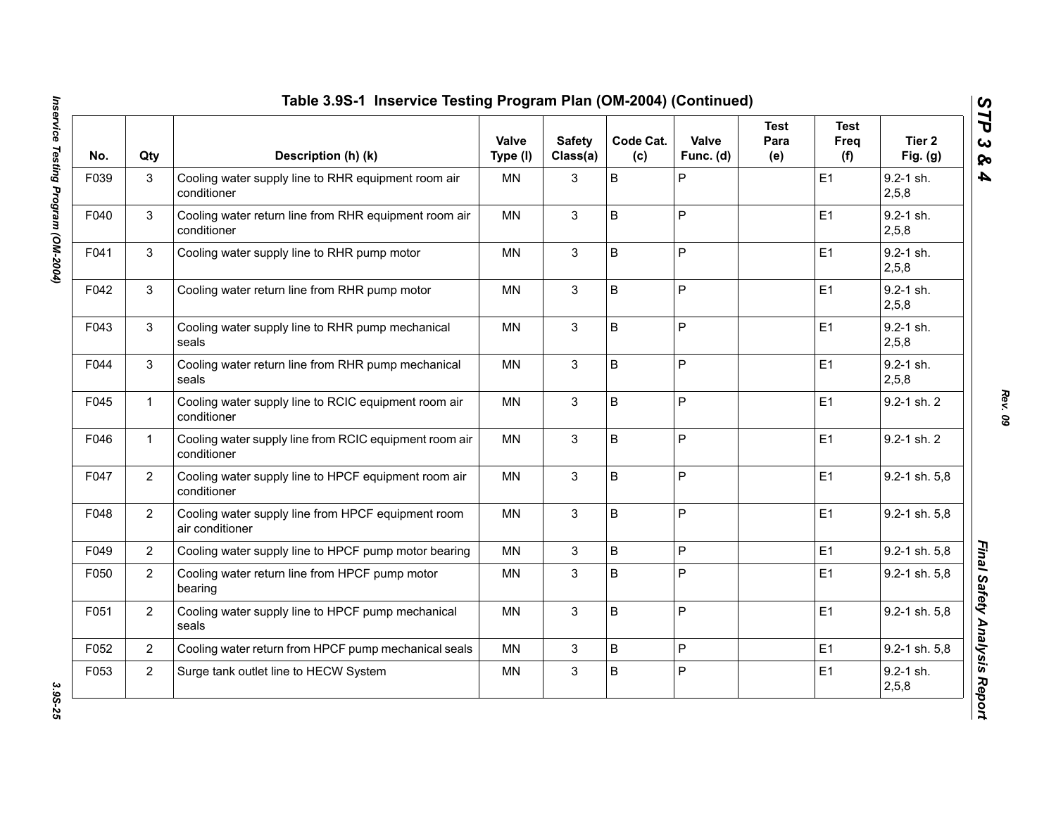## Table 3.9S-1 Inservice Testing Program Plan (OM-2004) (Continued)

| No. | Qty | Description (h) (k) | Valve Type (l) | Safety Class(a) | Code Cat. (c) | Valve Func. (d) | Test Para (e) | Test Freq (f) | Tier 2 Fig. (g) |
|---|---|---|---|---|---|---|---|---|---|
| F039 | 3 | Cooling water supply line to RHR equipment room air conditioner | MN | 3 | B | P | | E1 | 9.2-1 sh. 2,5,8 |
| F040 | 3 | Cooling water return line from RHR equipment room air conditioner | MN | 3 | B | P | | E1 | 9.2-1 sh. 2,5,8 |
| F041 | 3 | Cooling water supply line to RHR pump motor | MN | 3 | B | P | | E1 | 9.2-1 sh. 2,5,8 |
| F042 | 3 | Cooling water return line from RHR pump motor | MN | 3 | B | P | | E1 | 9.2-1 sh. 2,5,8 |
| F043 | 3 | Cooling water supply line to RHR pump mechanical seals | MN | 3 | B | P | | E1 | 9.2-1 sh. 2,5,8 |
| F044 | 3 | Cooling water return line from RHR pump mechanical seals | MN | 3 | B | P | | E1 | 9.2-1 sh. 2,5,8 |
| F045 | 1 | Cooling water supply line to RCIC equipment room air conditioner | MN | 3 | B | P | | E1 | 9.2-1 sh. 2 |
| F046 | 1 | Cooling water supply line from RCIC equipment room air conditioner | MN | 3 | B | P | | E1 | 9.2-1 sh. 2 |
| F047 | 2 | Cooling water supply line to HPCF equipment room air conditioner | MN | 3 | B | P | | E1 | 9.2-1 sh. 5,8 |
| F048 | 2 | Cooling water supply line from HPCF equipment room air conditioner | MN | 3 | B | P | | E1 | 9.2-1 sh. 5,8 |
| F049 | 2 | Cooling water supply line to HPCF pump motor bearing | MN | 3 | B | P | | E1 | 9.2-1 sh. 5,8 |
| F050 | 2 | Cooling water return line from HPCF pump motor bearing | MN | 3 | B | P | | E1 | 9.2-1 sh. 5,8 |
| F051 | 2 | Cooling water supply line to HPCF pump mechanical seals | MN | 3 | B | P | | E1 | 9.2-1 sh. 5,8 |
| F052 | 2 | Cooling water return from HPCF pump mechanical seals | MN | 3 | B | P | | E1 | 9.2-1 sh. 5,8 |
| F053 | 2 | Surge tank outlet line to HECW System | MN | 3 | B | P | | E1 | 9.2-1 sh. 2,5,8 |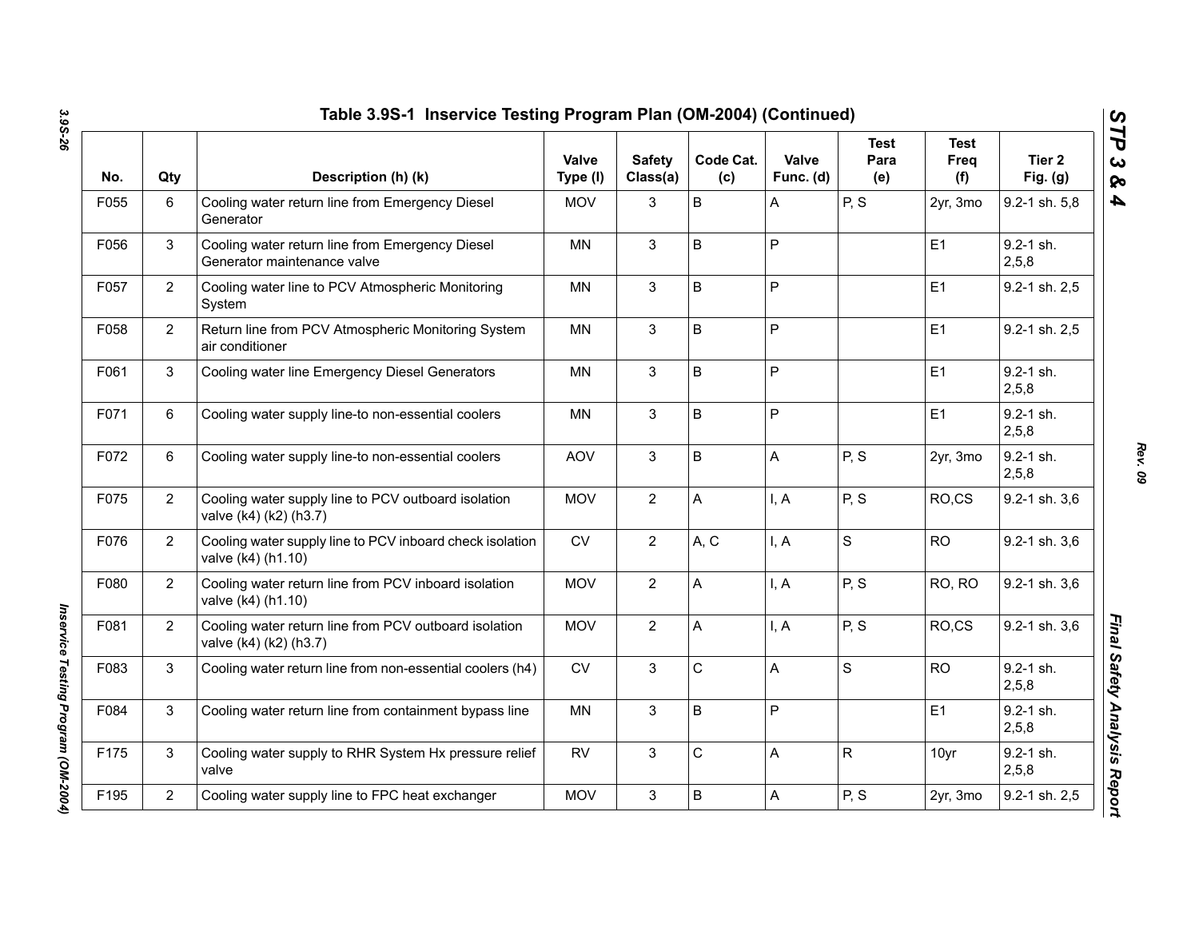## Table 3.9S-1 Inservice Testing Program Plan (OM-2004) (Continued)

| No. | Qty | Description (h) (k) | Valve Type (l) | Safety Class(a) | Code Cat. (c) | Valve Func. (d) | Test Para (e) | Test Freq (f) | Tier 2 Fig. (g) |
|---|---|---|---|---|---|---|---|---|---|
| F055 | 6 | Cooling water return line from Emergency Diesel Generator | MOV | 3 | B | A | P, S | 2yr, 3mo | 9.2-1 sh. 5,8 |
| F056 | 3 | Cooling water return line from Emergency Diesel Generator maintenance valve | MN | 3 | B | P | | E1 | 9.2-1 sh. 2,5,8 |
| F057 | 2 | Cooling water line to PCV Atmospheric Monitoring System | MN | 3 | B | P | | E1 | 9.2-1 sh. 2,5 |
| F058 | 2 | Return line from PCV Atmospheric Monitoring System air conditioner | MN | 3 | B | P | | E1 | 9.2-1 sh. 2,5 |
| F061 | 3 | Cooling water line Emergency Diesel Generators | MN | 3 | B | P | | E1 | 9.2-1 sh. 2,5,8 |
| F071 | 6 | Cooling water supply line-to non-essential coolers | MN | 3 | B | P | | E1 | 9.2-1 sh. 2,5,8 |
| F072 | 6 | Cooling water supply line-to non-essential coolers | AOV | 3 | B | A | P, S | 2yr, 3mo | 9.2-1 sh. 2,5,8 |
| F075 | 2 | Cooling water supply line to PCV outboard isolation valve (k4) (k2) (h3.7) | MOV | 2 | A | I, A | P, S | RO,CS | 9.2-1 sh. 3,6 |
| F076 | 2 | Cooling water supply line to PCV inboard check isolation valve (k4) (h1.10) | CV | 2 | A, C | I, A | S | RO | 9.2-1 sh. 3,6 |
| F080 | 2 | Cooling water return line from PCV inboard isolation valve (k4) (h1.10) | MOV | 2 | A | I, A | P, S | RO, RO | 9.2-1 sh. 3,6 |
| F081 | 2 | Cooling water return line from PCV outboard isolation valve (k4) (k2) (h3.7) | MOV | 2 | A | I, A | P, S | RO,CS | 9.2-1 sh. 3,6 |
| F083 | 3 | Cooling water return line from non-essential coolers (h4) | CV | 3 | C | A | S | RO | 9.2-1 sh. 2,5,8 |
| F084 | 3 | Cooling water return line from containment bypass line | MN | 3 | B | P | | E1 | 9.2-1 sh. 2,5,8 |
| F175 | 3 | Cooling water supply to RHR System Hx pressure relief valve | RV | 3 | C | A | R | 10yr | 9.2-1 sh. 2,5,8 |
| F195 | 2 | Cooling water supply line to FPC heat exchanger | MOV | 3 | B | A | P, S | 2yr, 3mo | 9.2-1 sh. 2,5 |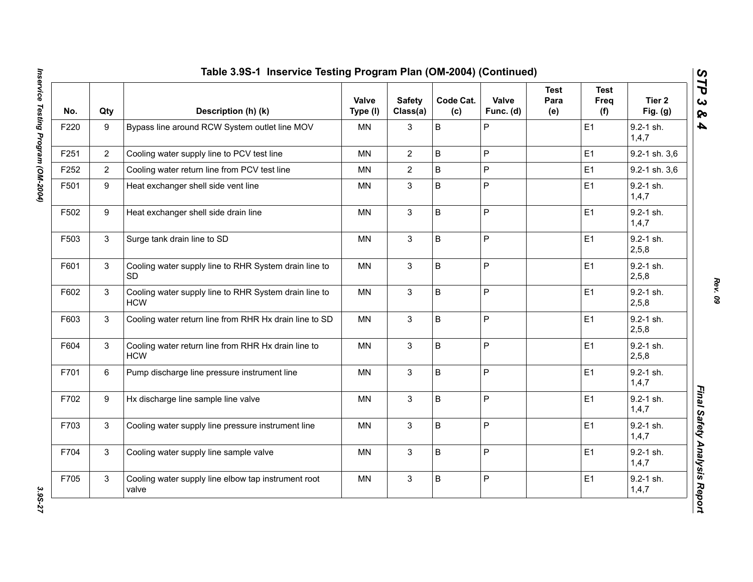## Table 3.9S-1 Inservice Testing Program Plan (OM-2004) (Continued)

| No. | Qty | Description (h) (k) | Valve Type (l) | Safety Class(a) | Code Cat. (c) | Valve Func. (d) | Test Para (e) | Test Freq (f) | Tier 2 Fig. (g) |
|---|---|---|---|---|---|---|---|---|---|
| F220 | 9 | Bypass line around RCW System outlet line MOV | MN | 3 | B | P | | E1 | 9.2-1 sh. 1,4,7 |
| F251 | 2 | Cooling water supply line to PCV test line | MN | 2 | B | P | | E1 | 9.2-1 sh. 3,6 |
| F252 | 2 | Cooling water return line from PCV test line | MN | 2 | B | P | | E1 | 9.2-1 sh. 3,6 |
| F501 | 9 | Heat exchanger shell side vent line | MN | 3 | B | P | | E1 | 9.2-1 sh. 1,4,7 |
| F502 | 9 | Heat exchanger shell side drain line | MN | 3 | B | P | | E1 | 9.2-1 sh. 1,4,7 |
| F503 | 3 | Surge tank drain line to SD | MN | 3 | B | P | | E1 | 9.2-1 sh. 2,5,8 |
| F601 | 3 | Cooling water supply line to RHR System drain line to SD | MN | 3 | B | P | | E1 | 9.2-1 sh. 2,5,8 |
| F602 | 3 | Cooling water supply line to RHR System drain line to HCW | MN | 3 | B | P | | E1 | 9.2-1 sh. 2,5,8 |
| F603 | 3 | Cooling water return line from RHR Hx drain line to SD | MN | 3 | B | P | | E1 | 9.2-1 sh. 2,5,8 |
| F604 | 3 | Cooling water return line from RHR Hx drain line to HCW | MN | 3 | B | P | | E1 | 9.2-1 sh. 2,5,8 |
| F701 | 6 | Pump discharge line pressure instrument line | MN | 3 | B | P | | E1 | 9.2-1 sh. 1,4,7 |
| F702 | 9 | Hx discharge line sample line valve | MN | 3 | B | P | | E1 | 9.2-1 sh. 1,4,7 |
| F703 | 3 | Cooling water supply line pressure instrument line | MN | 3 | B | P | | E1 | 9.2-1 sh. 1,4,7 |
| F704 | 3 | Cooling water supply line sample valve | MN | 3 | B | P | | E1 | 9.2-1 sh. 1,4,7 |
| F705 | 3 | Cooling water supply line elbow tap instrument root valve | MN | 3 | B | P | | E1 | 9.2-1 sh. 1,4,7 |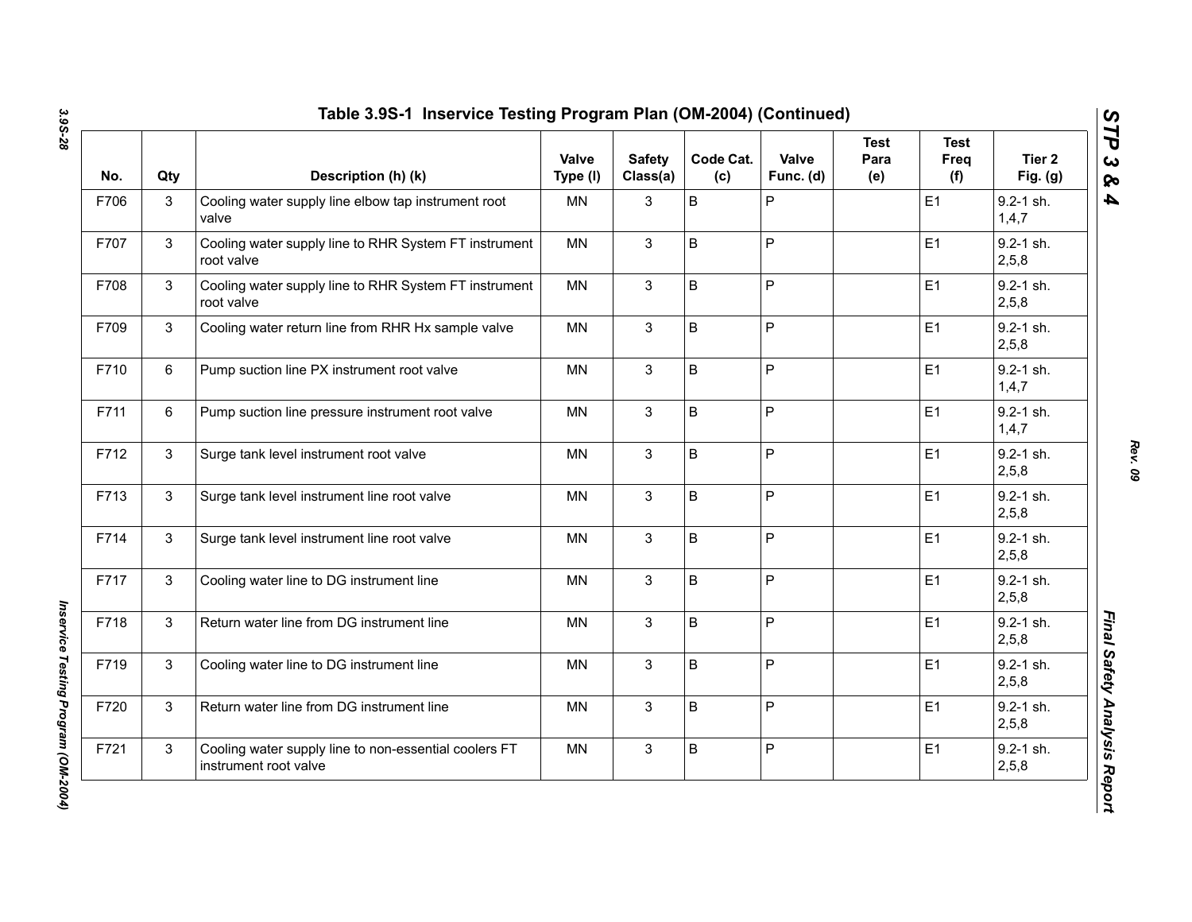## Table 3.9S-1 Inservice Testing Program Plan (OM-2004) (Continued)

| No. | Qty | Description (h) (k) | Valve Type (l) | Safety Class(a) | Code Cat. (c) | Valve Func. (d) | Test Para (e) | Test Freq (f) | Tier 2 Fig. (g) |
|---|---|---|---|---|---|---|---|---|---|
| F706 | 3 | Cooling water supply line elbow tap instrument root valve | MN | 3 | B | P | | E1 | 9.2-1 sh. 1,4,7 |
| F707 | 3 | Cooling water supply line to RHR System FT instrument root valve | MN | 3 | B | P | | E1 | 9.2-1 sh. 2,5,8 |
| F708 | 3 | Cooling water supply line to RHR System FT instrument root valve | MN | 3 | B | P | | E1 | 9.2-1 sh. 2,5,8 |
| F709 | 3 | Cooling water return line from RHR Hx sample valve | MN | 3 | B | P | | E1 | 9.2-1 sh. 2,5,8 |
| F710 | 6 | Pump suction line PX instrument root valve | MN | 3 | B | P | | E1 | 9.2-1 sh. 1,4,7 |
| F711 | 6 | Pump suction line pressure instrument root valve | MN | 3 | B | P | | E1 | 9.2-1 sh. 1,4,7 |
| F712 | 3 | Surge tank level instrument root valve | MN | 3 | B | P | | E1 | 9.2-1 sh. 2,5,8 |
| F713 | 3 | Surge tank level instrument line root valve | MN | 3 | B | P | | E1 | 9.2-1 sh. 2,5,8 |
| F714 | 3 | Surge tank level instrument line root valve | MN | 3 | B | P | | E1 | 9.2-1 sh. 2,5,8 |
| F717 | 3 | Cooling water line to DG instrument line | MN | 3 | B | P | | E1 | 9.2-1 sh. 2,5,8 |
| F718 | 3 | Return water line from DG instrument line | MN | 3 | B | P | | E1 | 9.2-1 sh. 2,5,8 |
| F719 | 3 | Cooling water line to DG instrument line | MN | 3 | B | P | | E1 | 9.2-1 sh. 2,5,8 |
| F720 | 3 | Return water line from DG instrument line | MN | 3 | B | P | | E1 | 9.2-1 sh. 2,5,8 |
| F721 | 3 | Cooling water supply line to non-essential coolers FT instrument root valve | MN | 3 | B | P | | E1 | 9.2-1 sh. 2,5,8 |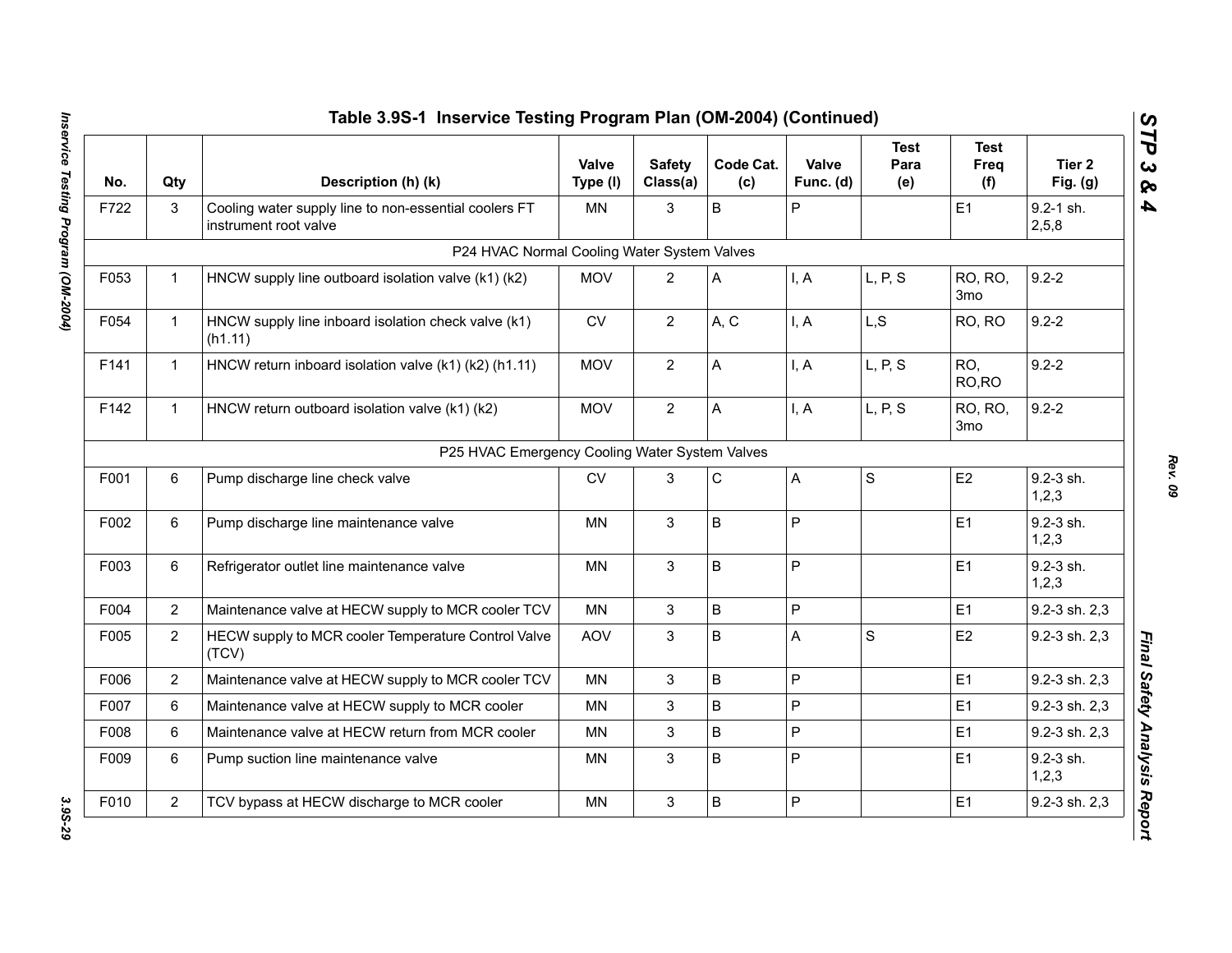## Table 3.9S-1 Inservice Testing Program Plan (OM-2004) (Continued)

| No. | Qty | Description (h) (k) | Valve Type (l) | Safety Class(a) | Code Cat. (c) | Valve Func. (d) | Test Para (e) | Test Freq (f) | Tier 2 Fig. (g) |
|---|---|---|---|---|---|---|---|---|---|
| F722 | 3 | Cooling water supply line to non-essential coolers FT instrument root valve | MN | 3 | B | P | | E1 | 9.2-1 sh. 2,5,8 |
| | | P24 HVAC Normal Cooling Water System Valves | | | | | | | |
| F053 | 1 | HNCW supply line outboard isolation valve (k1) (k2) | MOV | 2 | A | I, A | L, P, S | RO, RO, 3mo | 9.2-2 |
| F054 | 1 | HNCW supply line inboard isolation check valve (k1) (h1.11) | CV | 2 | A, C | I, A | L,S | RO, RO | 9.2-2 |
| F141 | 1 | HNCW return inboard isolation valve (k1) (k2) (h1.11) | MOV | 2 | A | I, A | L, P, S | RO, RO,RO | 9.2-2 |
| F142 | 1 | HNCW return outboard isolation valve (k1) (k2) | MOV | 2 | A | I, A | L, P, S | RO, RO, 3mo | 9.2-2 |
| | | P25 HVAC Emergency Cooling Water System Valves | | | | | | | |
| F001 | 6 | Pump discharge line check valve | CV | 3 | C | A | S | E2 | 9.2-3 sh. 1,2,3 |
| F002 | 6 | Pump discharge line maintenance valve | MN | 3 | B | P | | E1 | 9.2-3 sh. 1,2,3 |
| F003 | 6 | Refrigerator outlet line maintenance valve | MN | 3 | B | P | | E1 | 9.2-3 sh. 1,2,3 |
| F004 | 2 | Maintenance valve at HECW supply to MCR cooler TCV | MN | 3 | B | P | | E1 | 9.2-3 sh. 2,3 |
| F005 | 2 | HECW supply to MCR cooler Temperature Control Valve (TCV) | AOV | 3 | B | A | S | E2 | 9.2-3 sh. 2,3 |
| F006 | 2 | Maintenance valve at HECW supply to MCR cooler TCV | MN | 3 | B | P | | E1 | 9.2-3 sh. 2,3 |
| F007 | 6 | Maintenance valve at HECW supply to MCR cooler | MN | 3 | B | P | | E1 | 9.2-3 sh. 2,3 |
| F008 | 6 | Maintenance valve at HECW return from MCR cooler | MN | 3 | B | P | | E1 | 9.2-3 sh. 2,3 |
| F009 | 6 | Pump suction line maintenance valve | MN | 3 | B | P | | E1 | 9.2-3 sh. 1,2,3 |
| F010 | 2 | TCV bypass at HECW discharge to MCR cooler | MN | 3 | B | P | | E1 | 9.2-3 sh. 2,3 |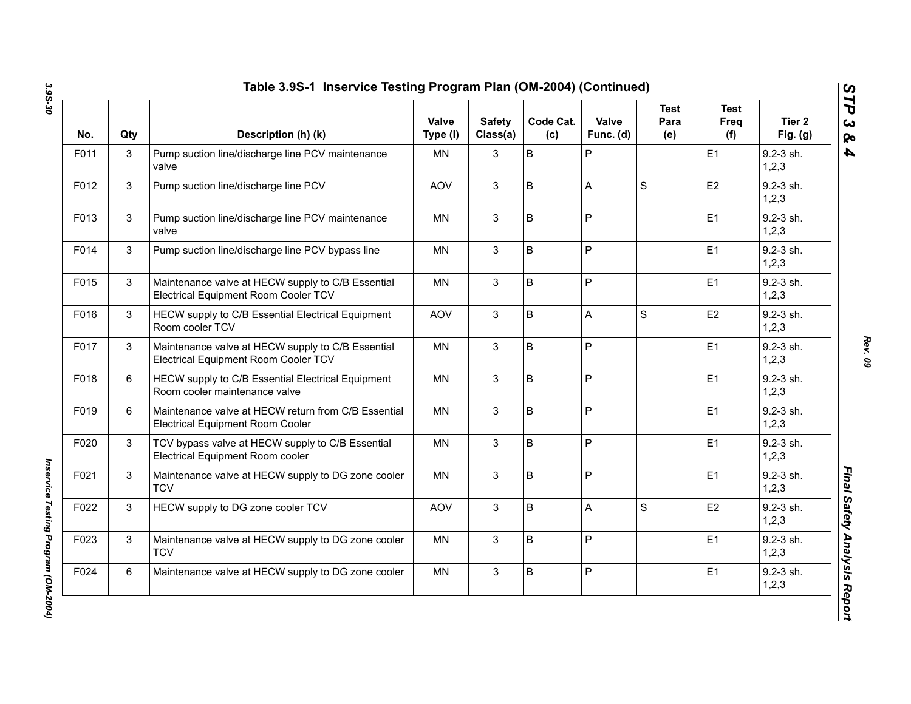## Table 3.9S-1 Inservice Testing Program Plan (OM-2004) (Continued)

| No. | Qty | Description (h) (k) | Valve Type (l) | Safety Class(a) | Code Cat. (c) | Valve Func. (d) | Test Para (e) | Test Freq (f) | Tier 2 Fig. (g) |
|---|---|---|---|---|---|---|---|---|---|
| F011 | 3 | Pump suction line/discharge line PCV maintenance valve | MN | 3 | B | P | | E1 | 9.2-3 sh. 1,2,3 |
| F012 | 3 | Pump suction line/discharge line PCV | AOV | 3 | B | A | S | E2 | 9.2-3 sh. 1,2,3 |
| F013 | 3 | Pump suction line/discharge line PCV maintenance valve | MN | 3 | B | P | | E1 | 9.2-3 sh. 1,2,3 |
| F014 | 3 | Pump suction line/discharge line PCV bypass line | MN | 3 | B | P | | E1 | 9.2-3 sh. 1,2,3 |
| F015 | 3 | Maintenance valve at HECW supply to C/B Essential Electrical Equipment Room Cooler TCV | MN | 3 | B | P | | E1 | 9.2-3 sh. 1,2,3 |
| F016 | 3 | HECW supply to C/B Essential Electrical Equipment Room cooler TCV | AOV | 3 | B | A | S | E2 | 9.2-3 sh. 1,2,3 |
| F017 | 3 | Maintenance valve at HECW supply to C/B Essential Electrical Equipment Room Cooler TCV | MN | 3 | B | P | | E1 | 9.2-3 sh. 1,2,3 |
| F018 | 6 | HECW supply to C/B Essential Electrical Equipment Room cooler maintenance valve | MN | 3 | B | P | | E1 | 9.2-3 sh. 1,2,3 |
| F019 | 6 | Maintenance valve at HECW return from C/B Essential Electrical Equipment Room Cooler | MN | 3 | B | P | | E1 | 9.2-3 sh. 1,2,3 |
| F020 | 3 | TCV bypass valve at HECW supply to C/B Essential Electrical Equipment Room cooler | MN | 3 | B | P | | E1 | 9.2-3 sh. 1,2,3 |
| F021 | 3 | Maintenance valve at HECW supply to DG zone cooler TCV | MN | 3 | B | P | | E1 | 9.2-3 sh. 1,2,3 |
| F022 | 3 | HECW supply to DG zone cooler TCV | AOV | 3 | B | A | S | E2 | 9.2-3 sh. 1,2,3 |
| F023 | 3 | Maintenance valve at HECW supply to DG zone cooler TCV | MN | 3 | B | P | | E1 | 9.2-3 sh. 1,2,3 |
| F024 | 6 | Maintenance valve at HECW supply to DG zone cooler | MN | 3 | B | P | | E1 | 9.2-3 sh. 1,2,3 |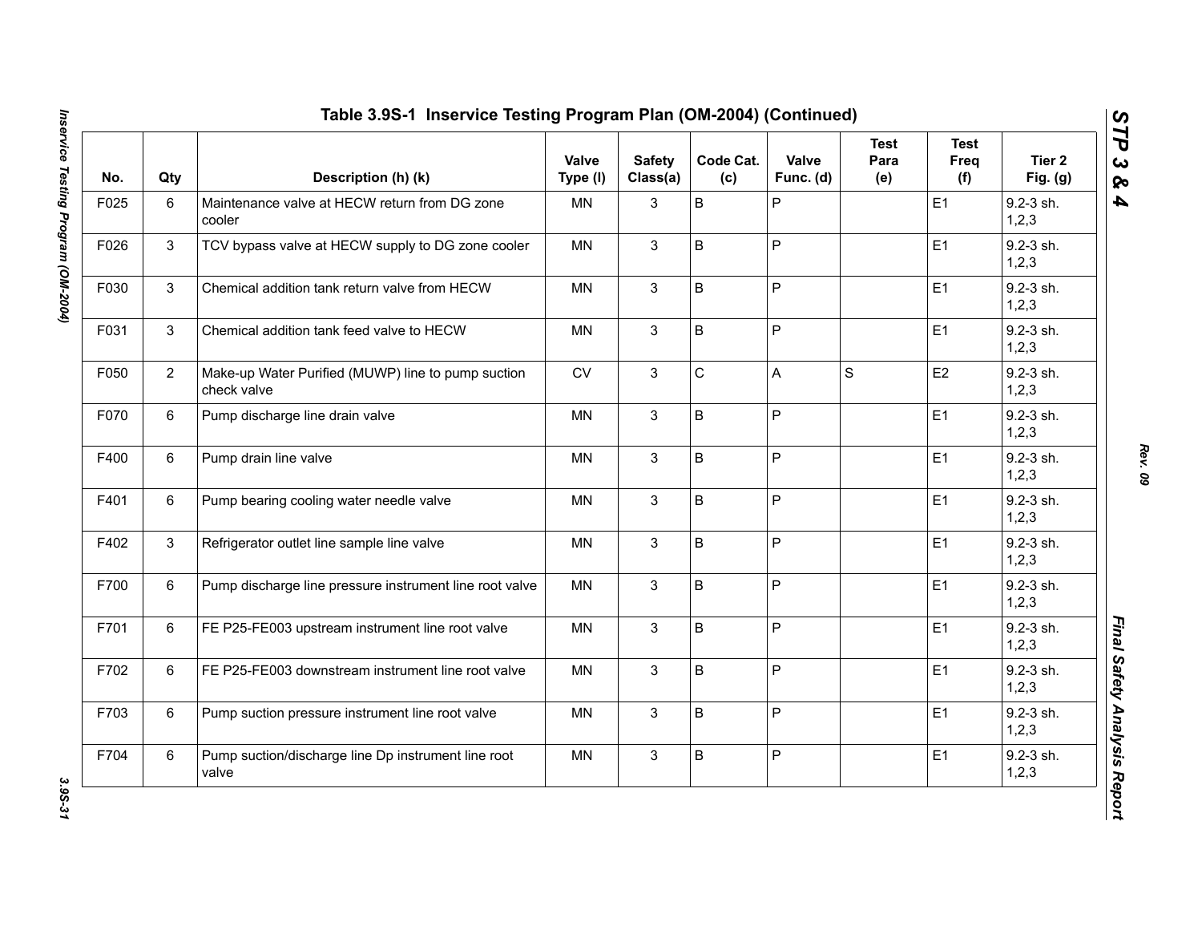## Table 3.9S-1 Inservice Testing Program Plan (OM-2004) (Continued)

| No. | Qty | Description (h) (k) | Valve Type (l) | Safety Class(a) | Code Cat. (c) | Valve Func. (d) | Test Para (e) | Test Freq (f) | Tier 2 Fig. (g) |
|---|---|---|---|---|---|---|---|---|---|
| F025 | 6 | Maintenance valve at HECW return from DG zone cooler | MN | 3 | B | P | | E1 | 9.2-3 sh. 1,2,3 |
| F026 | 3 | TCV bypass valve at HECW supply to DG zone cooler | MN | 3 | B | P | | E1 | 9.2-3 sh. 1,2,3 |
| F030 | 3 | Chemical addition tank return valve from HECW | MN | 3 | B | P | | E1 | 9.2-3 sh. 1,2,3 |
| F031 | 3 | Chemical addition tank feed valve to HECW | MN | 3 | B | P | | E1 | 9.2-3 sh. 1,2,3 |
| F050 | 2 | Make-up Water Purified (MUWP) line to pump suction check valve | CV | 3 | C | A | S | E2 | 9.2-3 sh. 1,2,3 |
| F070 | 6 | Pump discharge line drain valve | MN | 3 | B | P | | E1 | 9.2-3 sh. 1,2,3 |
| F400 | 6 | Pump drain line valve | MN | 3 | B | P | | E1 | 9.2-3 sh. 1,2,3 |
| F401 | 6 | Pump bearing cooling water needle valve | MN | 3 | B | P | | E1 | 9.2-3 sh. 1,2,3 |
| F402 | 3 | Refrigerator outlet line sample line valve | MN | 3 | B | P | | E1 | 9.2-3 sh. 1,2,3 |
| F700 | 6 | Pump discharge line pressure instrument line root valve | MN | 3 | B | P | | E1 | 9.2-3 sh. 1,2,3 |
| F701 | 6 | FE P25-FE003 upstream instrument line root valve | MN | 3 | B | P | | E1 | 9.2-3 sh. 1,2,3 |
| F702 | 6 | FE P25-FE003 downstream instrument line root valve | MN | 3 | B | P | | E1 | 9.2-3 sh. 1,2,3 |
| F703 | 6 | Pump suction pressure instrument line root valve | MN | 3 | B | P | | E1 | 9.2-3 sh. 1,2,3 |
| F704 | 6 | Pump suction/discharge line Dp instrument line root valve | MN | 3 | B | P | | E1 | 9.2-3 sh. 1,2,3 |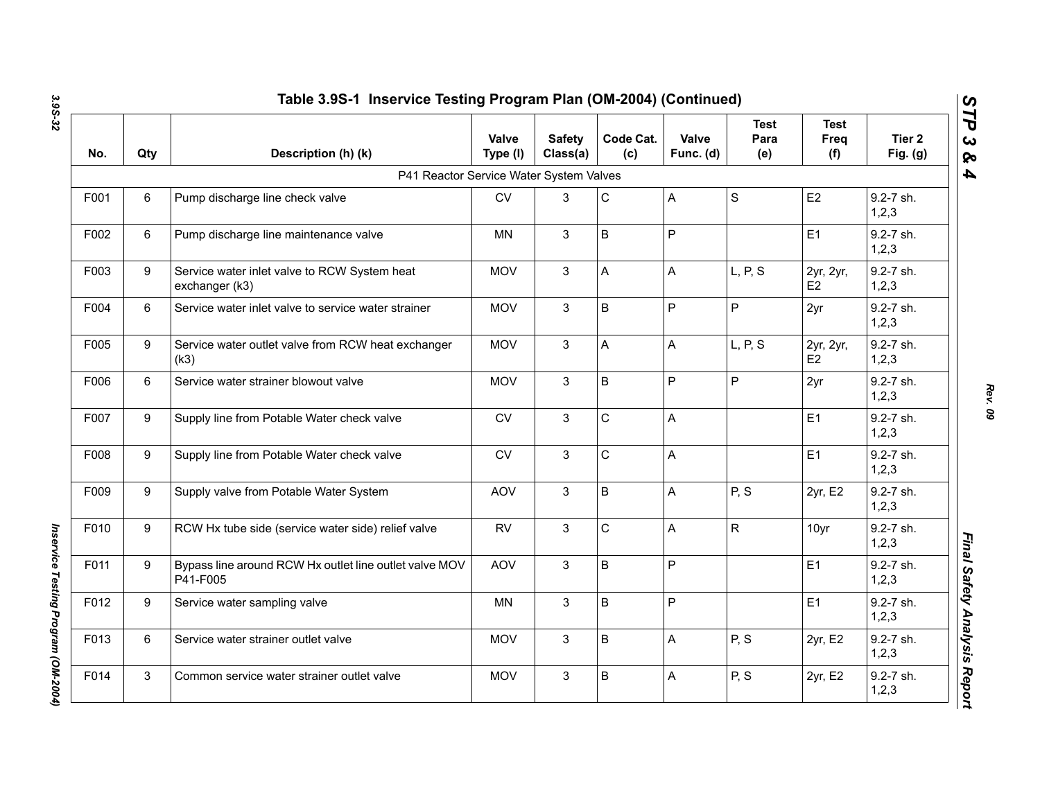## Table 3.9S-1 Inservice Testing Program Plan (OM-2004) (Continued)

| No. | Qty | Description (h) (k) | Valve Type (l) | Safety Class(a) | Code Cat. (c) | Valve Func. (d) | Test Para (e) | Test Freq (f) | Tier 2 Fig. (g) |
|---|---|---|---|---|---|---|---|---|---|
| | | P41 Reactor Service Water System Valves | | | | | | | |
| F001 | 6 | Pump discharge line check valve | CV | 3 | C | A | S | E2 | 9.2-7 sh. 1,2,3 |
| F002 | 6 | Pump discharge line maintenance valve | MN | 3 | B | P | | E1 | 9.2-7 sh. 1,2,3 |
| F003 | 9 | Service water inlet valve to RCW System heat exchanger (k3) | MOV | 3 | A | A | L, P, S | 2yr, 2yr, E2 | 9.2-7 sh. 1,2,3 |
| F004 | 6 | Service water inlet valve to service water strainer | MOV | 3 | B | P | P | 2yr | 9.2-7 sh. 1,2,3 |
| F005 | 9 | Service water outlet valve from RCW heat exchanger (k3) | MOV | 3 | A | A | L, P, S | 2yr, 2yr, E2 | 9.2-7 sh. 1,2,3 |
| F006 | 6 | Service water strainer blowout valve | MOV | 3 | B | P | P | 2yr | 9.2-7 sh. 1,2,3 |
| F007 | 9 | Supply line from Potable Water check valve | CV | 3 | C | A | | E1 | 9.2-7 sh. 1,2,3 |
| F008 | 9 | Supply line from Potable Water check valve | CV | 3 | C | A | | E1 | 9.2-7 sh. 1,2,3 |
| F009 | 9 | Supply valve from Potable Water System | AOV | 3 | B | A | P, S | 2yr, E2 | 9.2-7 sh. 1,2,3 |
| F010 | 9 | RCW Hx tube side (service water side) relief valve | RV | 3 | C | A | R | 10yr | 9.2-7 sh. 1,2,3 |
| F011 | 9 | Bypass line around RCW Hx outlet line outlet valve MOV P41-F005 | AOV | 3 | B | P | | E1 | 9.2-7 sh. 1,2,3 |
| F012 | 9 | Service water sampling valve | MN | 3 | B | P | | E1 | 9.2-7 sh. 1,2,3 |
| F013 | 6 | Service water strainer outlet valve | MOV | 3 | B | A | P, S | 2yr, E2 | 9.2-7 sh. 1,2,3 |
| F014 | 3 | Common service water strainer outlet valve | MOV | 3 | B | A | P, S | 2yr, E2 | 9.2-7 sh. 1,2,3 |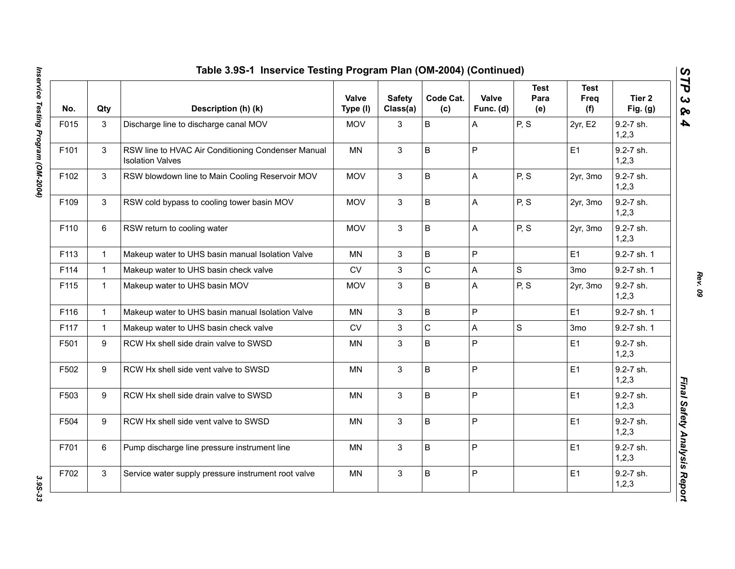## Table 3.9S-1 Inservice Testing Program Plan (OM-2004) (Continued)

| No. | Qty | Description (h) (k) | Valve Type (l) | Safety Class(a) | Code Cat. (c) | Valve Func. (d) | Test Para (e) | Test Freq (f) | Tier 2 Fig. (g) |
|---|---|---|---|---|---|---|---|---|---|
| F015 | 3 | Discharge line to discharge canal MOV | MOV | 3 | B | A | P, S | 2yr, E2 | 9.2-7 sh. 1,2,3 |
| F101 | 3 | RSW line to HVAC Air Conditioning Condenser Manual Isolation Valves | MN | 3 | B | P | | E1 | 9.2-7 sh. 1,2,3 |
| F102 | 3 | RSW blowdown line to Main Cooling Reservoir MOV | MOV | 3 | B | A | P, S | 2yr, 3mo | 9.2-7 sh. 1,2,3 |
| F109 | 3 | RSW cold bypass to cooling tower basin MOV | MOV | 3 | B | A | P, S | 2yr, 3mo | 9.2-7 sh. 1,2,3 |
| F110 | 6 | RSW return to cooling water | MOV | 3 | B | A | P, S | 2yr, 3mo | 9.2-7 sh. 1,2,3 |
| F113 | 1 | Makeup water to UHS basin manual Isolation Valve | MN | 3 | B | P | | E1 | 9.2-7 sh. 1 |
| F114 | 1 | Makeup water to UHS basin check valve | CV | 3 | C | A | S | 3mo | 9.2-7 sh. 1 |
| F115 | 1 | Makeup water to UHS basin MOV | MOV | 3 | B | A | P, S | 2yr, 3mo | 9.2-7 sh. 1,2,3 |
| F116 | 1 | Makeup water to UHS basin manual Isolation Valve | MN | 3 | B | P | | E1 | 9.2-7 sh. 1 |
| F117 | 1 | Makeup water to UHS basin check valve | CV | 3 | C | A | S | 3mo | 9.2-7 sh. 1 |
| F501 | 9 | RCW Hx shell side drain valve to SWSD | MN | 3 | B | P | | E1 | 9.2-7 sh. 1,2,3 |
| F502 | 9 | RCW Hx shell side vent valve to SWSD | MN | 3 | B | P | | E1 | 9.2-7 sh. 1,2,3 |
| F503 | 9 | RCW Hx shell side drain valve to SWSD | MN | 3 | B | P | | E1 | 9.2-7 sh. 1,2,3 |
| F504 | 9 | RCW Hx shell side vent valve to SWSD | MN | 3 | B | P | | E1 | 9.2-7 sh. 1,2,3 |
| F701 | 6 | Pump discharge line pressure instrument line | MN | 3 | B | P | | E1 | 9.2-7 sh. 1,2,3 |
| F702 | 3 | Service water supply pressure instrument root valve | MN | 3 | B | P | | E1 | 9.2-7 sh. 1,2,3 |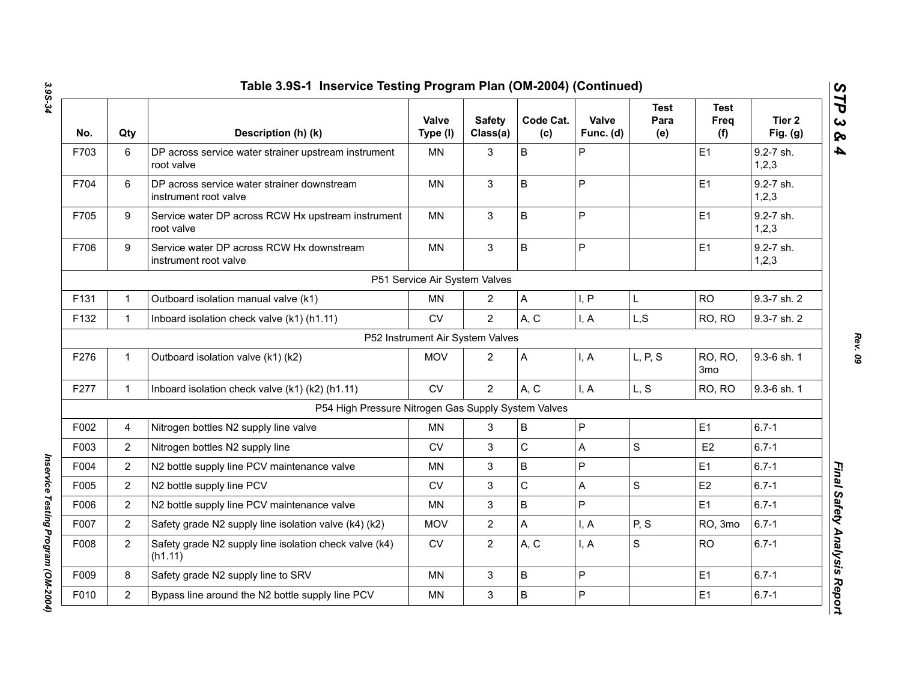## Table 3.9S-1 Inservice Testing Program Plan (OM-2004) (Continued)

| No. | Qty | Description (h) (k) | Valve Type (l) | Safety Class(a) | Code Cat. (c) | Valve Func. (d) | Test Para (e) | Test Freq (f) | Tier 2 Fig. (g) |
|---|---|---|---|---|---|---|---|---|---|
| F703 | 6 | DP across service water strainer upstream instrument root valve | MN | 3 | B | P | | E1 | 9.2-7 sh. 1,2,3 |
| F704 | 6 | DP across service water strainer downstream instrument root valve | MN | 3 | B | P | | E1 | 9.2-7 sh. 1,2,3 |
| F705 | 9 | Service water DP across RCW Hx upstream instrument root valve | MN | 3 | B | P | | E1 | 9.2-7 sh. 1,2,3 |
| F706 | 9 | Service water DP across RCW Hx downstream instrument root valve | MN | 3 | B | P | | E1 | 9.2-7 sh. 1,2,3 |
| | | P51 Service Air System Valves | | | | | | | |
| F131 | 1 | Outboard isolation manual valve (k1) | MN | 2 | A | I, P | L | RO | 9.3-7 sh. 2 |
| F132 | 1 | Inboard isolation check valve (k1) (h1.11) | CV | 2 | A, C | I, A | L,S | RO, RO | 9.3-7 sh. 2 |
| | | P52 Instrument Air System Valves | | | | | | | |
| F276 | 1 | Outboard isolation valve (k1) (k2) | MOV | 2 | A | I, A | L, P, S | RO, RO, 3mo | 9.3-6 sh. 1 |
| F277 | 1 | Inboard isolation check valve (k1) (k2) (h1.11) | CV | 2 | A, C | I, A | L, S | RO, RO | 9.3-6 sh. 1 |
| | | P54 High Pressure Nitrogen Gas Supply System Valves | | | | | | | |
| F002 | 4 | Nitrogen bottles N2 supply line valve | MN | 3 | B | P | | E1 | 6.7-1 |
| F003 | 2 | Nitrogen bottles N2 supply line | CV | 3 | C | A | S | E2 | 6.7-1 |
| F004 | 2 | N2 bottle supply line PCV maintenance valve | MN | 3 | B | P | | E1 | 6.7-1 |
| F005 | 2 | N2 bottle supply line PCV | CV | 3 | C | A | S | E2 | 6.7-1 |
| F006 | 2 | N2 bottle supply line PCV maintenance valve | MN | 3 | B | P | | E1 | 6.7-1 |
| F007 | 2 | Safety grade N2 supply line isolation valve (k4) (k2) | MOV | 2 | A | I, A | P, S | RO, 3mo | 6.7-1 |
| F008 | 2 | Safety grade N2 supply line isolation check valve (k4) (h1.11) | CV | 2 | A, C | I, A | S | RO | 6.7-1 |
| F009 | 8 | Safety grade N2 supply line to SRV | MN | 3 | B | P | | E1 | 6.7-1 |
| F010 | 2 | Bypass line around the N2 bottle supply line PCV | MN | 3 | B | P | | E1 | 6.7-1 |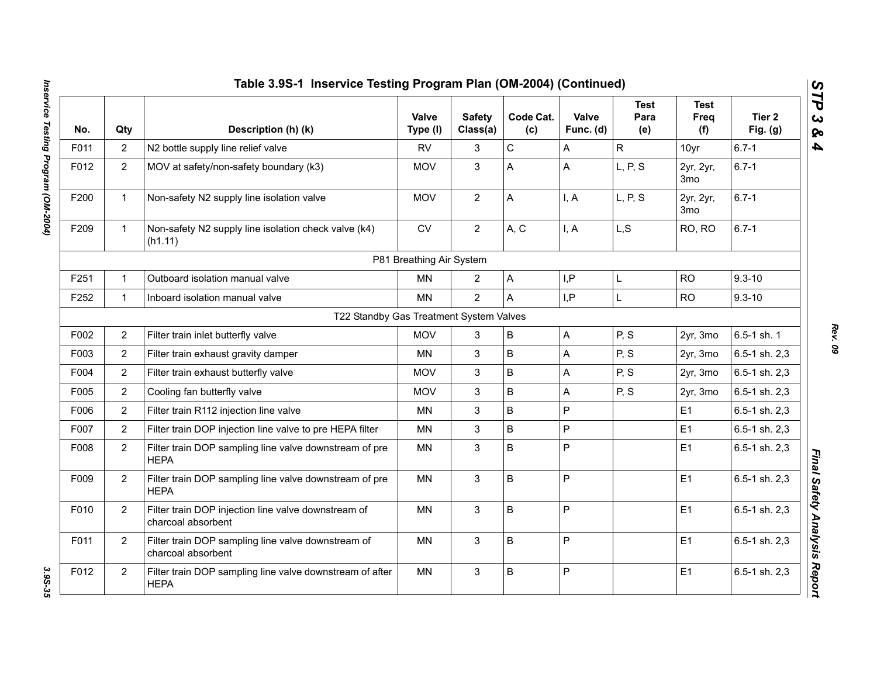## Table 3.9S-1 Inservice Testing Program Plan (OM-2004) (Continued)

| No. | Qty | Description (h) (k) | Valve Type (l) | Safety Class(a) | Code Cat. (c) | Valve Func. (d) | Test Para (e) | Test Freq (f) | Tier 2 Fig. (g) |
|---|---|---|---|---|---|---|---|---|---|
| F011 | 2 | N2 bottle supply line relief valve | RV | 3 | C | A | R | 10yr | 6.7-1 |
| F012 | 2 | MOV at safety/non-safety boundary (k3) | MOV | 3 | A | A | L, P, S | 2yr, 2yr, 3mo | 6.7-1 |
| F200 | 1 | Non-safety N2 supply line isolation valve | MOV | 2 | A | I, A | L, P, S | 2yr, 2yr, 3mo | 6.7-1 |
| F209 | 1 | Non-safety N2 supply line isolation check valve (k4) (h1.11) | CV | 2 | A, C | I, A | L,S | RO, RO | 6.7-1 |
| | | P81 Breathing Air System | | | | | | | |
| F251 | 1 | Outboard isolation manual valve | MN | 2 | A | I,P | L | RO | 9.3-10 |
| F252 | 1 | Inboard isolation manual valve | MN | 2 | A | I,P | L | RO | 9.3-10 |
| | | T22 Standby Gas Treatment System Valves | | | | | | | |
| F002 | 2 | Filter train inlet butterfly valve | MOV | 3 | B | A | P, S | 2yr, 3mo | 6.5-1 sh. 1 |
| F003 | 2 | Filter train exhaust gravity damper | MN | 3 | B | A | P, S | 2yr, 3mo | 6.5-1 sh. 2,3 |
| F004 | 2 | Filter train exhaust butterfly valve | MOV | 3 | B | A | P, S | 2yr, 3mo | 6.5-1 sh. 2,3 |
| F005 | 2 | Cooling fan butterfly valve | MOV | 3 | B | A | P, S | 2yr, 3mo | 6.5-1 sh. 2,3 |
| F006 | 2 | Filter train R112 injection line valve | MN | 3 | B | P | | E1 | 6.5-1 sh. 2,3 |
| F007 | 2 | Filter train DOP injection line valve to pre HEPA filter | MN | 3 | B | P | | E1 | 6.5-1 sh. 2,3 |
| F008 | 2 | Filter train DOP sampling line valve downstream of pre HEPA | MN | 3 | B | P | | E1 | 6.5-1 sh. 2,3 |
| F009 | 2 | Filter train DOP sampling line valve downstream of pre HEPA | MN | 3 | B | P | | E1 | 6.5-1 sh. 2,3 |
| F010 | 2 | Filter train DOP injection line valve downstream of charcoal absorbent | MN | 3 | B | P | | E1 | 6.5-1 sh. 2,3 |
| F011 | 2 | Filter train DOP sampling line valve downstream of charcoal absorbent | MN | 3 | B | P | | E1 | 6.5-1 sh. 2,3 |
| F012 | 2 | Filter train DOP sampling line valve downstream of after HEPA | MN | 3 | B | P | | E1 | 6.5-1 sh. 2,3 |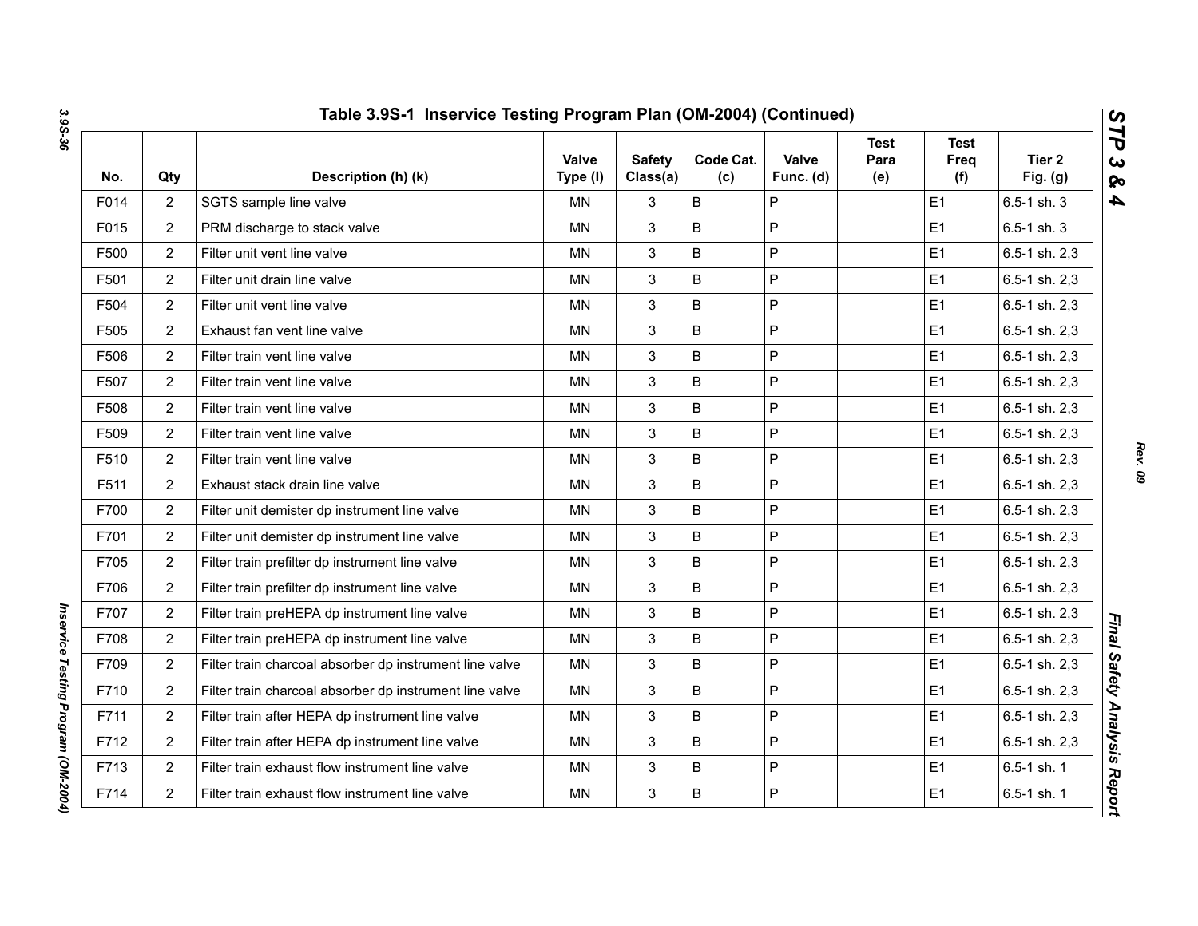## Table 3.9S-1 Inservice Testing Program Plan (OM-2004) (Continued)

| No. | Qty | Description (h) (k) | Valve Type (l) | Safety Class(a) | Code Cat. (c) | Valve Func. (d) | Test Para (e) | Test Freq (f) | Tier 2 Fig. (g) |
|---|---|---|---|---|---|---|---|---|---|
| F014 | 2 | SGTS sample line valve | MN | 3 | B | P | | E1 | 6.5-1 sh. 3 |
| F015 | 2 | PRM discharge to stack valve | MN | 3 | B | P | | E1 | 6.5-1 sh. 3 |
| F500 | 2 | Filter unit vent line valve | MN | 3 | B | P | | E1 | 6.5-1 sh. 2,3 |
| F501 | 2 | Filter unit drain line valve | MN | 3 | B | P | | E1 | 6.5-1 sh. 2,3 |
| F504 | 2 | Filter unit vent line valve | MN | 3 | B | P | | E1 | 6.5-1 sh. 2,3 |
| F505 | 2 | Exhaust fan vent line valve | MN | 3 | B | P | | E1 | 6.5-1 sh. 2,3 |
| F506 | 2 | Filter train vent line valve | MN | 3 | B | P | | E1 | 6.5-1 sh. 2,3 |
| F507 | 2 | Filter train vent line valve | MN | 3 | B | P | | E1 | 6.5-1 sh. 2,3 |
| F508 | 2 | Filter train vent line valve | MN | 3 | B | P | | E1 | 6.5-1 sh. 2,3 |
| F509 | 2 | Filter train vent line valve | MN | 3 | B | P | | E1 | 6.5-1 sh. 2,3 |
| F510 | 2 | Filter train vent line valve | MN | 3 | B | P | | E1 | 6.5-1 sh. 2,3 |
| F511 | 2 | Exhaust stack drain line valve | MN | 3 | B | P | | E1 | 6.5-1 sh. 2,3 |
| F700 | 2 | Filter unit demister dp instrument line valve | MN | 3 | B | P | | E1 | 6.5-1 sh. 2,3 |
| F701 | 2 | Filter unit demister dp instrument line valve | MN | 3 | B | P | | E1 | 6.5-1 sh. 2,3 |
| F705 | 2 | Filter train prefilter dp instrument line valve | MN | 3 | B | P | | E1 | 6.5-1 sh. 2,3 |
| F706 | 2 | Filter train prefilter dp instrument line valve | MN | 3 | B | P | | E1 | 6.5-1 sh. 2,3 |
| F707 | 2 | Filter train preHEPA dp instrument line valve | MN | 3 | B | P | | E1 | 6.5-1 sh. 2,3 |
| F708 | 2 | Filter train preHEPA dp instrument line valve | MN | 3 | B | P | | E1 | 6.5-1 sh. 2,3 |
| F709 | 2 | Filter train charcoal absorber dp instrument line valve | MN | 3 | B | P | | E1 | 6.5-1 sh. 2,3 |
| F710 | 2 | Filter train charcoal absorber dp instrument line valve | MN | 3 | B | P | | E1 | 6.5-1 sh. 2,3 |
| F711 | 2 | Filter train after HEPA dp instrument line valve | MN | 3 | B | P | | E1 | 6.5-1 sh. 2,3 |
| F712 | 2 | Filter train after HEPA dp instrument line valve | MN | 3 | B | P | | E1 | 6.5-1 sh. 2,3 |
| F713 | 2 | Filter train exhaust flow instrument line valve | MN | 3 | B | P | | E1 | 6.5-1 sh. 1 |
| F714 | 2 | Filter train exhaust flow instrument line valve | MN | 3 | B | P | | E1 | 6.5-1 sh. 1 |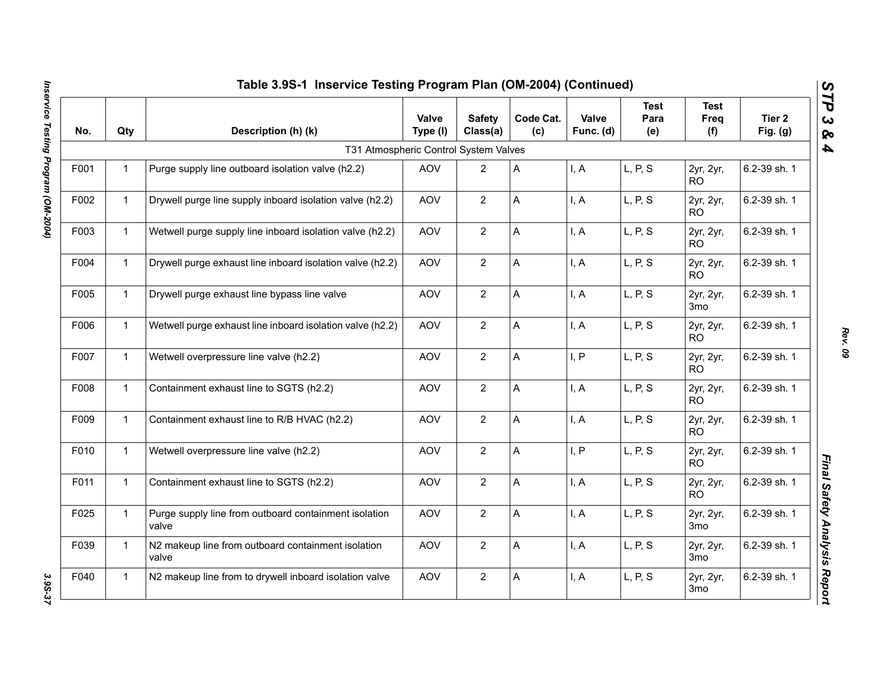# Table 3.9S-1 Inservice Testing Program Plan (OM-2004) (Continued)

| No. | Qty | Description (h) (k) | Valve Type (l) | Safety Class(a) | Code Cat. (c) | Valve Func. (d) | Test Para (e) | Test Freq (f) | Tier 2 Fig. (g) |
|---|---|---|---|---|---|---|---|---|---|
| | | T31 Atmospheric Control System Valves | | | | | | | |
| F001 | 1 | Purge supply line outboard isolation valve (h2.2) | AOV | 2 | A | I, A | L, P, S | 2yr, 2yr, RO | 6.2-39 sh. 1 |
| F002 | 1 | Drywell purge line supply inboard isolation valve (h2.2) | AOV | 2 | A | I, A | L, P, S | 2yr, 2yr, RO | 6.2-39 sh. 1 |
| F003 | 1 | Wetwell purge supply line inboard isolation valve (h2.2) | AOV | 2 | A | I, A | L, P, S | 2yr, 2yr, RO | 6.2-39 sh. 1 |
| F004 | 1 | Drywell purge exhaust line inboard isolation valve (h2.2) | AOV | 2 | A | I, A | L, P, S | 2yr, 2yr, RO | 6.2-39 sh. 1 |
| F005 | 1 | Drywell purge exhaust line bypass line valve | AOV | 2 | A | I, A | L, P, S | 2yr, 2yr, 3mo | 6.2-39 sh. 1 |
| F006 | 1 | Wetwell purge exhaust line inboard isolation valve (h2.2) | AOV | 2 | A | I, A | L, P, S | 2yr, 2yr, RO | 6.2-39 sh. 1 |
| F007 | 1 | Wetwell overpressure line valve (h2.2) | AOV | 2 | A | I, P | L, P, S | 2yr, 2yr, RO | 6.2-39 sh. 1 |
| F008 | 1 | Containment exhaust line to SGTS (h2.2) | AOV | 2 | A | I, A | L, P, S | 2yr, 2yr, RO | 6.2-39 sh. 1 |
| F009 | 1 | Containment exhaust line to R/B HVAC (h2.2) | AOV | 2 | A | I, A | L, P, S | 2yr, 2yr, RO | 6.2-39 sh. 1 |
| F010 | 1 | Wetwell overpressure line valve (h2.2) | AOV | 2 | A | I, P | L, P, S | 2yr, 2yr, RO | 6.2-39 sh. 1 |
| F011 | 1 | Containment exhaust line to SGTS (h2.2) | AOV | 2 | A | I, A | L, P, S | 2yr, 2yr, RO | 6.2-39 sh. 1 |
| F025 | 1 | Purge supply line from outboard containment isolation valve | AOV | 2 | A | I, A | L, P, S | 2yr, 2yr, 3mo | 6.2-39 sh. 1 |
| F039 | 1 | N2 makeup line from outboard containment isolation valve | AOV | 2 | A | I, A | L, P, S | 2yr, 2yr, 3mo | 6.2-39 sh. 1 |
| F040 | 1 | N2 makeup line from to drywell inboard isolation valve | AOV | 2 | A | I, A | L, P, S | 2yr, 2yr, 3mo | 6.2-39 sh. 1 |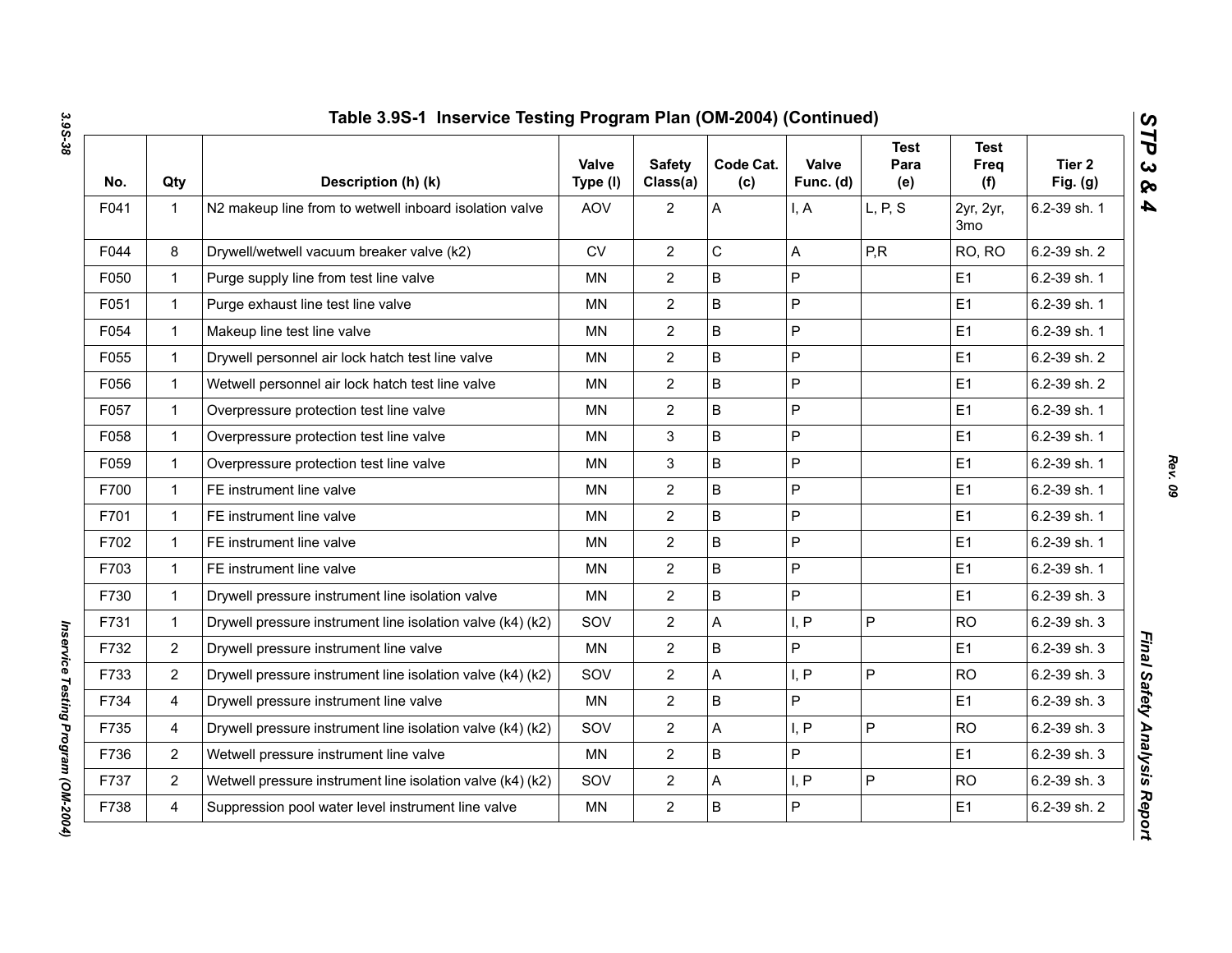## Table 3.9S-1 Inservice Testing Program Plan (OM-2004) (Continued)

| No. | Qty | Description (h) (k) | Valve Type (l) | Safety Class(a) | Code Cat. (c) | Valve Func. (d) | Test Para (e) | Test Freq (f) | Tier 2 Fig. (g) |
|---|---|---|---|---|---|---|---|---|---|
| F041 | 1 | N2 makeup line from to wetwell inboard isolation valve | AOV | 2 | A | I, A | L, P, S | 2yr, 2yr, 3mo | 6.2-39 sh. 1 |
| F044 | 8 | Drywell/wetwell vacuum breaker valve (k2) | CV | 2 | C | A | P,R | RO, RO | 6.2-39 sh. 2 |
| F050 | 1 | Purge supply line from test line valve | MN | 2 | B | P | | E1 | 6.2-39 sh. 1 |
| F051 | 1 | Purge exhaust line test line valve | MN | 2 | B | P | | E1 | 6.2-39 sh. 1 |
| F054 | 1 | Makeup line test line valve | MN | 2 | B | P | | E1 | 6.2-39 sh. 1 |
| F055 | 1 | Drywell personnel air lock hatch test line valve | MN | 2 | B | P | | E1 | 6.2-39 sh. 2 |
| F056 | 1 | Wetwell personnel air lock hatch test line valve | MN | 2 | B | P | | E1 | 6.2-39 sh. 2 |
| F057 | 1 | Overpressure protection test line valve | MN | 2 | B | P | | E1 | 6.2-39 sh. 1 |
| F058 | 1 | Overpressure protection test line valve | MN | 3 | B | P | | E1 | 6.2-39 sh. 1 |
| F059 | 1 | Overpressure protection test line valve | MN | 3 | B | P | | E1 | 6.2-39 sh. 1 |
| F700 | 1 | FE instrument line valve | MN | 2 | B | P | | E1 | 6.2-39 sh. 1 |
| F701 | 1 | FE instrument line valve | MN | 2 | B | P | | E1 | 6.2-39 sh. 1 |
| F702 | 1 | FE instrument line valve | MN | 2 | B | P | | E1 | 6.2-39 sh. 1 |
| F703 | 1 | FE instrument line valve | MN | 2 | B | P | | E1 | 6.2-39 sh. 1 |
| F730 | 1 | Drywell pressure instrument line isolation valve | MN | 2 | B | P | | E1 | 6.2-39 sh. 3 |
| F731 | 1 | Drywell pressure instrument line isolation valve (k4) (k2) | SOV | 2 | A | I, P | P | RO | 6.2-39 sh. 3 |
| F732 | 2 | Drywell pressure instrument line valve | MN | 2 | B | P | | E1 | 6.2-39 sh. 3 |
| F733 | 2 | Drywell pressure instrument line isolation valve (k4) (k2) | SOV | 2 | A | I, P | P | RO | 6.2-39 sh. 3 |
| F734 | 4 | Drywell pressure instrument line valve | MN | 2 | B | P | | E1 | 6.2-39 sh. 3 |
| F735 | 4 | Drywell pressure instrument line isolation valve (k4) (k2) | SOV | 2 | A | I, P | P | RO | 6.2-39 sh. 3 |
| F736 | 2 | Wetwell pressure instrument line valve | MN | 2 | B | P | | E1 | 6.2-39 sh. 3 |
| F737 | 2 | Wetwell pressure instrument line isolation valve (k4) (k2) | SOV | 2 | A | I, P | P | RO | 6.2-39 sh. 3 |
| F738 | 4 | Suppression pool water level instrument line valve | MN | 2 | B | P | | E1 | 6.2-39 sh. 2 |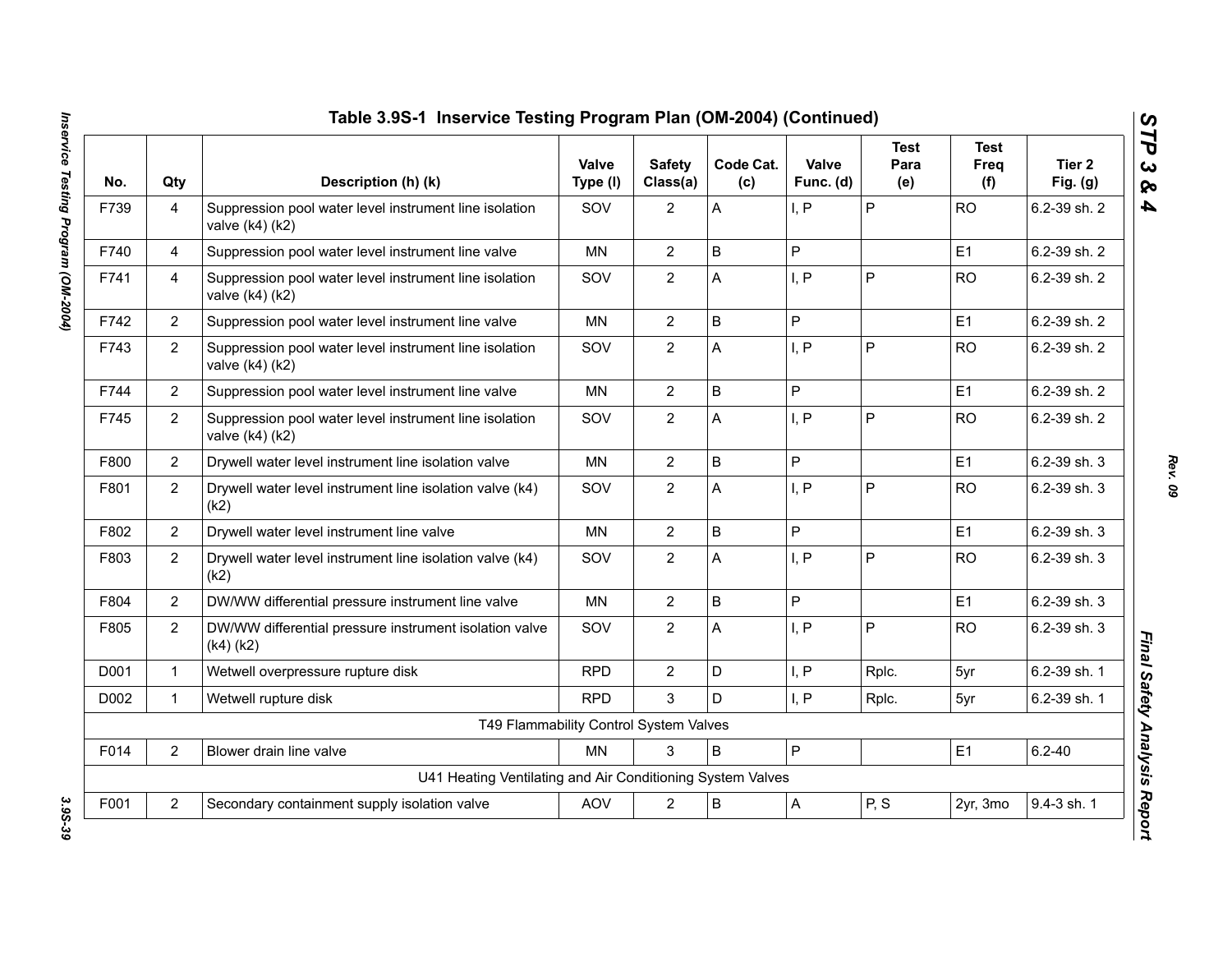## Table 3.9S-1 Inservice Testing Program Plan (OM-2004) (Continued)

| No. | Qty | Description (h) (k) | Valve Type (l) | Safety Class(a) | Code Cat. (c) | Valve Func. (d) | Test Para (e) | Test Freq (f) | Tier 2 Fig. (g) |
|---|---|---|---|---|---|---|---|---|---|
| F739 | 4 | Suppression pool water level instrument line isolation valve (k4) (k2) | SOV | 2 | A | I, P | P | RO | 6.2-39 sh. 2 |
| F740 | 4 | Suppression pool water level instrument line valve | MN | 2 | B | P | | E1 | 6.2-39 sh. 2 |
| F741 | 4 | Suppression pool water level instrument line isolation valve (k4) (k2) | SOV | 2 | A | I, P | P | RO | 6.2-39 sh. 2 |
| F742 | 2 | Suppression pool water level instrument line valve | MN | 2 | B | P | | E1 | 6.2-39 sh. 2 |
| F743 | 2 | Suppression pool water level instrument line isolation valve (k4) (k2) | SOV | 2 | A | I, P | P | RO | 6.2-39 sh. 2 |
| F744 | 2 | Suppression pool water level instrument line valve | MN | 2 | B | P | | E1 | 6.2-39 sh. 2 |
| F745 | 2 | Suppression pool water level instrument line isolation valve (k4) (k2) | SOV | 2 | A | I, P | P | RO | 6.2-39 sh. 2 |
| F800 | 2 | Drywell water level instrument line isolation valve | MN | 2 | B | P | | E1 | 6.2-39 sh. 3 |
| F801 | 2 | Drywell water level instrument line isolation valve (k4) (k2) | SOV | 2 | A | I, P | P | RO | 6.2-39 sh. 3 |
| F802 | 2 | Drywell water level instrument line valve | MN | 2 | B | P | | E1 | 6.2-39 sh. 3 |
| F803 | 2 | Drywell water level instrument line isolation valve (k4) (k2) | SOV | 2 | A | I, P | P | RO | 6.2-39 sh. 3 |
| F804 | 2 | DW/WW differential pressure instrument line valve | MN | 2 | B | P | | E1 | 6.2-39 sh. 3 |
| F805 | 2 | DW/WW differential pressure instrument isolation valve (k4) (k2) | SOV | 2 | A | I, P | P | RO | 6.2-39 sh. 3 |
| D001 | 1 | Wetwell overpressure rupture disk | RPD | 2 | D | I, P | Rplc. | 5yr | 6.2-39 sh. 1 |
| D002 | 1 | Wetwell rupture disk | RPD | 3 | D | I, P | Rplc. | 5yr | 6.2-39 sh. 1 |
| | | T49 Flammability Control System Valves | | | | | | | |
| F014 | 2 | Blower drain line valve | MN | 3 | B | P | | E1 | 6.2-40 |
| | | U41 Heating Ventilating and Air Conditioning System Valves | | | | | | | |
| F001 | 2 | Secondary containment supply isolation valve | AOV | 2 | B | A | P, S | 2yr, 3mo | 9.4-3 sh. 1 |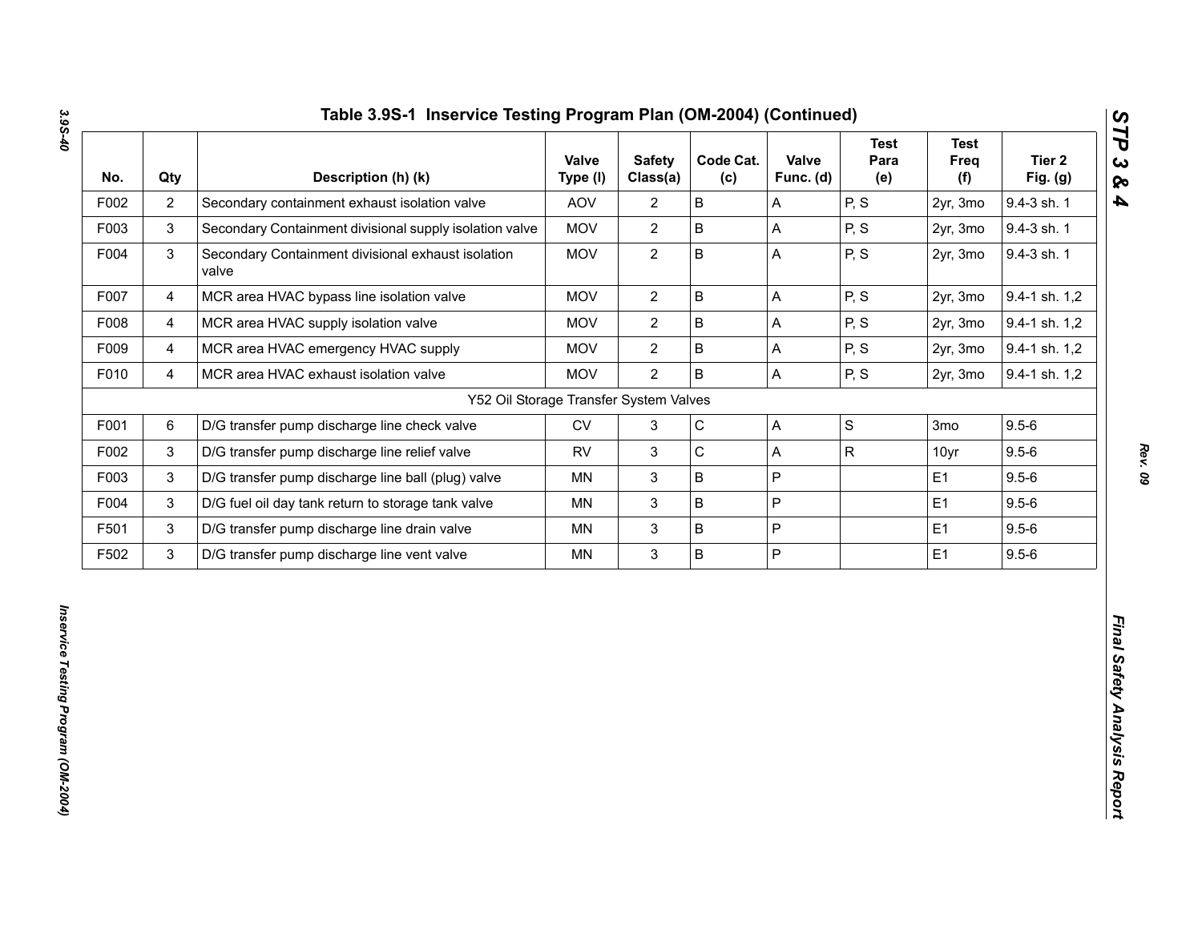## Table 3.9S-1 Inservice Testing Program Plan (OM-2004) (Continued)

| No. | Qty | Description (h) (k) | Valve Type (l) | Safety Class(a) | Code Cat. (c) | Valve Func. (d) | Test Para (e) | Test Freq (f) | Tier 2 Fig. (g) |
|---|---|---|---|---|---|---|---|---|---|
| F002 | 2 | Secondary containment exhaust isolation valve | AOV | 2 | B | A | P, S | 2yr, 3mo | 9.4-3 sh. 1 |
| F003 | 3 | Secondary Containment divisional supply isolation valve | MOV | 2 | B | A | P, S | 2yr, 3mo | 9.4-3 sh. 1 |
| F004 | 3 | Secondary Containment divisional exhaust isolation valve | MOV | 2 | B | A | P, S | 2yr, 3mo | 9.4-3 sh. 1 |
| F007 | 4 | MCR area HVAC bypass line isolation valve | MOV | 2 | B | A | P, S | 2yr, 3mo | 9.4-1 sh. 1,2 |
| F008 | 4 | MCR area HVAC supply isolation valve | MOV | 2 | B | A | P, S | 2yr, 3mo | 9.4-1 sh. 1,2 |
| F009 | 4 | MCR area HVAC emergency HVAC supply | MOV | 2 | B | A | P, S | 2yr, 3mo | 9.4-1 sh. 1,2 |
| F010 | 4 | MCR area HVAC exhaust isolation valve | MOV | 2 | B | A | P, S | 2yr, 3mo | 9.4-1 sh. 1,2 |
| | | Y52 Oil Storage Transfer System Valves | | | | | | | |
| F001 | 6 | D/G transfer pump discharge line check valve | CV | 3 | C | A | S | 3mo | 9.5-6 |
| F002 | 3 | D/G transfer pump discharge line relief valve | RV | 3 | C | A | R | 10yr | 9.5-6 |
| F003 | 3 | D/G transfer pump discharge line ball (plug) valve | MN | 3 | B | P | | E1 | 9.5-6 |
| F004 | 3 | D/G fuel oil day tank return to storage tank valve | MN | 3 | B | P | | E1 | 9.5-6 |
| F501 | 3 | D/G transfer pump discharge line drain valve | MN | 3 | B | P | | E1 | 9.5-6 |
| F502 | 3 | D/G transfer pump discharge line vent valve | MN | 3 | B | P | | E1 | 9.5-6 |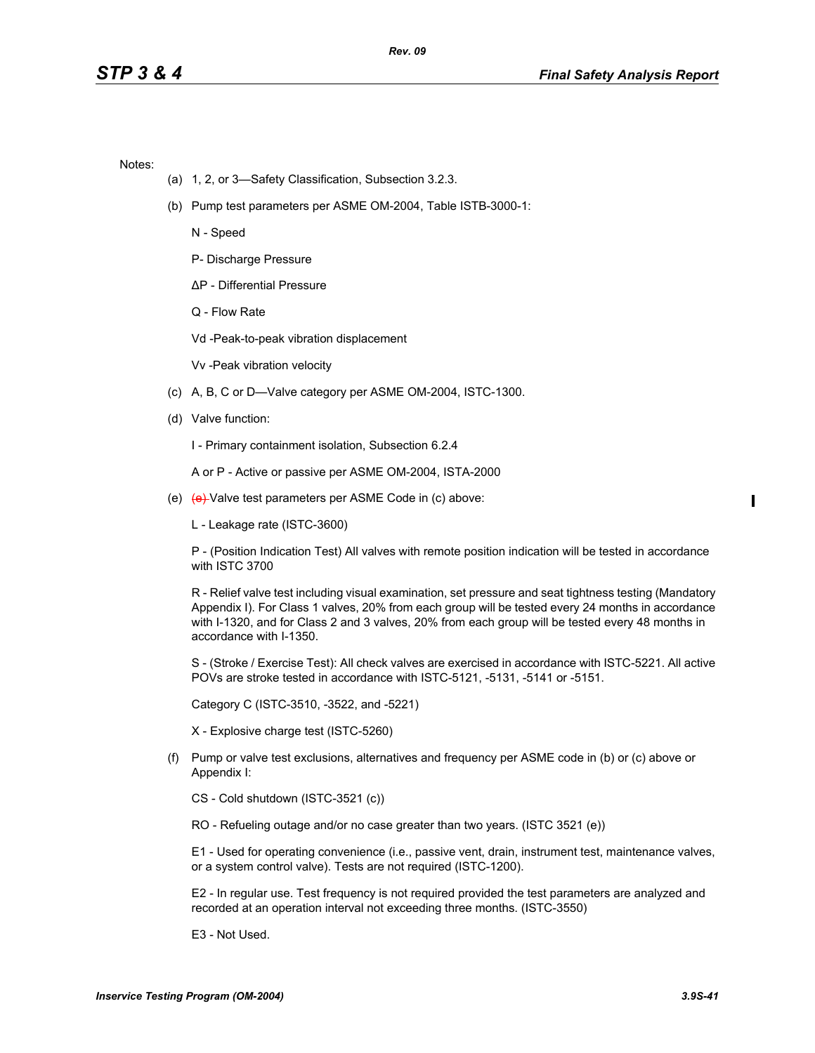Notes:

(a) 1, 2, or 3—Safety Classification, Subsection 3.2.3.

(b) Pump test parameters per ASME OM-2004, Table ISTB-3000-1:

N - Speed

P- Discharge Pressure

ΔP - Differential Pressure

Q - Flow Rate

Vd -Peak-to-peak vibration displacement

Vv -Peak vibration velocity

(c) A, B, C or D—Valve category per ASME OM-2004, ISTC-1300.

(d) Valve function:

I - Primary containment isolation, Subsection 6.2.4

A or P - Active or passive per ASME OM-2004, ISTA-2000

(e) ~~(e)~~ Valve test parameters per ASME Code in (c) above:

L - Leakage rate (ISTC-3600)

P - (Position Indication Test) All valves with remote position indication will be tested in accordance with ISTC 3700

R - Relief valve test including visual examination, set pressure and seat tightness testing (Mandatory Appendix I). For Class 1 valves, 20% from each group will be tested every 24 months in accordance with I-1320, and for Class 2 and 3 valves, 20% from each group will be tested every 48 months in accordance with I-1350.

S - (Stroke / Exercise Test): All check valves are exercised in accordance with ISTC-5221. All active POVs are stroke tested in accordance with ISTC-5121, -5131, -5141 or -5151.

Category C (ISTC-3510, -3522, and -5221)

X - Explosive charge test (ISTC-5260)

(f) Pump or valve test exclusions, alternatives and frequency per ASME code in (b) or (c) above or Appendix I:

CS - Cold shutdown (ISTC-3521 (c))

RO - Refueling outage and/or no case greater than two years. (ISTC 3521 (e))

E1 - Used for operating convenience (i.e., passive vent, drain, instrument test, maintenance valves, or a system control valve). Tests are not required (ISTC-1200).

E2 - In regular use. Test frequency is not required provided the test parameters are analyzed and recorded at an operation interval not exceeding three months. (ISTC-3550)

E3 - Not Used.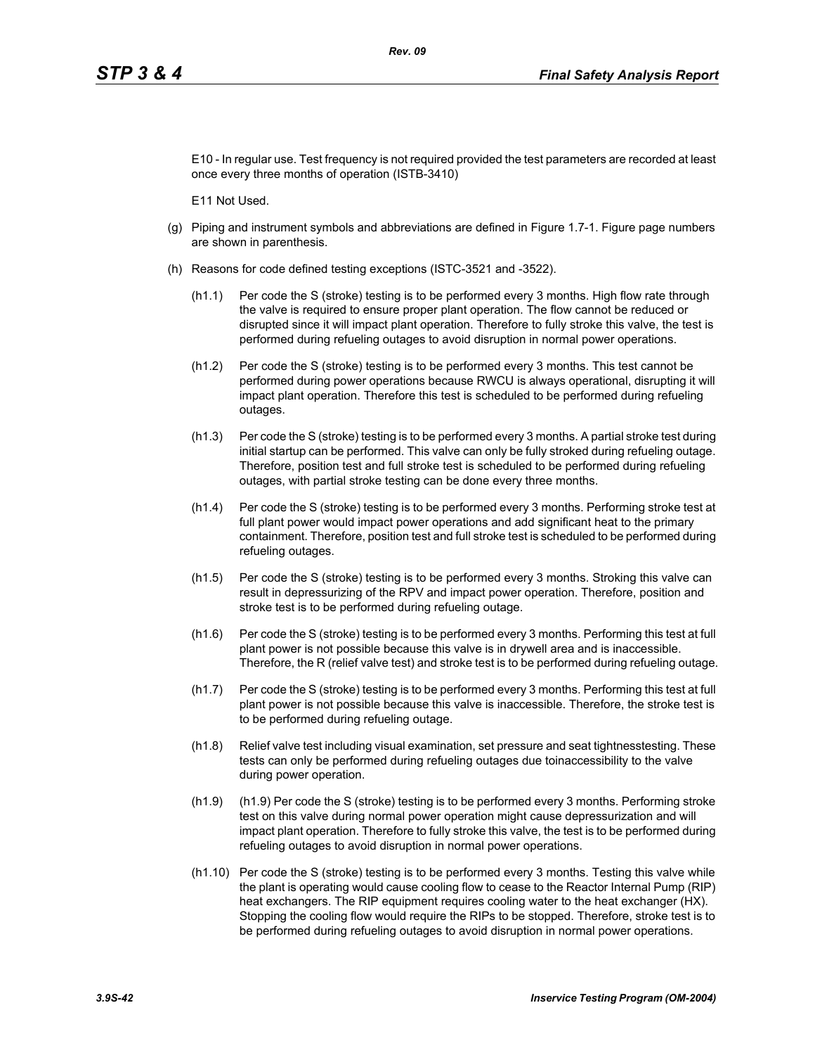E10 - In regular use. Test frequency is not required provided the test parameters are recorded at least once every three months of operation (ISTB-3410)

E11 Not Used.

(g) Piping and instrument symbols and abbreviations are defined in Figure 1.7-1. Figure page numbers are shown in parenthesis.

(h) Reasons for code defined testing exceptions (ISTC-3521 and -3522).

(h1.1) Per code the S (stroke) testing is to be performed every 3 months. High flow rate through the valve is required to ensure proper plant operation. The flow cannot be reduced or disrupted since it will impact plant operation. Therefore to fully stroke this valve, the test is performed during refueling outages to avoid disruption in normal power operations.

(h1.2) Per code the S (stroke) testing is to be performed every 3 months. This test cannot be performed during power operations because RWCU is always operational, disrupting it will impact plant operation. Therefore this test is scheduled to be performed during refueling outages.

(h1.3) Per code the S (stroke) testing is to be performed every 3 months. A partial stroke test during initial startup can be performed. This valve can only be fully stroked during refueling outage. Therefore, position test and full stroke test is scheduled to be performed during refueling outages, with partial stroke testing can be done every three months.

(h1.4) Per code the S (stroke) testing is to be performed every 3 months. Performing stroke test at full plant power would impact power operations and add significant heat to the primary containment. Therefore, position test and full stroke test is scheduled to be performed during refueling outages.

(h1.5) Per code the S (stroke) testing is to be performed every 3 months. Stroking this valve can result in depressurizing of the RPV and impact power operation. Therefore, position and stroke test is to be performed during refueling outage.

(h1.6) Per code the S (stroke) testing is to be performed every 3 months. Performing this test at full plant power is not possible because this valve is in drywell area and is inaccessible. Therefore, the R (relief valve test) and stroke test is to be performed during refueling outage.

(h1.7) Per code the S (stroke) testing is to be performed every 3 months. Performing this test at full plant power is not possible because this valve is inaccessible. Therefore, the stroke test is to be performed during refueling outage.

(h1.8) Relief valve test including visual examination, set pressure and seat tightnesstesting. These tests can only be performed during refueling outages due toinaccessibility to the valve during power operation.

(h1.9) (h1.9) Per code the S (stroke) testing is to be performed every 3 months. Performing stroke test on this valve during normal power operation might cause depressurization and will impact plant operation. Therefore to fully stroke this valve, the test is to be performed during refueling outages to avoid disruption in normal power operations.

(h1.10) Per code the S (stroke) testing is to be performed every 3 months. Testing this valve while the plant is operating would cause cooling flow to cease to the Reactor Internal Pump (RIP) heat exchangers. The RIP equipment requires cooling water to the heat exchanger (HX). Stopping the cooling flow would require the RIPs to be stopped. Therefore, stroke test is to be performed during refueling outages to avoid disruption in normal power operations.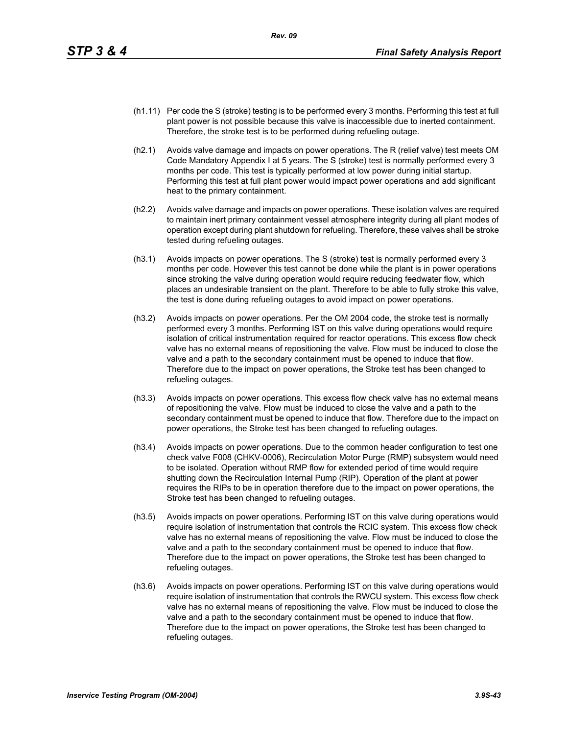(h1.11) Per code the S (stroke) testing is to be performed every 3 months. Performing this test at full plant power is not possible because this valve is inaccessible due to inerted containment. Therefore, the stroke test is to be performed during refueling outage.

(h2.1) Avoids valve damage and impacts on power operations. The R (relief valve) test meets OM Code Mandatory Appendix I at 5 years. The S (stroke) test is normally performed every 3 months per code. This test is typically performed at low power during initial startup. Performing this test at full plant power would impact power operations and add significant heat to the primary containment.

(h2.2) Avoids valve damage and impacts on power operations. These isolation valves are required to maintain inert primary containment vessel atmosphere integrity during all plant modes of operation except during plant shutdown for refueling. Therefore, these valves shall be stroke tested during refueling outages.

(h3.1) Avoids impacts on power operations. The S (stroke) test is normally performed every 3 months per code. However this test cannot be done while the plant is in power operations since stroking the valve during operation would require reducing feedwater flow, which places an undesirable transient on the plant. Therefore to be able to fully stroke this valve, the test is done during refueling outages to avoid impact on power operations.

(h3.2) Avoids impacts on power operations. Per the OM 2004 code, the stroke test is normally performed every 3 months. Performing IST on this valve during operations would require isolation of critical instrumentation required for reactor operations. This excess flow check valve has no external means of repositioning the valve. Flow must be induced to close the valve and a path to the secondary containment must be opened to induce that flow. Therefore due to the impact on power operations, the Stroke test has been changed to refueling outages.

(h3.3) Avoids impacts on power operations. This excess flow check valve has no external means of repositioning the valve. Flow must be induced to close the valve and a path to the secondary containment must be opened to induce that flow. Therefore due to the impact on power operations, the Stroke test has been changed to refueling outages.

(h3.4) Avoids impacts on power operations. Due to the common header configuration to test one check valve F008 (CHKV-0006), Recirculation Motor Purge (RMP) subsystem would need to be isolated. Operation without RMP flow for extended period of time would require shutting down the Recirculation Internal Pump (RIP). Operation of the plant at power requires the RIPs to be in operation therefore due to the impact on power operations, the Stroke test has been changed to refueling outages.

(h3.5) Avoids impacts on power operations. Performing IST on this valve during operations would require isolation of instrumentation that controls the RCIC system. This excess flow check valve has no external means of repositioning the valve. Flow must be induced to close the valve and a path to the secondary containment must be opened to induce that flow. Therefore due to the impact on power operations, the Stroke test has been changed to refueling outages.

(h3.6) Avoids impacts on power operations. Performing IST on this valve during operations would require isolation of instrumentation that controls the RWCU system. This excess flow check valve has no external means of repositioning the valve. Flow must be induced to close the valve and a path to the secondary containment must be opened to induce that flow. Therefore due to the impact on power operations, the Stroke test has been changed to refueling outages.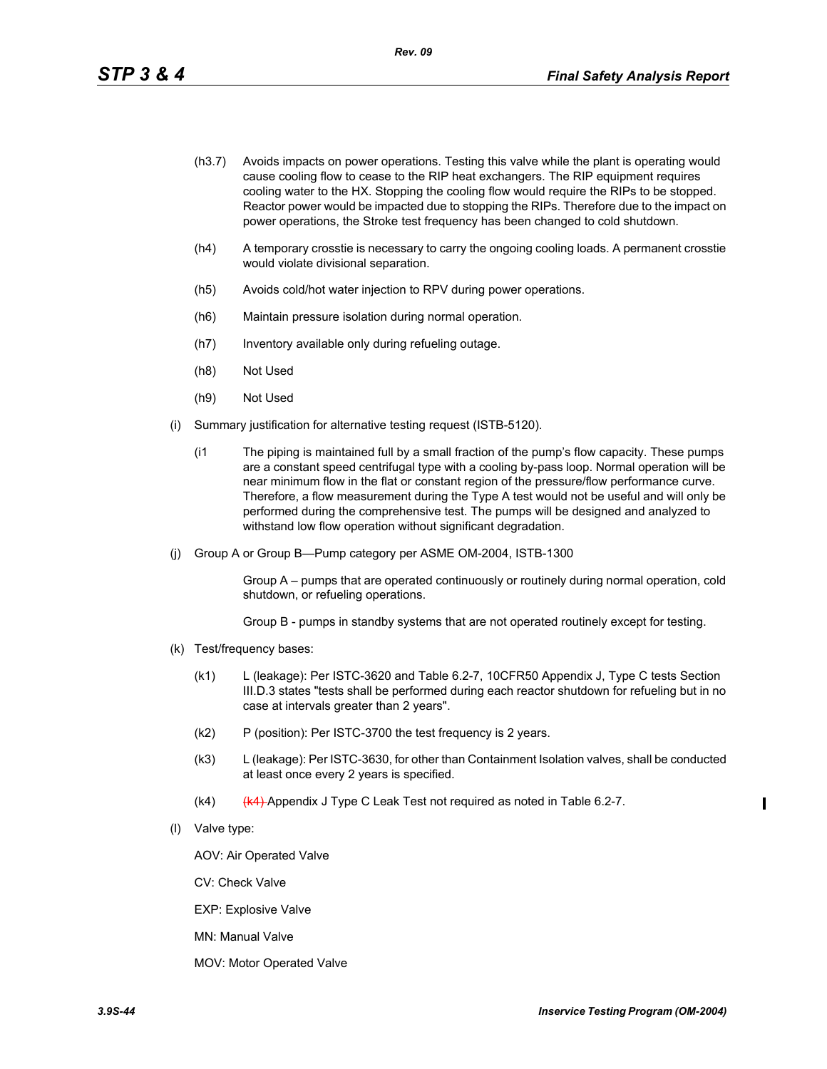(h3.7) Avoids impacts on power operations. Testing this valve while the plant is operating would cause cooling flow to cease to the RIP heat exchangers. The RIP equipment requires cooling water to the HX. Stopping the cooling flow would require the RIPs to be stopped. Reactor power would be impacted due to stopping the RIPs. Therefore due to the impact on power operations, the Stroke test frequency has been changed to cold shutdown.

(h4) A temporary crosstie is necessary to carry the ongoing cooling loads. A permanent crosstie would violate divisional separation.

(h5) Avoids cold/hot water injection to RPV during power operations.

(h6) Maintain pressure isolation during normal operation.

(h7) Inventory available only during refueling outage.

(h8) Not Used

(h9) Not Used

(i) Summary justification for alternative testing request (ISTB-5120).

(i1 The piping is maintained full by a small fraction of the pump's flow capacity. These pumps are a constant speed centrifugal type with a cooling by-pass loop. Normal operation will be near minimum flow in the flat or constant region of the pressure/flow performance curve. Therefore, a flow measurement during the Type A test would not be useful and will only be performed during the comprehensive test. The pumps will be designed and analyzed to withstand low flow operation without significant degradation.

(j) Group A or Group B—Pump category per ASME OM-2004, ISTB-1300

Group A – pumps that are operated continuously or routinely during normal operation, cold shutdown, or refueling operations.

Group B - pumps in standby systems that are not operated routinely except for testing.

(k) Test/frequency bases:

(k1) L (leakage): Per ISTC-3620 and Table 6.2-7, 10CFR50 Appendix J, Type C tests Section III.D.3 states "tests shall be performed during each reactor shutdown for refueling but in no case at intervals greater than 2 years".

(k2) P (position): Per ISTC-3700 the test frequency is 2 years.

(k3) L (leakage): Per ISTC-3630, for other than Containment Isolation valves, shall be conducted at least once every 2 years is specified.

(k4) ~~(k4)~~ Appendix J Type C Leak Test not required as noted in Table 6.2-7.

(l) Valve type:

AOV: Air Operated Valve

CV: Check Valve

EXP: Explosive Valve

MN: Manual Valve

MOV: Motor Operated Valve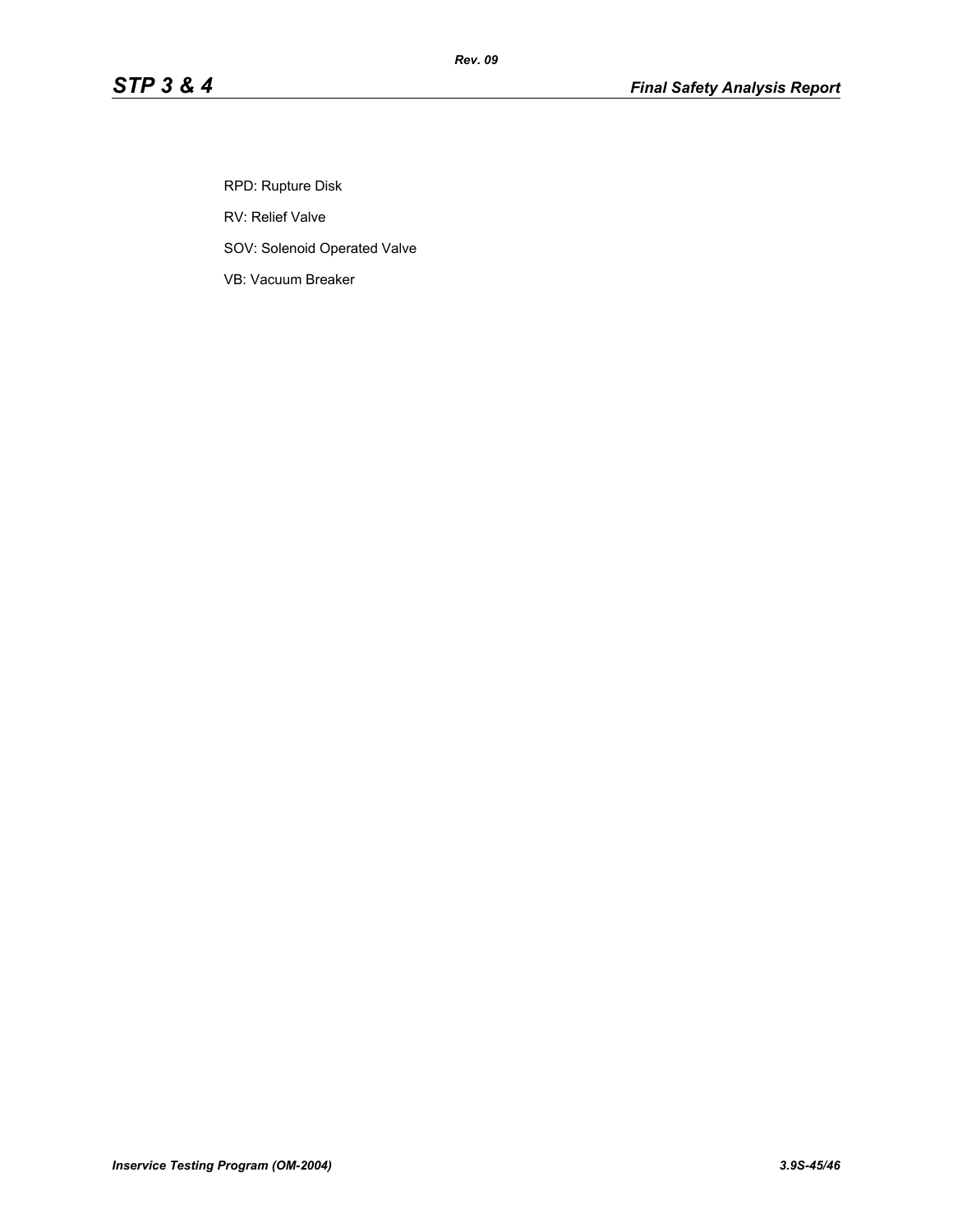RPD: Rupture Disk

RV: Relief Valve

SOV: Solenoid Operated Valve

VB: Vacuum Breaker